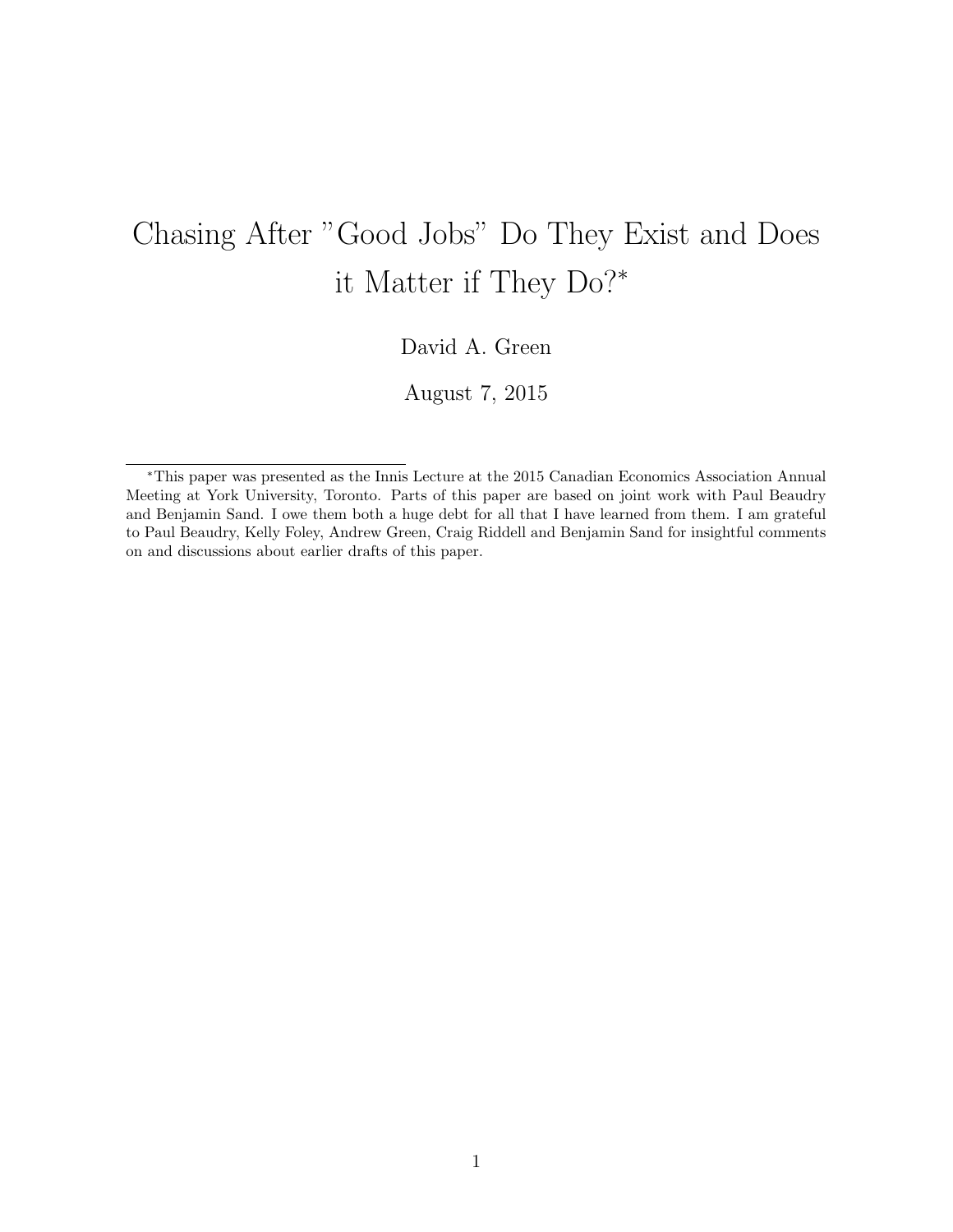# Chasing After "Good Jobs" Do They Exist and Does it Matter if They Do?*

David A. Green

August 7, 2015

*This paper was presented as the Innis Lecture at the 2015 Canadian Economics Association Annual Meeting at York University, Toronto. Parts of this paper are based on joint work with Paul Beaudry and Benjamin Sand. I owe them both a huge debt for all that I have learned from them. I am grateful to Paul Beaudry, Kelly Foley, Andrew Green, Craig Riddell and Benjamin Sand for insightful comments on and discussions about earlier drafts of this paper.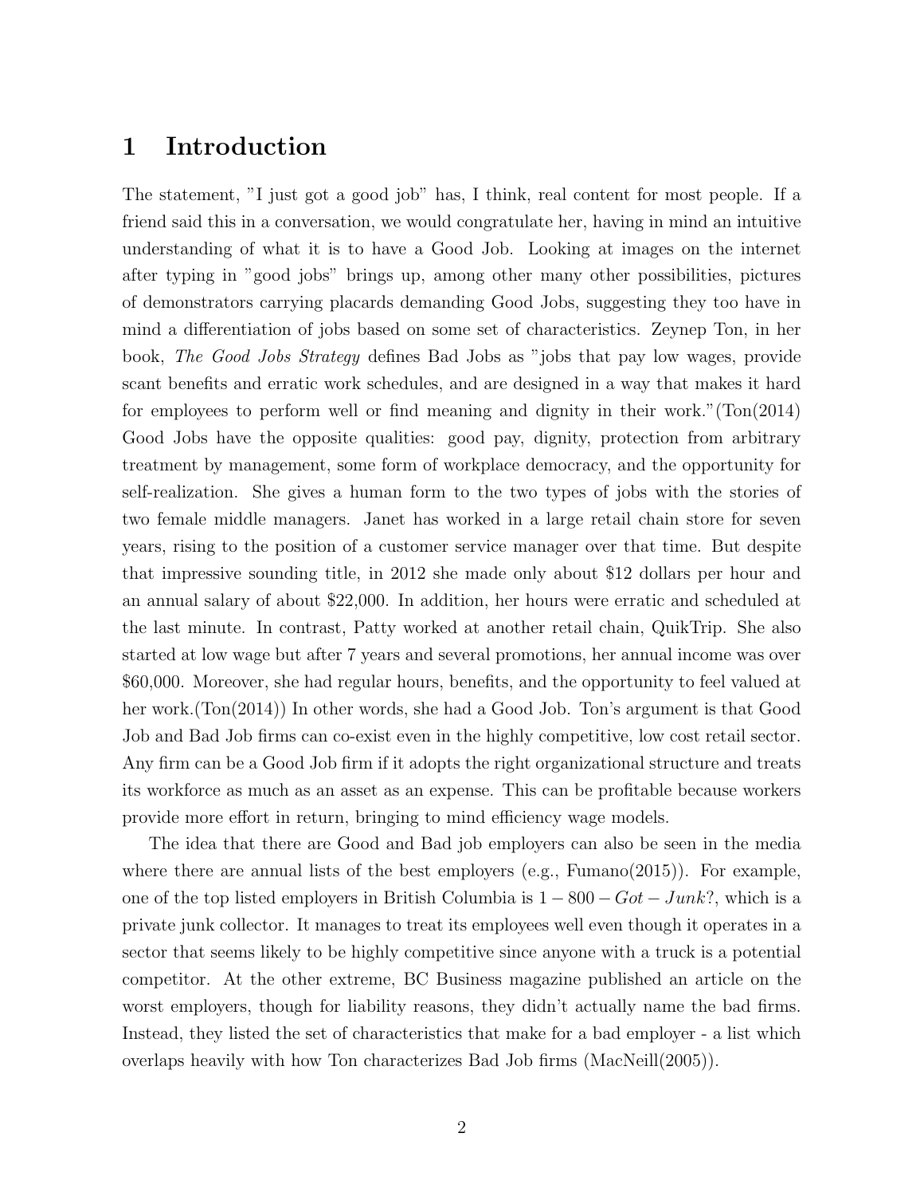# 1 Introduction

The statement, "I just got a good job" has, I think, real content for most people. If a friend said this in a conversation, we would congratulate her, having in mind an intuitive understanding of what it is to have a Good Job. Looking at images on the internet after typing in "good jobs" brings up, among other many other possibilities, pictures of demonstrators carrying placards demanding Good Jobs, suggesting they too have in mind a differentiation of jobs based on some set of characteristics. Zeynep Ton, in her book, *The Good Jobs Strategy* defines Bad Jobs as "jobs that pay low wages, provide scant benefits and erratic work schedules, and are designed in a way that makes it hard for employees to perform well or find meaning and dignity in their work."(Ton(2014) Good Jobs have the opposite qualities: good pay, dignity, protection from arbitrary treatment by management, some form of workplace democracy, and the opportunity for self-realization. She gives a human form to the two types of jobs with the stories of two female middle managers. Janet has worked in a large retail chain store for seven years, rising to the position of a customer service manager over that time. But despite that impressive sounding title, in 2012 she made only about $12 dollars per hour and an annual salary of about $22,000. In addition, her hours were erratic and scheduled at the last minute. In contrast, Patty worked at another retail chain, QuikTrip. She also started at low wage but after 7 years and several promotions, her annual income was over $60,000. Moreover, she had regular hours, benefits, and the opportunity to feel valued at her work.(Ton(2014)) In other words, she had a Good Job. Ton's argument is that Good Job and Bad Job firms can co-exist even in the highly competitive, low cost retail sector. Any firm can be a Good Job firm if it adopts the right organizational structure and treats its workforce as much as an asset as an expense. This can be profitable because workers provide more effort in return, bringing to mind efficiency wage models.

The idea that there are Good and Bad job employers can also be seen in the media where there are annual lists of the best employers (e.g., Fumano(2015)). For example, one of the top listed employers in British Columbia is $1-800-Got-Junk$?, which is a private junk collector. It manages to treat its employees well even though it operates in a sector that seems likely to be highly competitive since anyone with a truck is a potential competitor. At the other extreme, BC Business magazine published an article on the worst employers, though for liability reasons, they didn't actually name the bad firms. Instead, they listed the set of characteristics that make for a bad employer - a list which overlaps heavily with how Ton characterizes Bad Job firms (MacNeill(2005)).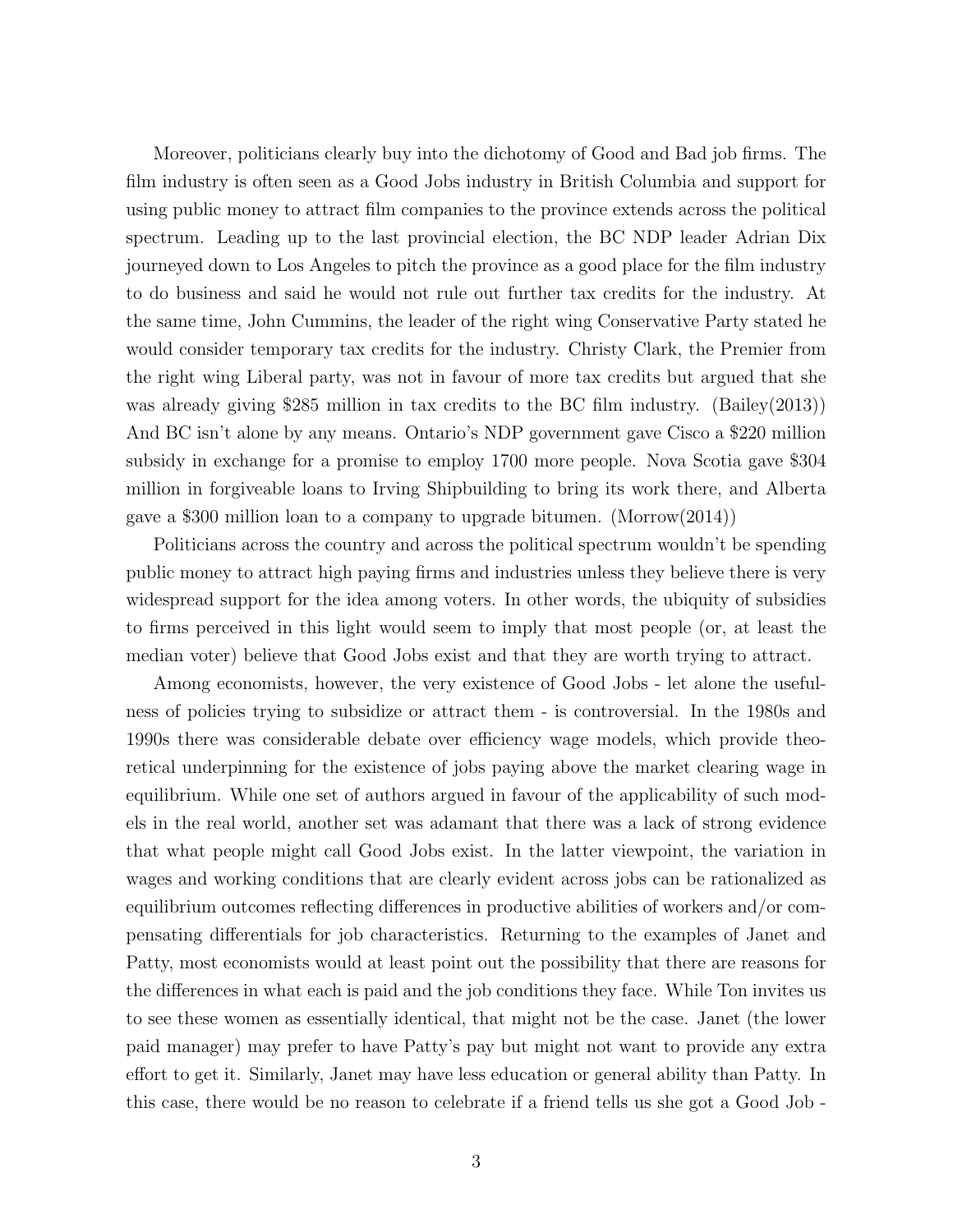Moreover, politicians clearly buy into the dichotomy of Good and Bad job firms. The film industry is often seen as a Good Jobs industry in British Columbia and support for using public money to attract film companies to the province extends across the political spectrum. Leading up to the last provincial election, the BC NDP leader Adrian Dix journeyed down to Los Angeles to pitch the province as a good place for the film industry to do business and said he would not rule out further tax credits for the industry. At the same time, John Cummins, the leader of the right wing Conservative Party stated he would consider temporary tax credits for the industry. Christy Clark, the Premier from the right wing Liberal party, was not in favour of more tax credits but argued that she was already giving $285 million in tax credits to the BC film industry. (Bailey(2013)) And BC isn't alone by any means. Ontario's NDP government gave Cisco a $220 million subsidy in exchange for a promise to employ 1700 more people. Nova Scotia gave $304 million in forgiveable loans to Irving Shipbuilding to bring its work there, and Alberta gave a $300 million loan to a company to upgrade bitumen. (Morrow(2014))

Politicians across the country and across the political spectrum wouldn't be spending public money to attract high paying firms and industries unless they believe there is very widespread support for the idea among voters. In other words, the ubiquity of subsidies to firms perceived in this light would seem to imply that most people (or, at least the median voter) believe that Good Jobs exist and that they are worth trying to attract.

Among economists, however, the very existence of Good Jobs - let alone the usefulness of policies trying to subsidize or attract them - is controversial. In the 1980s and 1990s there was considerable debate over efficiency wage models, which provide theoretical underpinning for the existence of jobs paying above the market clearing wage in equilibrium. While one set of authors argued in favour of the applicability of such models in the real world, another set was adamant that there was a lack of strong evidence that what people might call Good Jobs exist. In the latter viewpoint, the variation in wages and working conditions that are clearly evident across jobs can be rationalized as equilibrium outcomes reflecting differences in productive abilities of workers and/or compensating differentials for job characteristics. Returning to the examples of Janet and Patty, most economists would at least point out the possibility that there are reasons for the differences in what each is paid and the job conditions they face. While Ton invites us to see these women as essentially identical, that might not be the case. Janet (the lower paid manager) may prefer to have Patty's pay but might not want to provide any extra effort to get it. Similarly, Janet may have less education or general ability than Patty. In this case, there would be no reason to celebrate if a friend tells us she got a Good Job -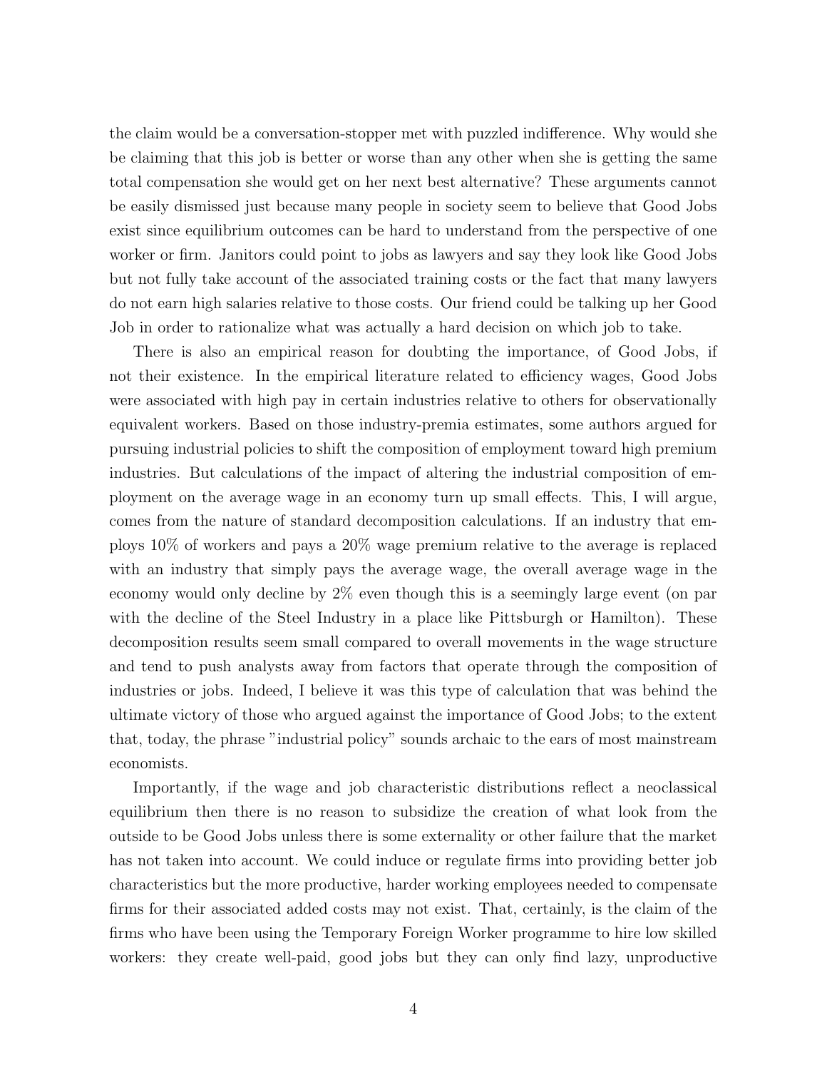the claim would be a conversation-stopper met with puzzled indifference. Why would she be claiming that this job is better or worse than any other when she is getting the same total compensation she would get on her next best alternative? These arguments cannot be easily dismissed just because many people in society seem to believe that Good Jobs exist since equilibrium outcomes can be hard to understand from the perspective of one worker or firm. Janitors could point to jobs as lawyers and say they look like Good Jobs but not fully take account of the associated training costs or the fact that many lawyers do not earn high salaries relative to those costs. Our friend could be talking up her Good Job in order to rationalize what was actually a hard decision on which job to take.

There is also an empirical reason for doubting the importance, of Good Jobs, if not their existence. In the empirical literature related to efficiency wages, Good Jobs were associated with high pay in certain industries relative to others for observationally equivalent workers. Based on those industry-premia estimates, some authors argued for pursuing industrial policies to shift the composition of employment toward high premium industries. But calculations of the impact of altering the industrial composition of employment on the average wage in an economy turn up small effects. This, I will argue, comes from the nature of standard decomposition calculations. If an industry that employs 10% of workers and pays a 20% wage premium relative to the average is replaced with an industry that simply pays the average wage, the overall average wage in the economy would only decline by 2% even though this is a seemingly large event (on par with the decline of the Steel Industry in a place like Pittsburgh or Hamilton). These decomposition results seem small compared to overall movements in the wage structure and tend to push analysts away from factors that operate through the composition of industries or jobs. Indeed, I believe it was this type of calculation that was behind the ultimate victory of those who argued against the importance of Good Jobs; to the extent that, today, the phrase "industrial policy" sounds archaic to the ears of most mainstream economists.

Importantly, if the wage and job characteristic distributions reflect a neoclassical equilibrium then there is no reason to subsidize the creation of what look from the outside to be Good Jobs unless there is some externality or other failure that the market has not taken into account. We could induce or regulate firms into providing better job characteristics but the more productive, harder working employees needed to compensate firms for their associated added costs may not exist. That, certainly, is the claim of the firms who have been using the Temporary Foreign Worker programme to hire low skilled workers: they create well-paid, good jobs but they can only find lazy, unproductive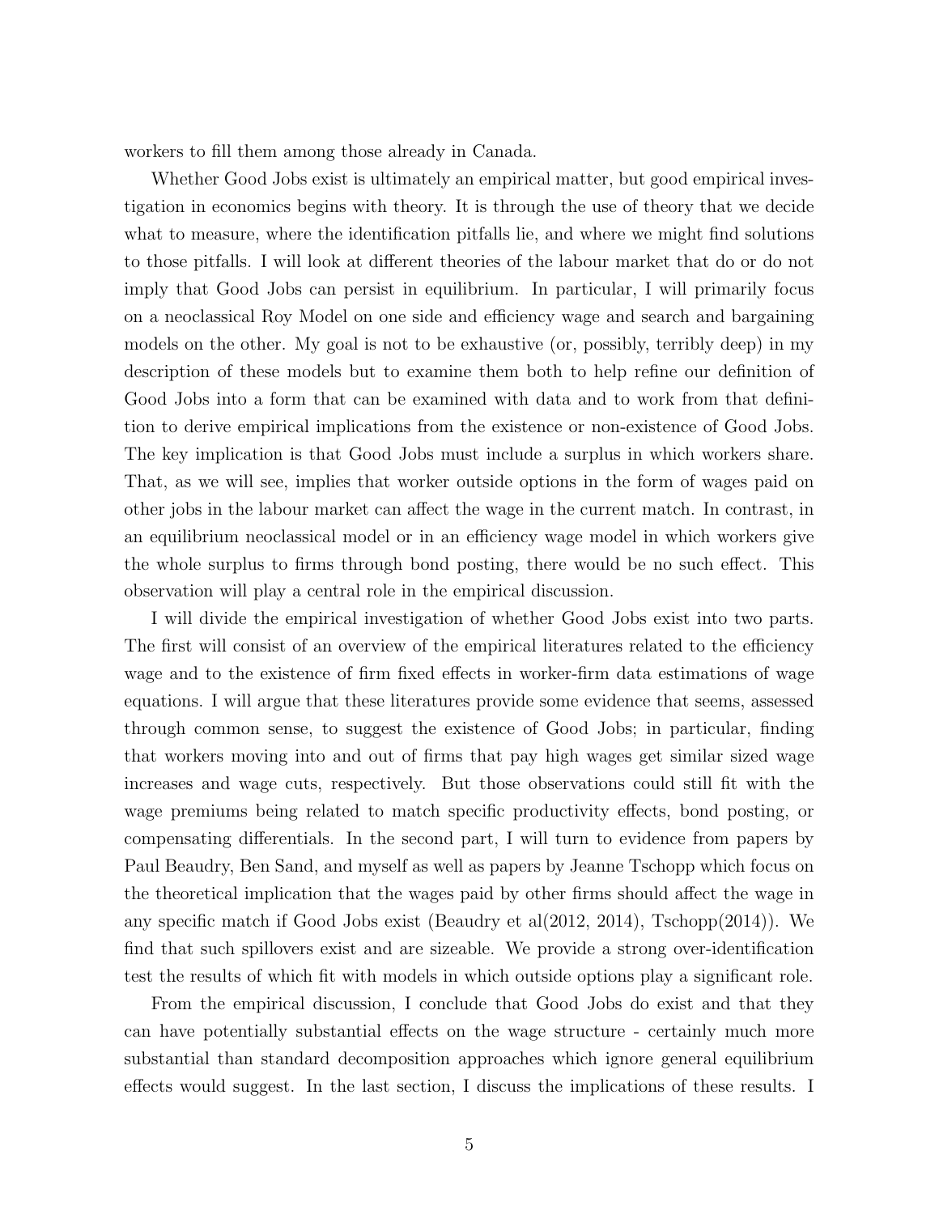workers to fill them among those already in Canada.

Whether Good Jobs exist is ultimately an empirical matter, but good empirical investigation in economics begins with theory. It is through the use of theory that we decide what to measure, where the identification pitfalls lie, and where we might find solutions to those pitfalls. I will look at different theories of the labour market that do or do not imply that Good Jobs can persist in equilibrium. In particular, I will primarily focus on a neoclassical Roy Model on one side and efficiency wage and search and bargaining models on the other. My goal is not to be exhaustive (or, possibly, terribly deep) in my description of these models but to examine them both to help refine our definition of Good Jobs into a form that can be examined with data and to work from that definition to derive empirical implications from the existence or non-existence of Good Jobs. The key implication is that Good Jobs must include a surplus in which workers share. That, as we will see, implies that worker outside options in the form of wages paid on other jobs in the labour market can affect the wage in the current match. In contrast, in an equilibrium neoclassical model or in an efficiency wage model in which workers give the whole surplus to firms through bond posting, there would be no such effect. This observation will play a central role in the empirical discussion.

I will divide the empirical investigation of whether Good Jobs exist into two parts. The first will consist of an overview of the empirical literatures related to the efficiency wage and to the existence of firm fixed effects in worker-firm data estimations of wage equations. I will argue that these literatures provide some evidence that seems, assessed through common sense, to suggest the existence of Good Jobs; in particular, finding that workers moving into and out of firms that pay high wages get similar sized wage increases and wage cuts, respectively. But those observations could still fit with the wage premiums being related to match specific productivity effects, bond posting, or compensating differentials. In the second part, I will turn to evidence from papers by Paul Beaudry, Ben Sand, and myself as well as papers by Jeanne Tschopp which focus on the theoretical implication that the wages paid by other firms should affect the wage in any specific match if Good Jobs exist (Beaudry et al(2012, 2014), Tschopp(2014)). We find that such spillovers exist and are sizeable. We provide a strong over-identification test the results of which fit with models in which outside options play a significant role.

From the empirical discussion, I conclude that Good Jobs do exist and that they can have potentially substantial effects on the wage structure - certainly much more substantial than standard decomposition approaches which ignore general equilibrium effects would suggest. In the last section, I discuss the implications of these results. I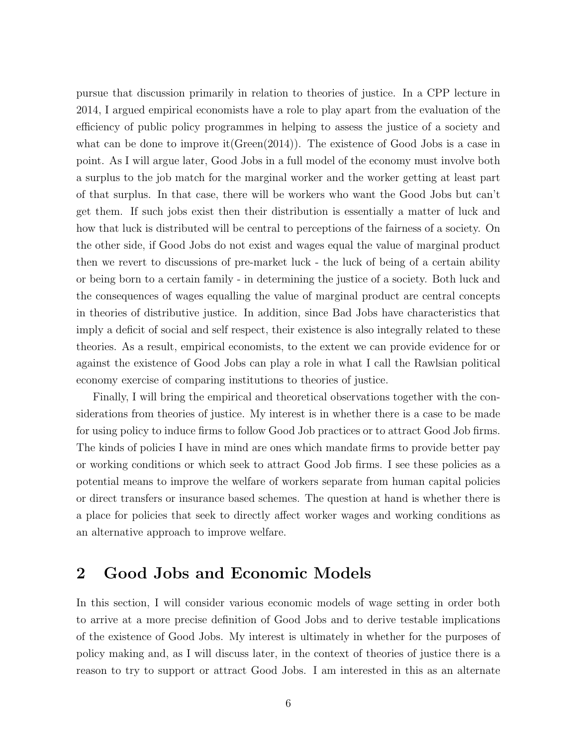pursue that discussion primarily in relation to theories of justice. In a CPP lecture in 2014, I argued empirical economists have a role to play apart from the evaluation of the efficiency of public policy programmes in helping to assess the justice of a society and what can be done to improve it(Green(2014)). The existence of Good Jobs is a case in point. As I will argue later, Good Jobs in a full model of the economy must involve both a surplus to the job match for the marginal worker and the worker getting at least part of that surplus. In that case, there will be workers who want the Good Jobs but can't get them. If such jobs exist then their distribution is essentially a matter of luck and how that luck is distributed will be central to perceptions of the fairness of a society. On the other side, if Good Jobs do not exist and wages equal the value of marginal product then we revert to discussions of pre-market luck - the luck of being of a certain ability or being born to a certain family - in determining the justice of a society. Both luck and the consequences of wages equalling the value of marginal product are central concepts in theories of distributive justice. In addition, since Bad Jobs have characteristics that imply a deficit of social and self respect, their existence is also integrally related to these theories. As a result, empirical economists, to the extent we can provide evidence for or against the existence of Good Jobs can play a role in what I call the Rawlsian political economy exercise of comparing institutions to theories of justice.

Finally, I will bring the empirical and theoretical observations together with the considerations from theories of justice. My interest is in whether there is a case to be made for using policy to induce firms to follow Good Job practices or to attract Good Job firms. The kinds of policies I have in mind are ones which mandate firms to provide better pay or working conditions or which seek to attract Good Job firms. I see these policies as a potential means to improve the welfare of workers separate from human capital policies or direct transfers or insurance based schemes. The question at hand is whether there is a place for policies that seek to directly affect worker wages and working conditions as an alternative approach to improve welfare.

## 2 Good Jobs and Economic Models

In this section, I will consider various economic models of wage setting in order both to arrive at a more precise definition of Good Jobs and to derive testable implications of the existence of Good Jobs. My interest is ultimately in whether for the purposes of policy making and, as I will discuss later, in the context of theories of justice there is a reason to try to support or attract Good Jobs. I am interested in this as an alternate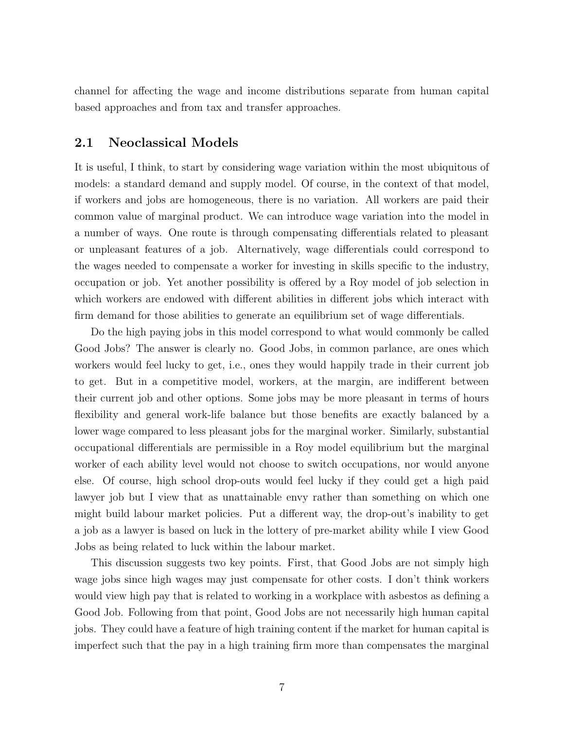channel for affecting the wage and income distributions separate from human capital based approaches and from tax and transfer approaches.

## 2.1 Neoclassical Models

It is useful, I think, to start by considering wage variation within the most ubiquitous of models: a standard demand and supply model. Of course, in the context of that model, if workers and jobs are homogeneous, there is no variation. All workers are paid their common value of marginal product. We can introduce wage variation into the model in a number of ways. One route is through compensating differentials related to pleasant or unpleasant features of a job. Alternatively, wage differentials could correspond to the wages needed to compensate a worker for investing in skills specific to the industry, occupation or job. Yet another possibility is offered by a Roy model of job selection in which workers are endowed with different abilities in different jobs which interact with firm demand for those abilities to generate an equilibrium set of wage differentials.

Do the high paying jobs in this model correspond to what would commonly be called Good Jobs? The answer is clearly no. Good Jobs, in common parlance, are ones which workers would feel lucky to get, i.e., ones they would happily trade in their current job to get. But in a competitive model, workers, at the margin, are indifferent between their current job and other options. Some jobs may be more pleasant in terms of hours flexibility and general work-life balance but those benefits are exactly balanced by a lower wage compared to less pleasant jobs for the marginal worker. Similarly, substantial occupational differentials are permissible in a Roy model equilibrium but the marginal worker of each ability level would not choose to switch occupations, nor would anyone else. Of course, high school drop-outs would feel lucky if they could get a high paid lawyer job but I view that as unattainable envy rather than something on which one might build labour market policies. Put a different way, the drop-out's inability to get a job as a lawyer is based on luck in the lottery of pre-market ability while I view Good Jobs as being related to luck within the labour market.

This discussion suggests two key points. First, that Good Jobs are not simply high wage jobs since high wages may just compensate for other costs. I don't think workers would view high pay that is related to working in a workplace with asbestos as defining a Good Job. Following from that point, Good Jobs are not necessarily high human capital jobs. They could have a feature of high training content if the market for human capital is imperfect such that the pay in a high training firm more than compensates the marginal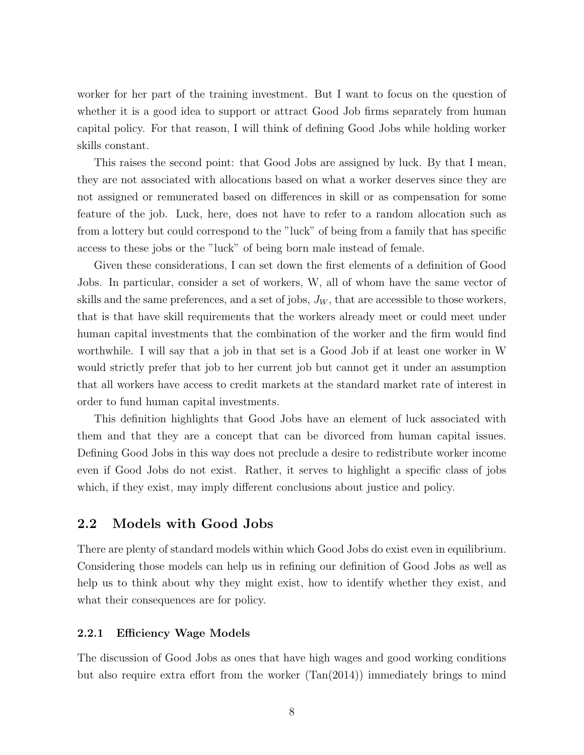worker for her part of the training investment. But I want to focus on the question of whether it is a good idea to support or attract Good Job firms separately from human capital policy. For that reason, I will think of defining Good Jobs while holding worker skills constant.

This raises the second point: that Good Jobs are assigned by luck. By that I mean, they are not associated with allocations based on what a worker deserves since they are not assigned or remunerated based on differences in skill or as compensation for some feature of the job. Luck, here, does not have to refer to a random allocation such as from a lottery but could correspond to the "luck" of being from a family that has specific access to these jobs or the "luck" of being born male instead of female.

Given these considerations, I can set down the first elements of a definition of Good Jobs. In particular, consider a set of workers, W, all of whom have the same vector of skills and the same preferences, and a set of jobs, $J_W$, that are accessible to those workers, that is that have skill requirements that the workers already meet or could meet under human capital investments that the combination of the worker and the firm would find worthwhile. I will say that a job in that set is a Good Job if at least one worker in W would strictly prefer that job to her current job but cannot get it under an assumption that all workers have access to credit markets at the standard market rate of interest in order to fund human capital investments.

This definition highlights that Good Jobs have an element of luck associated with them and that they are a concept that can be divorced from human capital issues. Defining Good Jobs in this way does not preclude a desire to redistribute worker income even if Good Jobs do not exist. Rather, it serves to highlight a specific class of jobs which, if they exist, may imply different conclusions about justice and policy.

## 2.2 Models with Good Jobs

There are plenty of standard models within which Good Jobs do exist even in equilibrium. Considering those models can help us in refining our definition of Good Jobs as well as help us to think about why they might exist, how to identify whether they exist, and what their consequences are for policy.

### 2.2.1 Efficiency Wage Models

The discussion of Good Jobs as ones that have high wages and good working conditions but also require extra effort from the worker (Tan(2014)) immediately brings to mind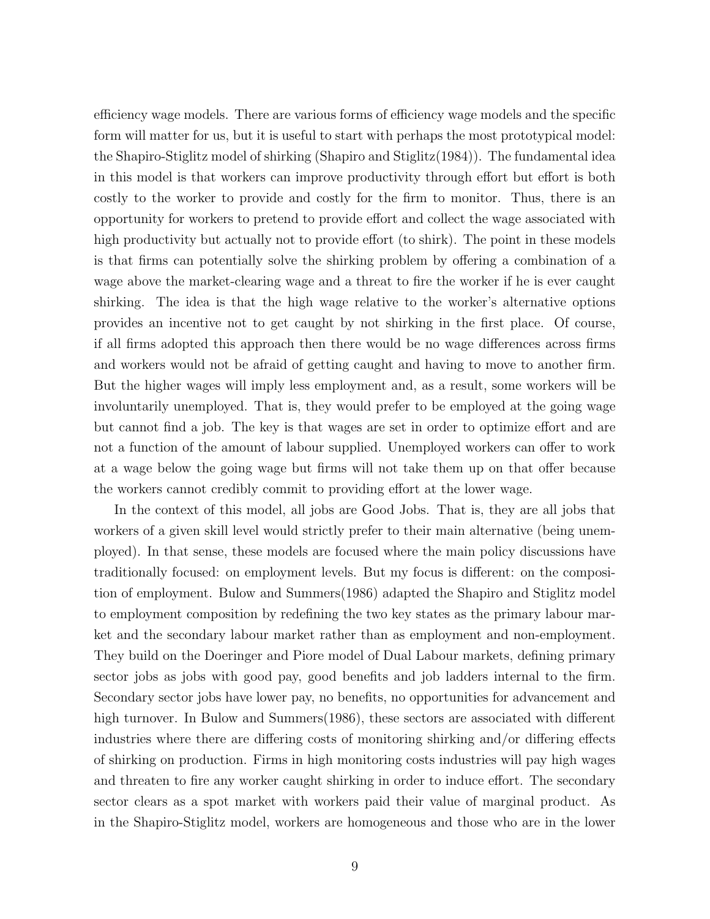efficiency wage models. There are various forms of efficiency wage models and the specific form will matter for us, but it is useful to start with perhaps the most prototypical model: the Shapiro-Stiglitz model of shirking (Shapiro and Stiglitz(1984)). The fundamental idea in this model is that workers can improve productivity through effort but effort is both costly to the worker to provide and costly for the firm to monitor. Thus, there is an opportunity for workers to pretend to provide effort and collect the wage associated with high productivity but actually not to provide effort (to shirk). The point in these models is that firms can potentially solve the shirking problem by offering a combination of a wage above the market-clearing wage and a threat to fire the worker if he is ever caught shirking. The idea is that the high wage relative to the worker's alternative options provides an incentive not to get caught by not shirking in the first place. Of course, if all firms adopted this approach then there would be no wage differences across firms and workers would not be afraid of getting caught and having to move to another firm. But the higher wages will imply less employment and, as a result, some workers will be involuntarily unemployed. That is, they would prefer to be employed at the going wage but cannot find a job. The key is that wages are set in order to optimize effort and are not a function of the amount of labour supplied. Unemployed workers can offer to work at a wage below the going wage but firms will not take them up on that offer because the workers cannot credibly commit to providing effort at the lower wage.

In the context of this model, all jobs are Good Jobs. That is, they are all jobs that workers of a given skill level would strictly prefer to their main alternative (being unemployed). In that sense, these models are focused where the main policy discussions have traditionally focused: on employment levels. But my focus is different: on the composition of employment. Bulow and Summers(1986) adapted the Shapiro and Stiglitz model to employment composition by redefining the two key states as the primary labour market and the secondary labour market rather than as employment and non-employment. They build on the Doeringer and Piore model of Dual Labour markets, defining primary sector jobs as jobs with good pay, good benefits and job ladders internal to the firm. Secondary sector jobs have lower pay, no benefits, no opportunities for advancement and high turnover. In Bulow and Summers(1986), these sectors are associated with different industries where there are differing costs of monitoring shirking and/or differing effects of shirking on production. Firms in high monitoring costs industries will pay high wages and threaten to fire any worker caught shirking in order to induce effort. The secondary sector clears as a spot market with workers paid their value of marginal product. As in the Shapiro-Stiglitz model, workers are homogeneous and those who are in the lower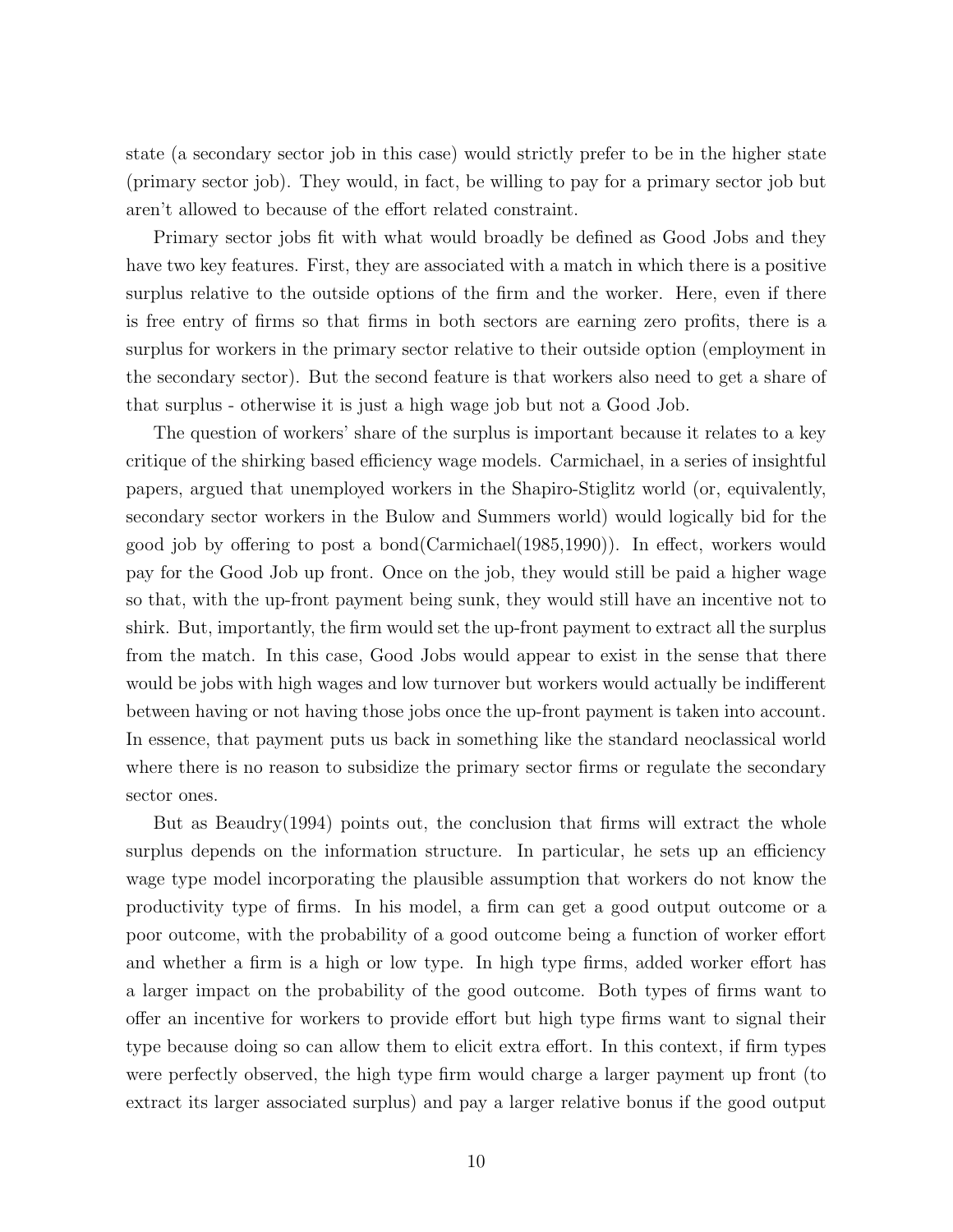state (a secondary sector job in this case) would strictly prefer to be in the higher state (primary sector job). They would, in fact, be willing to pay for a primary sector job but aren't allowed to because of the effort related constraint.

Primary sector jobs fit with what would broadly be defined as Good Jobs and they have two key features. First, they are associated with a match in which there is a positive surplus relative to the outside options of the firm and the worker. Here, even if there is free entry of firms so that firms in both sectors are earning zero profits, there is a surplus for workers in the primary sector relative to their outside option (employment in the secondary sector). But the second feature is that workers also need to get a share of that surplus - otherwise it is just a high wage job but not a Good Job.

The question of workers' share of the surplus is important because it relates to a key critique of the shirking based efficiency wage models. Carmichael, in a series of insightful papers, argued that unemployed workers in the Shapiro-Stiglitz world (or, equivalently, secondary sector workers in the Bulow and Summers world) would logically bid for the good job by offering to post a bond(Carmichael(1985,1990)). In effect, workers would pay for the Good Job up front. Once on the job, they would still be paid a higher wage so that, with the up-front payment being sunk, they would still have an incentive not to shirk. But, importantly, the firm would set the up-front payment to extract all the surplus from the match. In this case, Good Jobs would appear to exist in the sense that there would be jobs with high wages and low turnover but workers would actually be indifferent between having or not having those jobs once the up-front payment is taken into account. In essence, that payment puts us back in something like the standard neoclassical world where there is no reason to subsidize the primary sector firms or regulate the secondary sector ones.

But as Beaudry(1994) points out, the conclusion that firms will extract the whole surplus depends on the information structure. In particular, he sets up an efficiency wage type model incorporating the plausible assumption that workers do not know the productivity type of firms. In his model, a firm can get a good output outcome or a poor outcome, with the probability of a good outcome being a function of worker effort and whether a firm is a high or low type. In high type firms, added worker effort has a larger impact on the probability of the good outcome. Both types of firms want to offer an incentive for workers to provide effort but high type firms want to signal their type because doing so can allow them to elicit extra effort. In this context, if firm types were perfectly observed, the high type firm would charge a larger payment up front (to extract its larger associated surplus) and pay a larger relative bonus if the good output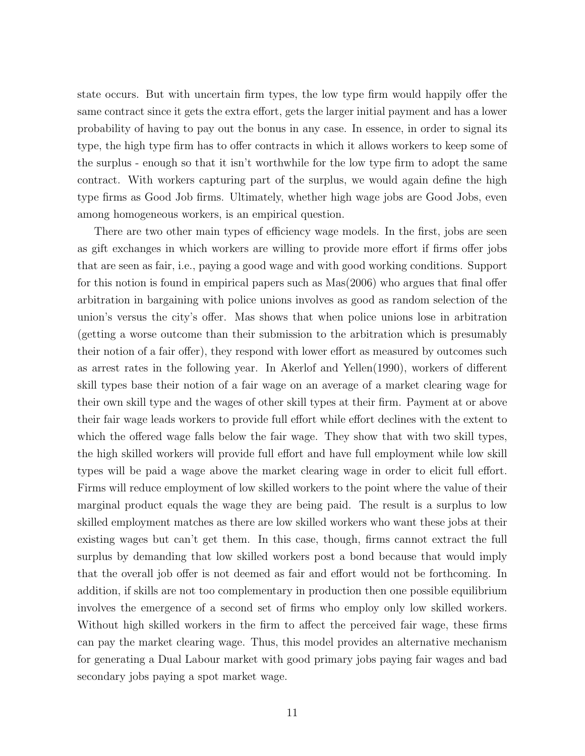state occurs. But with uncertain firm types, the low type firm would happily offer the same contract since it gets the extra effort, gets the larger initial payment and has a lower probability of having to pay out the bonus in any case. In essence, in order to signal its type, the high type firm has to offer contracts in which it allows workers to keep some of the surplus - enough so that it isn't worthwhile for the low type firm to adopt the same contract. With workers capturing part of the surplus, we would again define the high type firms as Good Job firms. Ultimately, whether high wage jobs are Good Jobs, even among homogeneous workers, is an empirical question.

There are two other main types of efficiency wage models. In the first, jobs are seen as gift exchanges in which workers are willing to provide more effort if firms offer jobs that are seen as fair, i.e., paying a good wage and with good working conditions. Support for this notion is found in empirical papers such as Mas(2006) who argues that final offer arbitration in bargaining with police unions involves as good as random selection of the union's versus the city's offer. Mas shows that when police unions lose in arbitration (getting a worse outcome than their submission to the arbitration which is presumably their notion of a fair offer), they respond with lower effort as measured by outcomes such as arrest rates in the following year. In Akerlof and Yellen(1990), workers of different skill types base their notion of a fair wage on an average of a market clearing wage for their own skill type and the wages of other skill types at their firm. Payment at or above their fair wage leads workers to provide full effort while effort declines with the extent to which the offered wage falls below the fair wage. They show that with two skill types, the high skilled workers will provide full effort and have full employment while low skill types will be paid a wage above the market clearing wage in order to elicit full effort. Firms will reduce employment of low skilled workers to the point where the value of their marginal product equals the wage they are being paid. The result is a surplus to low skilled employment matches as there are low skilled workers who want these jobs at their existing wages but can't get them. In this case, though, firms cannot extract the full surplus by demanding that low skilled workers post a bond because that would imply that the overall job offer is not deemed as fair and effort would not be forthcoming. In addition, if skills are not too complementary in production then one possible equilibrium involves the emergence of a second set of firms who employ only low skilled workers. Without high skilled workers in the firm to affect the perceived fair wage, these firms can pay the market clearing wage. Thus, this model provides an alternative mechanism for generating a Dual Labour market with good primary jobs paying fair wages and bad secondary jobs paying a spot market wage.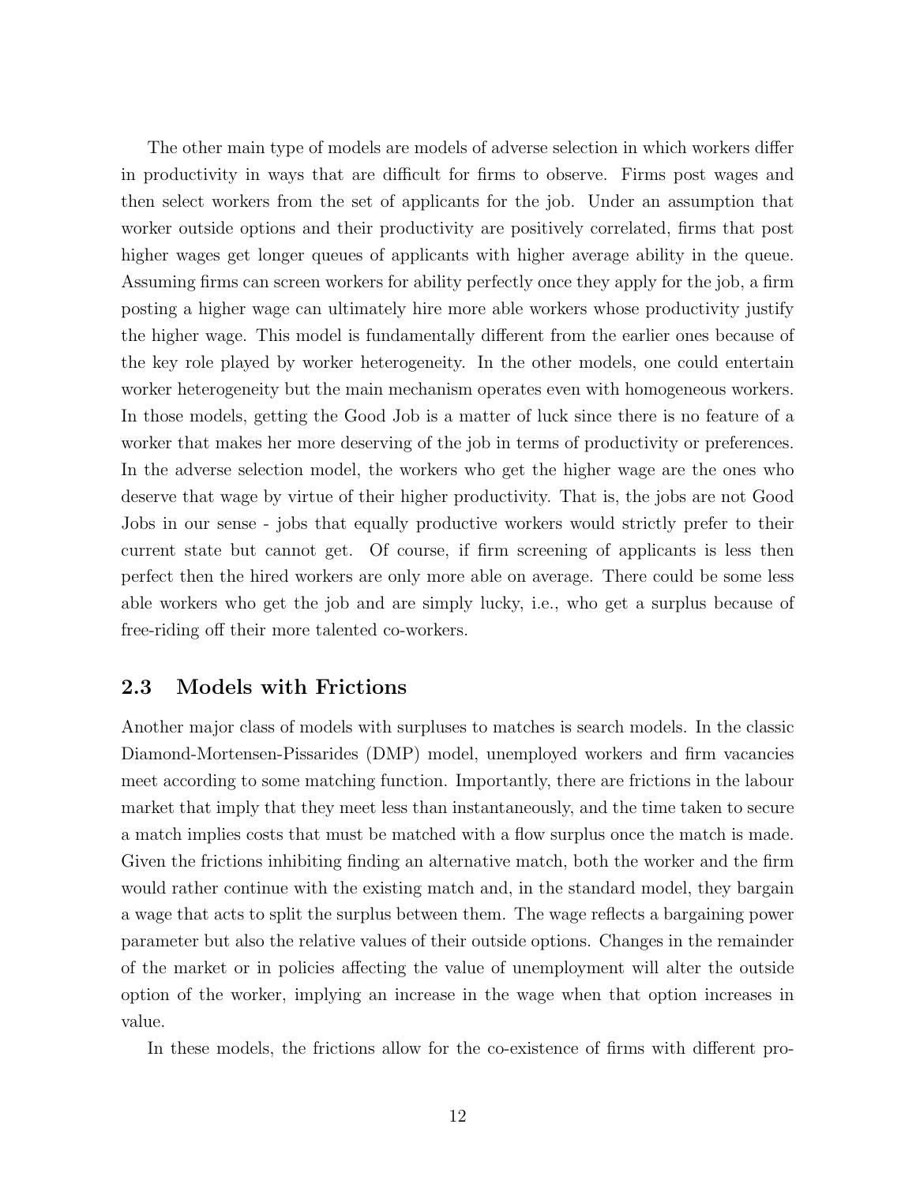The other main type of models are models of adverse selection in which workers differ in productivity in ways that are difficult for firms to observe. Firms post wages and then select workers from the set of applicants for the job. Under an assumption that worker outside options and their productivity are positively correlated, firms that post higher wages get longer queues of applicants with higher average ability in the queue. Assuming firms can screen workers for ability perfectly once they apply for the job, a firm posting a higher wage can ultimately hire more able workers whose productivity justify the higher wage. This model is fundamentally different from the earlier ones because of the key role played by worker heterogeneity. In the other models, one could entertain worker heterogeneity but the main mechanism operates even with homogeneous workers. In those models, getting the Good Job is a matter of luck since there is no feature of a worker that makes her more deserving of the job in terms of productivity or preferences. In the adverse selection model, the workers who get the higher wage are the ones who deserve that wage by virtue of their higher productivity. That is, the jobs are not Good Jobs in our sense - jobs that equally productive workers would strictly prefer to their current state but cannot get. Of course, if firm screening of applicants is less then perfect then the hired workers are only more able on average. There could be some less able workers who get the job and are simply lucky, i.e., who get a surplus because of free-riding off their more talented co-workers.

## 2.3 Models with Frictions

Another major class of models with surpluses to matches is search models. In the classic Diamond-Mortensen-Pissarides (DMP) model, unemployed workers and firm vacancies meet according to some matching function. Importantly, there are frictions in the labour market that imply that they meet less than instantaneously, and the time taken to secure a match implies costs that must be matched with a flow surplus once the match is made. Given the frictions inhibiting finding an alternative match, both the worker and the firm would rather continue with the existing match and, in the standard model, they bargain a wage that acts to split the surplus between them. The wage reflects a bargaining power parameter but also the relative values of their outside options. Changes in the remainder of the market or in policies affecting the value of unemployment will alter the outside option of the worker, implying an increase in the wage when that option increases in value.

In these models, the frictions allow for the co-existence of firms with different pro-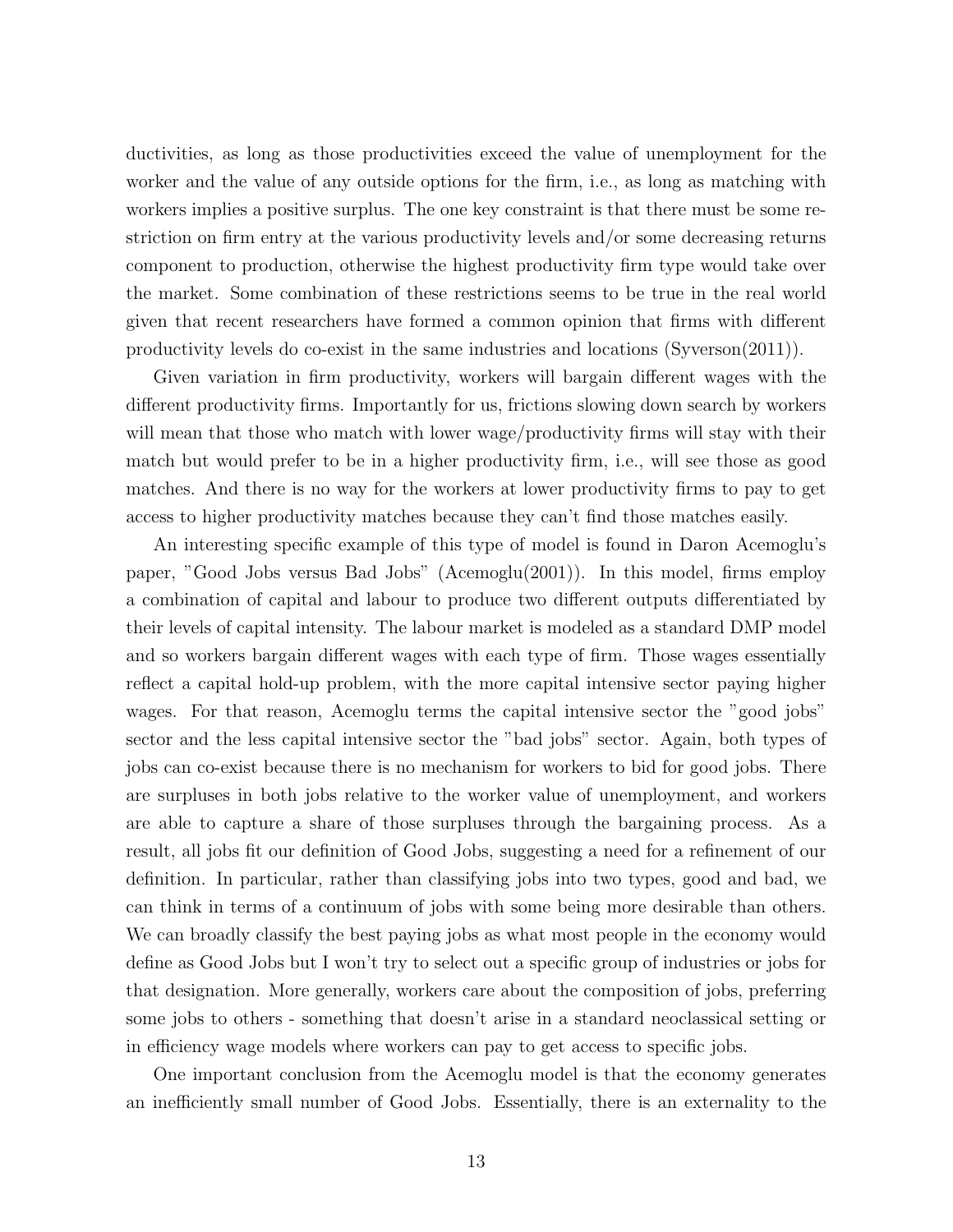ductivities, as long as those productivities exceed the value of unemployment for the worker and the value of any outside options for the firm, i.e., as long as matching with workers implies a positive surplus. The one key constraint is that there must be some restriction on firm entry at the various productivity levels and/or some decreasing returns component to production, otherwise the highest productivity firm type would take over the market. Some combination of these restrictions seems to be true in the real world given that recent researchers have formed a common opinion that firms with different productivity levels do co-exist in the same industries and locations (Syverson(2011)).

Given variation in firm productivity, workers will bargain different wages with the different productivity firms. Importantly for us, frictions slowing down search by workers will mean that those who match with lower wage/productivity firms will stay with their match but would prefer to be in a higher productivity firm, i.e., will see those as good matches. And there is no way for the workers at lower productivity firms to pay to get access to higher productivity matches because they can't find those matches easily.

An interesting specific example of this type of model is found in Daron Acemoglu's paper, "Good Jobs versus Bad Jobs" (Acemoglu(2001)). In this model, firms employ a combination of capital and labour to produce two different outputs differentiated by their levels of capital intensity. The labour market is modeled as a standard DMP model and so workers bargain different wages with each type of firm. Those wages essentially reflect a capital hold-up problem, with the more capital intensive sector paying higher wages. For that reason, Acemoglu terms the capital intensive sector the "good jobs" sector and the less capital intensive sector the "bad jobs" sector. Again, both types of jobs can co-exist because there is no mechanism for workers to bid for good jobs. There are surpluses in both jobs relative to the worker value of unemployment, and workers are able to capture a share of those surpluses through the bargaining process. As a result, all jobs fit our definition of Good Jobs, suggesting a need for a refinement of our definition. In particular, rather than classifying jobs into two types, good and bad, we can think in terms of a continuum of jobs with some being more desirable than others. We can broadly classify the best paying jobs as what most people in the economy would define as Good Jobs but I won't try to select out a specific group of industries or jobs for that designation. More generally, workers care about the composition of jobs, preferring some jobs to others - something that doesn't arise in a standard neoclassical setting or in efficiency wage models where workers can pay to get access to specific jobs.

One important conclusion from the Acemoglu model is that the economy generates an inefficiently small number of Good Jobs. Essentially, there is an externality to the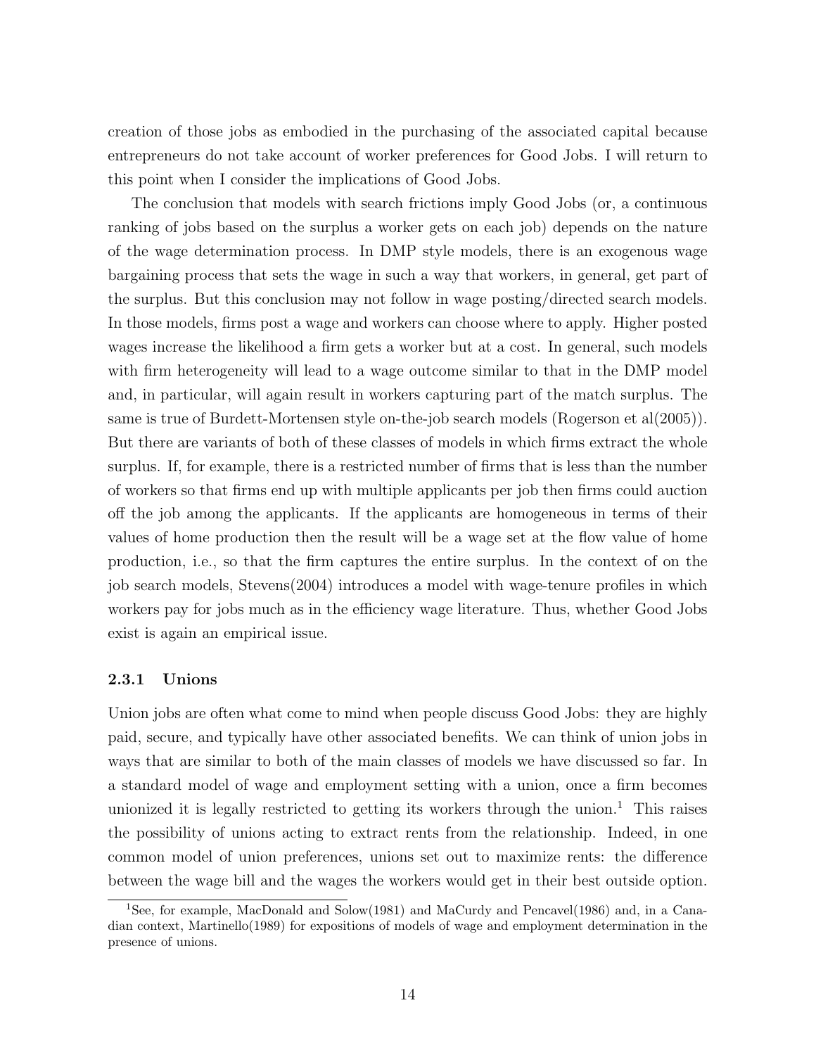creation of those jobs as embodied in the purchasing of the associated capital because entrepreneurs do not take account of worker preferences for Good Jobs. I will return to this point when I consider the implications of Good Jobs.

The conclusion that models with search frictions imply Good Jobs (or, a continuous ranking of jobs based on the surplus a worker gets on each job) depends on the nature of the wage determination process. In DMP style models, there is an exogenous wage bargaining process that sets the wage in such a way that workers, in general, get part of the surplus. But this conclusion may not follow in wage posting/directed search models. In those models, firms post a wage and workers can choose where to apply. Higher posted wages increase the likelihood a firm gets a worker but at a cost. In general, such models with firm heterogeneity will lead to a wage outcome similar to that in the DMP model and, in particular, will again result in workers capturing part of the match surplus. The same is true of Burdett-Mortensen style on-the-job search models (Rogerson et al(2005)). But there are variants of both of these classes of models in which firms extract the whole surplus. If, for example, there is a restricted number of firms that is less than the number of workers so that firms end up with multiple applicants per job then firms could auction off the job among the applicants. If the applicants are homogeneous in terms of their values of home production then the result will be a wage set at the flow value of home production, i.e., so that the firm captures the entire surplus. In the context of on the job search models, Stevens(2004) introduces a model with wage-tenure profiles in which workers pay for jobs much as in the efficiency wage literature. Thus, whether Good Jobs exist is again an empirical issue.

### 2.3.1 Unions

Union jobs are often what come to mind when people discuss Good Jobs: they are highly paid, secure, and typically have other associated benefits. We can think of union jobs in ways that are similar to both of the main classes of models we have discussed so far. In a standard model of wage and employment setting with a union, once a firm becomes unionized it is legally restricted to getting its workers through the union.[1] This raises the possibility of unions acting to extract rents from the relationship. Indeed, in one common model of union preferences, unions set out to maximize rents: the difference between the wage bill and the wages the workers would get in their best outside option.

[1] See, for example, MacDonald and Solow(1981) and MaCurdy and Pencavel(1986) and, in a Canadian context, Martinello(1989) for expositions of models of wage and employment determination in the presence of unions.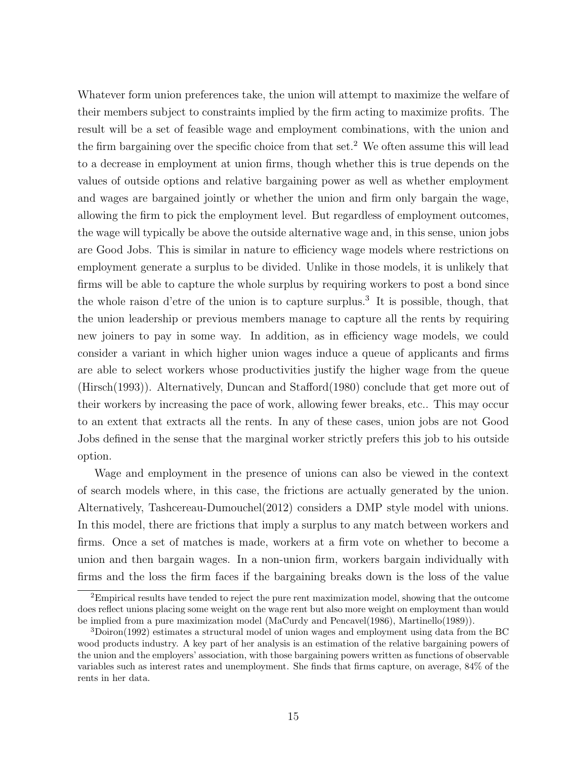Whatever form union preferences take, the union will attempt to maximize the welfare of their members subject to constraints implied by the firm acting to maximize profits. The result will be a set of feasible wage and employment combinations, with the union and the firm bargaining over the specific choice from that set.[2] We often assume this will lead to a decrease in employment at union firms, though whether this is true depends on the values of outside options and relative bargaining power as well as whether employment and wages are bargained jointly or whether the union and firm only bargain the wage, allowing the firm to pick the employment level. But regardless of employment outcomes, the wage will typically be above the outside alternative wage and, in this sense, union jobs are Good Jobs. This is similar in nature to efficiency wage models where restrictions on employment generate a surplus to be divided. Unlike in those models, it is unlikely that firms will be able to capture the whole surplus by requiring workers to post a bond since the whole raison d'etre of the union is to capture surplus.[3] It is possible, though, that the union leadership or previous members manage to capture all the rents by requiring new joiners to pay in some way. In addition, as in efficiency wage models, we could consider a variant in which higher union wages induce a queue of applicants and firms are able to select workers whose productivities justify the higher wage from the queue (Hirsch(1993)). Alternatively, Duncan and Stafford(1980) conclude that get more out of their workers by increasing the pace of work, allowing fewer breaks, etc.. This may occur to an extent that extracts all the rents. In any of these cases, union jobs are not Good Jobs defined in the sense that the marginal worker strictly prefers this job to his outside option.

Wage and employment in the presence of unions can also be viewed in the context of search models where, in this case, the frictions are actually generated by the union. Alternatively, Tashcereau-Dumouchel(2012) considers a DMP style model with unions. In this model, there are frictions that imply a surplus to any match between workers and firms. Once a set of matches is made, workers at a firm vote on whether to become a union and then bargain wages. In a non-union firm, workers bargain individually with firms and the loss the firm faces if the bargaining breaks down is the loss of the value

[2] Empirical results have tended to reject the pure rent maximization model, showing that the outcome does reflect unions placing some weight on the wage rent but also more weight on employment than would be implied from a pure maximization model (MaCurdy and Pencavel(1986), Martinello(1989)).

[3] Doiron(1992) estimates a structural model of union wages and employment using data from the BC wood products industry. A key part of her analysis is an estimation of the relative bargaining powers of the union and the employers' association, with those bargaining powers written as functions of observable variables such as interest rates and unemployment. She finds that firms capture, on average, 84% of the rents in her data.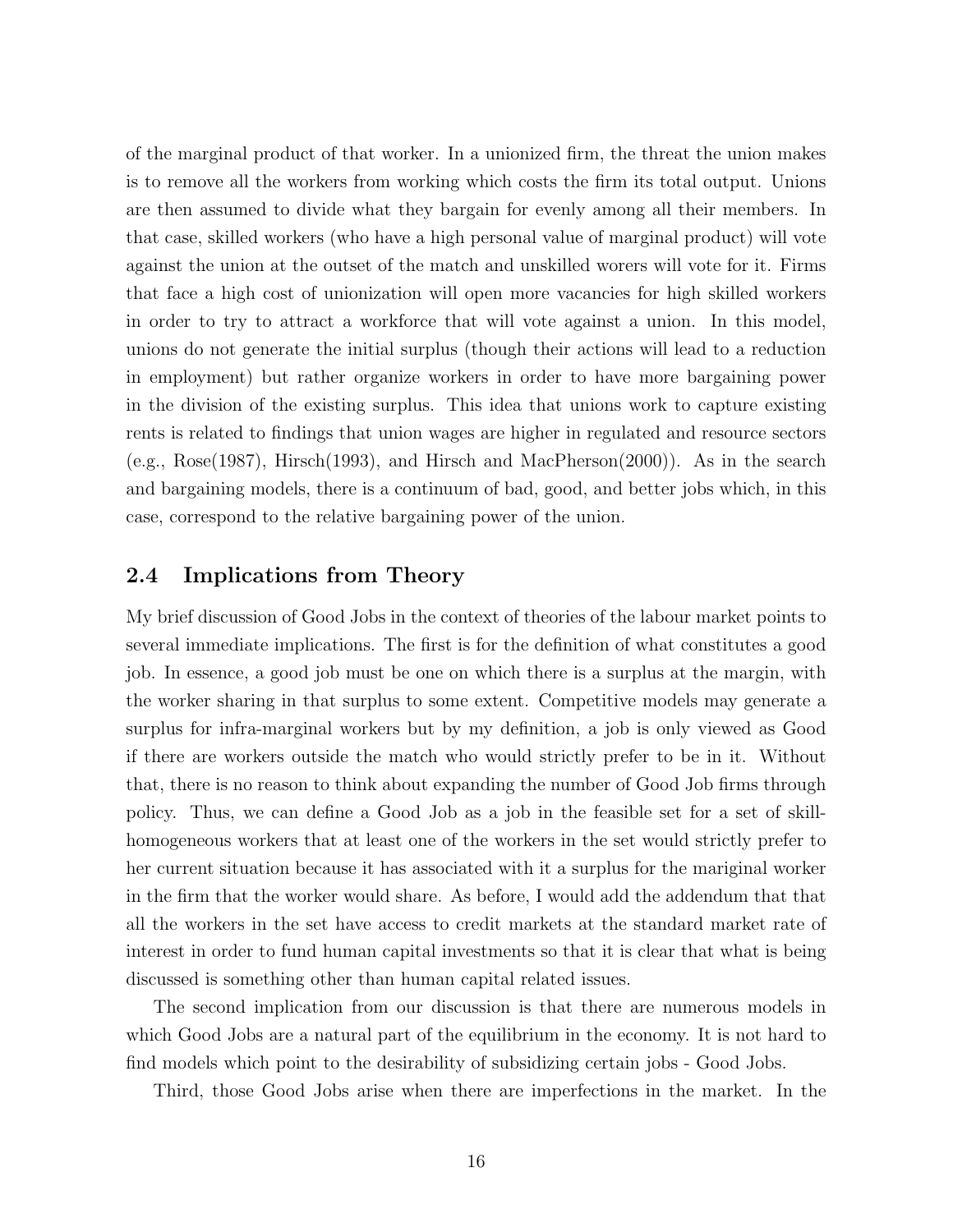of the marginal product of that worker. In a unionized firm, the threat the union makes is to remove all the workers from working which costs the firm its total output. Unions are then assumed to divide what they bargain for evenly among all their members. In that case, skilled workers (who have a high personal value of marginal product) will vote against the union at the outset of the match and unskilled worers will vote for it. Firms that face a high cost of unionization will open more vacancies for high skilled workers in order to try to attract a workforce that will vote against a union. In this model, unions do not generate the initial surplus (though their actions will lead to a reduction in employment) but rather organize workers in order to have more bargaining power in the division of the existing surplus. This idea that unions work to capture existing rents is related to findings that union wages are higher in regulated and resource sectors (e.g., Rose(1987), Hirsch(1993), and Hirsch and MacPherson(2000)). As in the search and bargaining models, there is a continuum of bad, good, and better jobs which, in this case, correspond to the relative bargaining power of the union.

## 2.4 Implications from Theory

My brief discussion of Good Jobs in the context of theories of the labour market points to several immediate implications. The first is for the definition of what constitutes a good job. In essence, a good job must be one on which there is a surplus at the margin, with the worker sharing in that surplus to some extent. Competitive models may generate a surplus for infra-marginal workers but by my definition, a job is only viewed as Good if there are workers outside the match who would strictly prefer to be in it. Without that, there is no reason to think about expanding the number of Good Job firms through policy. Thus, we can define a Good Job as a job in the feasible set for a set of skill-homogeneous workers that at least one of the workers in the set would strictly prefer to her current situation because it has associated with it a surplus for the mariginal worker in the firm that the worker would share. As before, I would add the addendum that that all the workers in the set have access to credit markets at the standard market rate of interest in order to fund human capital investments so that it is clear that what is being discussed is something other than human capital related issues.

The second implication from our discussion is that there are numerous models in which Good Jobs are a natural part of the equilibrium in the economy. It is not hard to find models which point to the desirability of subsidizing certain jobs - Good Jobs.

Third, those Good Jobs arise when there are imperfections in the market. In the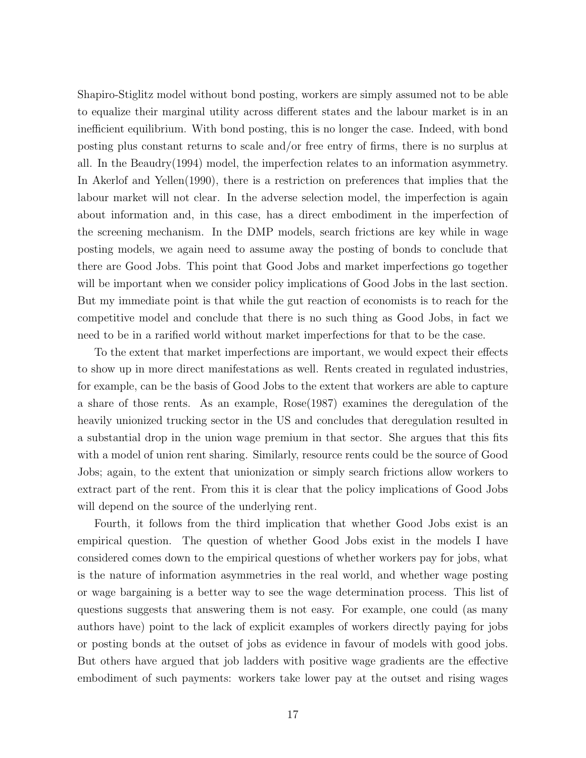Shapiro-Stiglitz model without bond posting, workers are simply assumed not to be able to equalize their marginal utility across different states and the labour market is in an inefficient equilibrium. With bond posting, this is no longer the case. Indeed, with bond posting plus constant returns to scale and/or free entry of firms, there is no surplus at all. In the Beaudry(1994) model, the imperfection relates to an information asymmetry. In Akerlof and Yellen(1990), there is a restriction on preferences that implies that the labour market will not clear. In the adverse selection model, the imperfection is again about information and, in this case, has a direct embodiment in the imperfection of the screening mechanism. In the DMP models, search frictions are key while in wage posting models, we again need to assume away the posting of bonds to conclude that there are Good Jobs. This point that Good Jobs and market imperfections go together will be important when we consider policy implications of Good Jobs in the last section. But my immediate point is that while the gut reaction of economists is to reach for the competitive model and conclude that there is no such thing as Good Jobs, in fact we need to be in a rarified world without market imperfections for that to be the case.

To the extent that market imperfections are important, we would expect their effects to show up in more direct manifestations as well. Rents created in regulated industries, for example, can be the basis of Good Jobs to the extent that workers are able to capture a share of those rents. As an example, Rose(1987) examines the deregulation of the heavily unionized trucking sector in the US and concludes that deregulation resulted in a substantial drop in the union wage premium in that sector. She argues that this fits with a model of union rent sharing. Similarly, resource rents could be the source of Good Jobs; again, to the extent that unionization or simply search frictions allow workers to extract part of the rent. From this it is clear that the policy implications of Good Jobs will depend on the source of the underlying rent.

Fourth, it follows from the third implication that whether Good Jobs exist is an empirical question. The question of whether Good Jobs exist in the models I have considered comes down to the empirical questions of whether workers pay for jobs, what is the nature of information asymmetries in the real world, and whether wage posting or wage bargaining is a better way to see the wage determination process. This list of questions suggests that answering them is not easy. For example, one could (as many authors have) point to the lack of explicit examples of workers directly paying for jobs or posting bonds at the outset of jobs as evidence in favour of models with good jobs. But others have argued that job ladders with positive wage gradients are the effective embodiment of such payments: workers take lower pay at the outset and rising wages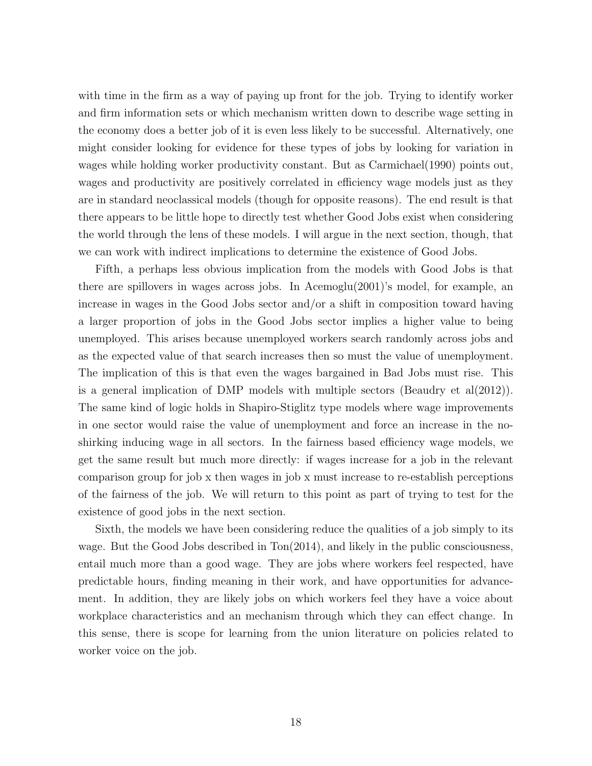with time in the firm as a way of paying up front for the job. Trying to identify worker and firm information sets or which mechanism written down to describe wage setting in the economy does a better job of it is even less likely to be successful. Alternatively, one might consider looking for evidence for these types of jobs by looking for variation in wages while holding worker productivity constant. But as Carmichael(1990) points out, wages and productivity are positively correlated in efficiency wage models just as they are in standard neoclassical models (though for opposite reasons). The end result is that there appears to be little hope to directly test whether Good Jobs exist when considering the world through the lens of these models. I will argue in the next section, though, that we can work with indirect implications to determine the existence of Good Jobs.

Fifth, a perhaps less obvious implication from the models with Good Jobs is that there are spillovers in wages across jobs. In Acemoglu(2001)'s model, for example, an increase in wages in the Good Jobs sector and/or a shift in composition toward having a larger proportion of jobs in the Good Jobs sector implies a higher value to being unemployed. This arises because unemployed workers search randomly across jobs and as the expected value of that search increases then so must the value of unemployment. The implication of this is that even the wages bargained in Bad Jobs must rise. This is a general implication of DMP models with multiple sectors (Beaudry et al(2012)). The same kind of logic holds in Shapiro-Stiglitz type models where wage improvements in one sector would raise the value of unemployment and force an increase in the no-shirking inducing wage in all sectors. In the fairness based efficiency wage models, we get the same result but much more directly: if wages increase for a job in the relevant comparison group for job x then wages in job x must increase to re-establish perceptions of the fairness of the job. We will return to this point as part of trying to test for the existence of good jobs in the next section.

Sixth, the models we have been considering reduce the qualities of a job simply to its wage. But the Good Jobs described in Ton(2014), and likely in the public consciousness, entail much more than a good wage. They are jobs where workers feel respected, have predictable hours, finding meaning in their work, and have opportunities for advancement. In addition, they are likely jobs on which workers feel they have a voice about workplace characteristics and an mechanism through which they can effect change. In this sense, there is scope for learning from the union literature on policies related to worker voice on the job.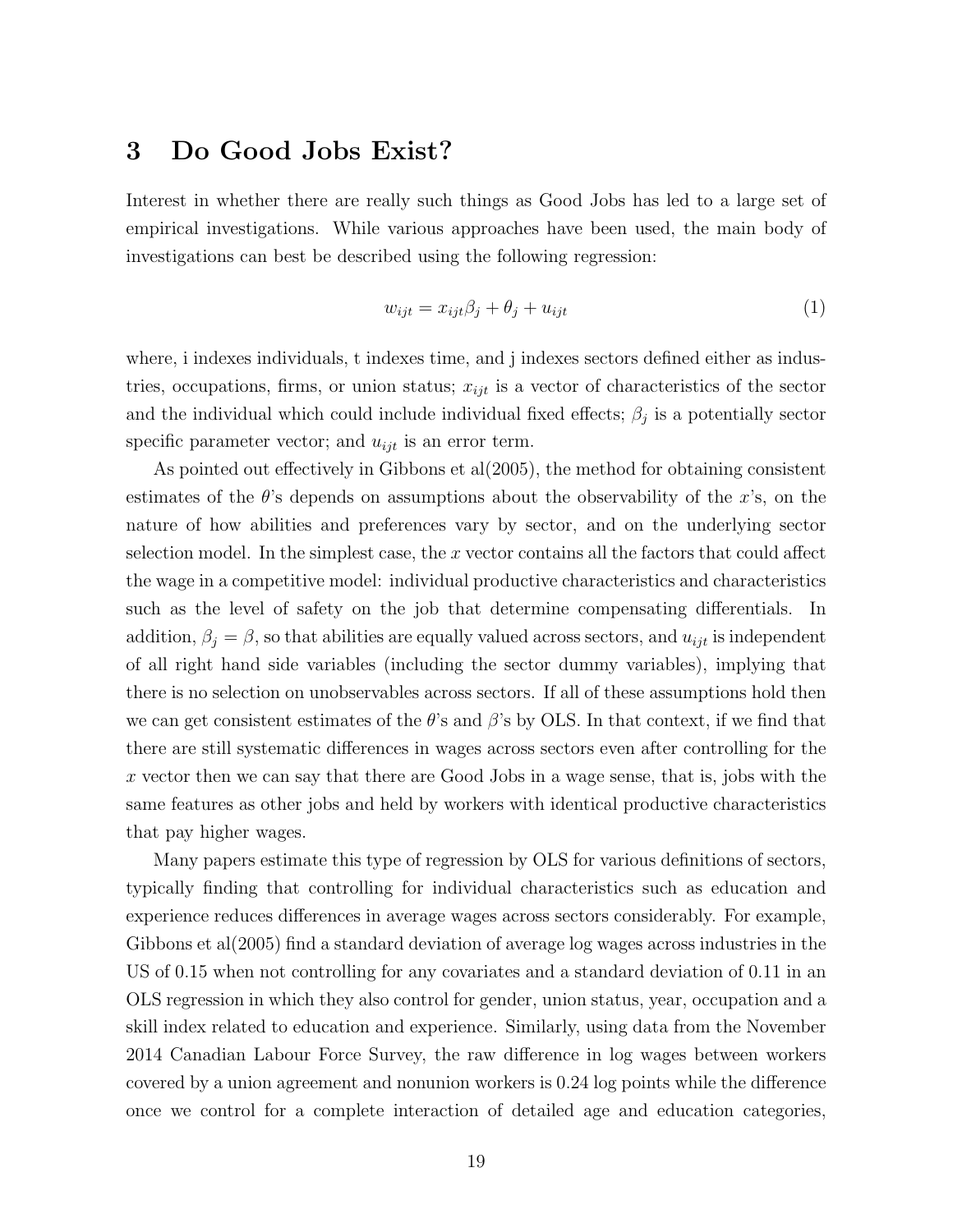# 3 Do Good Jobs Exist?

Interest in whether there are really such things as Good Jobs has led to a large set of empirical investigations. While various approaches have been used, the main body of investigations can best be described using the following regression:

$$w_{ijt} = x_{ijt}\beta_j + \theta_j + u_{ijt} \tag{1}$$

where, i indexes individuals, t indexes time, and j indexes sectors defined either as industries, occupations, firms, or union status; $x_{ijt}$ is a vector of characteristics of the sector and the individual which could include individual fixed effects; $\beta_j$ is a potentially sector specific parameter vector; and $u_{ijt}$ is an error term.

As pointed out effectively in Gibbons et al(2005), the method for obtaining consistent estimates of the $\theta$'s depends on assumptions about the observability of the $x$'s, on the nature of how abilities and preferences vary by sector, and on the underlying sector selection model. In the simplest case, the $x$ vector contains all the factors that could affect the wage in a competitive model: individual productive characteristics and characteristics such as the level of safety on the job that determine compensating differentials. In addition, $\beta_j = \beta$, so that abilities are equally valued across sectors, and $u_{ijt}$ is independent of all right hand side variables (including the sector dummy variables), implying that there is no selection on unobservables across sectors. If all of these assumptions hold then we can get consistent estimates of the $\theta$'s and $\beta$'s by OLS. In that context, if we find that there are still systematic differences in wages across sectors even after controlling for the $x$ vector then we can say that there are Good Jobs in a wage sense, that is, jobs with the same features as other jobs and held by workers with identical productive characteristics that pay higher wages.

Many papers estimate this type of regression by OLS for various definitions of sectors, typically finding that controlling for individual characteristics such as education and experience reduces differences in average wages across sectors considerably. For example, Gibbons et al(2005) find a standard deviation of average log wages across industries in the US of 0.15 when not controlling for any covariates and a standard deviation of 0.11 in an OLS regression in which they also control for gender, union status, year, occupation and a skill index related to education and experience. Similarly, using data from the November 2014 Canadian Labour Force Survey, the raw difference in log wages between workers covered by a union agreement and nonunion workers is 0.24 log points while the difference once we control for a complete interaction of detailed age and education categories,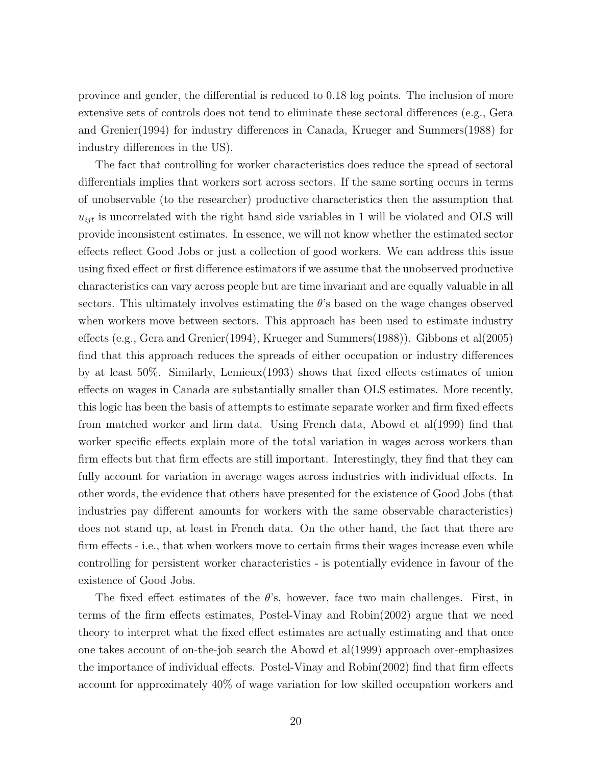province and gender, the differential is reduced to 0.18 log points. The inclusion of more extensive sets of controls does not tend to eliminate these sectoral differences (e.g., Gera and Grenier(1994) for industry differences in Canada, Krueger and Summers(1988) for industry differences in the US).

The fact that controlling for worker characteristics does reduce the spread of sectoral differentials implies that workers sort across sectors. If the same sorting occurs in terms of unobservable (to the researcher) productive characteristics then the assumption that $u_{ijt}$ is uncorrelated with the right hand side variables in 1 will be violated and OLS will provide inconsistent estimates. In essence, we will not know whether the estimated sector effects reflect Good Jobs or just a collection of good workers. We can address this issue using fixed effect or first difference estimators if we assume that the unobserved productive characteristics can vary across people but are time invariant and are equally valuable in all sectors. This ultimately involves estimating the $\theta$'s based on the wage changes observed when workers move between sectors. This approach has been used to estimate industry effects (e.g., Gera and Grenier(1994), Krueger and Summers(1988)). Gibbons et al(2005) find that this approach reduces the spreads of either occupation or industry differences by at least 50%. Similarly, Lemieux(1993) shows that fixed effects estimates of union effects on wages in Canada are substantially smaller than OLS estimates. More recently, this logic has been the basis of attempts to estimate separate worker and firm fixed effects from matched worker and firm data. Using French data, Abowd et al(1999) find that worker specific effects explain more of the total variation in wages across workers than firm effects but that firm effects are still important. Interestingly, they find that they can fully account for variation in average wages across industries with individual effects. In other words, the evidence that others have presented for the existence of Good Jobs (that industries pay different amounts for workers with the same observable characteristics) does not stand up, at least in French data. On the other hand, the fact that there are firm effects - i.e., that when workers move to certain firms their wages increase even while controlling for persistent worker characteristics - is potentially evidence in favour of the existence of Good Jobs.

The fixed effect estimates of the $\theta$'s, however, face two main challenges. First, in terms of the firm effects estimates, Postel-Vinay and Robin(2002) argue that we need theory to interpret what the fixed effect estimates are actually estimating and that once one takes account of on-the-job search the Abowd et al(1999) approach over-emphasizes the importance of individual effects. Postel-Vinay and Robin(2002) find that firm effects account for approximately 40% of wage variation for low skilled occupation workers and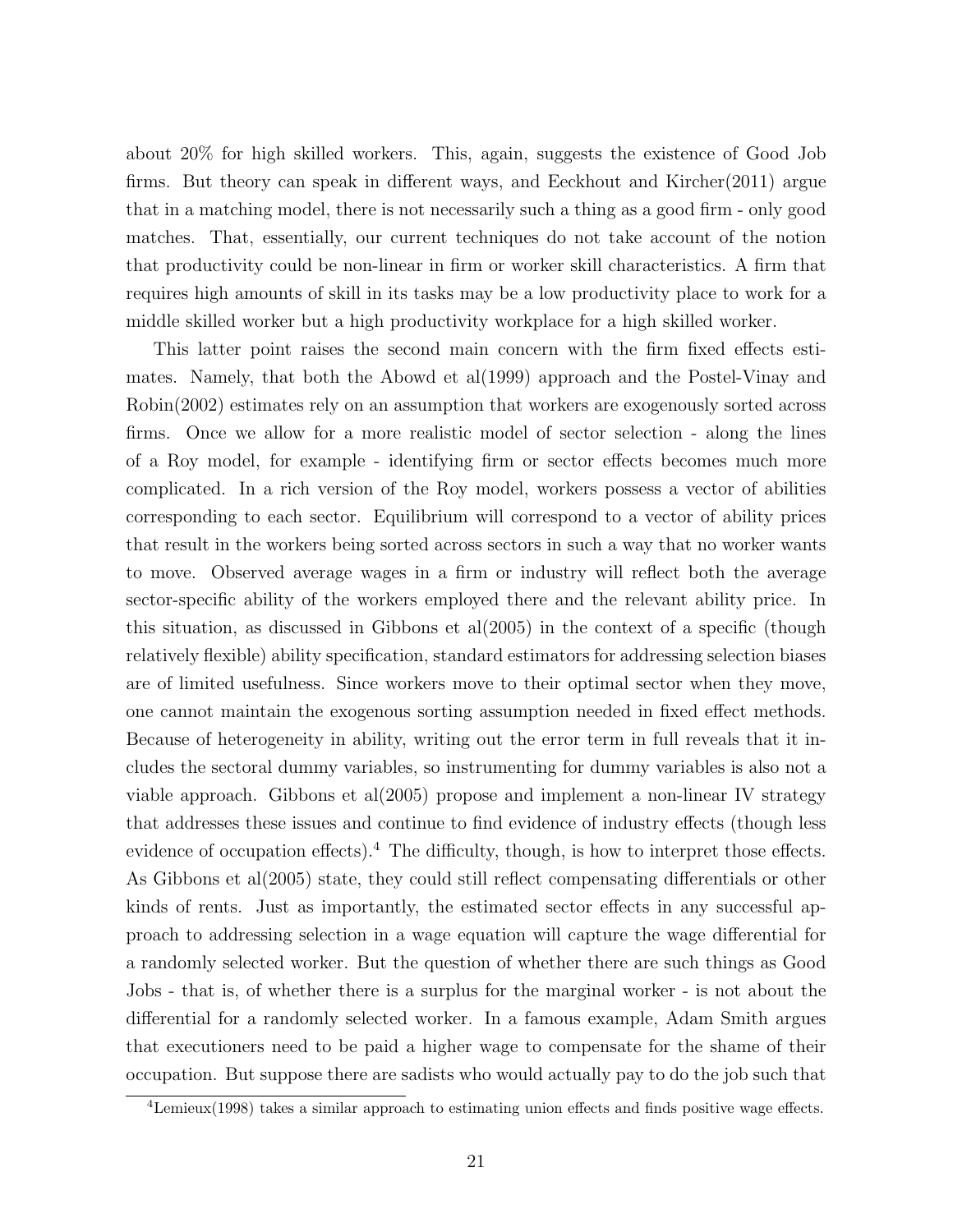about 20% for high skilled workers. This, again, suggests the existence of Good Job firms. But theory can speak in different ways, and Eeckhout and Kircher(2011) argue that in a matching model, there is not necessarily such a thing as a good firm - only good matches. That, essentially, our current techniques do not take account of the notion that productivity could be non-linear in firm or worker skill characteristics. A firm that requires high amounts of skill in its tasks may be a low productivity place to work for a middle skilled worker but a high productivity workplace for a high skilled worker.

This latter point raises the second main concern with the firm fixed effects estimates. Namely, that both the Abowd et al(1999) approach and the Postel-Vinay and Robin(2002) estimates rely on an assumption that workers are exogenously sorted across firms. Once we allow for a more realistic model of sector selection - along the lines of a Roy model, for example - identifying firm or sector effects becomes much more complicated. In a rich version of the Roy model, workers possess a vector of abilities corresponding to each sector. Equilibrium will correspond to a vector of ability prices that result in the workers being sorted across sectors in such a way that no worker wants to move. Observed average wages in a firm or industry will reflect both the average sector-specific ability of the workers employed there and the relevant ability price. In this situation, as discussed in Gibbons et al(2005) in the context of a specific (though relatively flexible) ability specification, standard estimators for addressing selection biases are of limited usefulness. Since workers move to their optimal sector when they move, one cannot maintain the exogenous sorting assumption needed in fixed effect methods. Because of heterogeneity in ability, writing out the error term in full reveals that it includes the sectoral dummy variables, so instrumenting for dummy variables is also not a viable approach. Gibbons et al(2005) propose and implement a non-linear IV strategy that addresses these issues and continue to find evidence of industry effects (though less evidence of occupation effects).[4] The difficulty, though, is how to interpret those effects. As Gibbons et al(2005) state, they could still reflect compensating differentials or other kinds of rents. Just as importantly, the estimated sector effects in any successful approach to addressing selection in a wage equation will capture the wage differential for a randomly selected worker. But the question of whether there are such things as Good Jobs - that is, of whether there is a surplus for the marginal worker - is not about the differential for a randomly selected worker. In a famous example, Adam Smith argues that executioners need to be paid a higher wage to compensate for the shame of their occupation. But suppose there are sadists who would actually pay to do the job such that

[4] Lemieux(1998) takes a similar approach to estimating union effects and finds positive wage effects.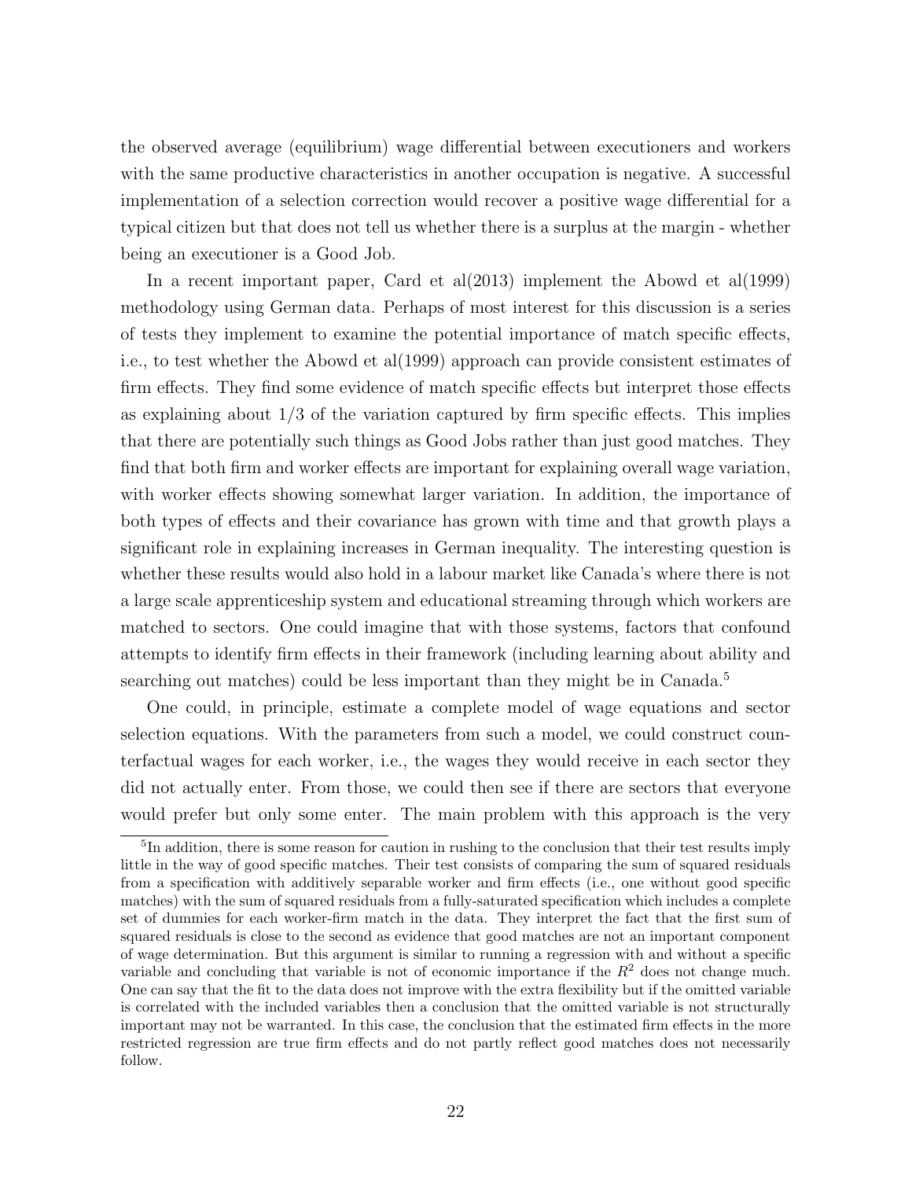the observed average (equilibrium) wage differential between executioners and workers with the same productive characteristics in another occupation is negative. A successful implementation of a selection correction would recover a positive wage differential for a typical citizen but that does not tell us whether there is a surplus at the margin - whether being an executioner is a Good Job.

In a recent important paper, Card et al(2013) implement the Abowd et al(1999) methodology using German data. Perhaps of most interest for this discussion is a series of tests they implement to examine the potential importance of match specific effects, i.e., to test whether the Abowd et al(1999) approach can provide consistent estimates of firm effects. They find some evidence of match specific effects but interpret those effects as explaining about 1/3 of the variation captured by firm specific effects. This implies that there are potentially such things as Good Jobs rather than just good matches. They find that both firm and worker effects are important for explaining overall wage variation, with worker effects showing somewhat larger variation. In addition, the importance of both types of effects and their covariance has grown with time and that growth plays a significant role in explaining increases in German inequality. The interesting question is whether these results would also hold in a labour market like Canada's where there is not a large scale apprenticeship system and educational streaming through which workers are matched to sectors. One could imagine that with those systems, factors that confound attempts to identify firm effects in their framework (including learning about ability and searching out matches) could be less important than they might be in Canada.[5]

One could, in principle, estimate a complete model of wage equations and sector selection equations. With the parameters from such a model, we could construct counterfactual wages for each worker, i.e., the wages they would receive in each sector they did not actually enter. From those, we could then see if there are sectors that everyone would prefer but only some enter. The main problem with this approach is the very

[5] In addition, there is some reason for caution in rushing to the conclusion that their test results imply little in the way of good specific matches. Their test consists of comparing the sum of squared residuals from a specification with additively separable worker and firm effects (i.e., one without good specific matches) with the sum of squared residuals from a fully-saturated specification which includes a complete set of dummies for each worker-firm match in the data. They interpret the fact that the first sum of squared residuals is close to the second as evidence that good matches are not an important component of wage determination. But this argument is similar to running a regression with and without a specific variable and concluding that variable is not of economic importance if the $R^2$ does not change much. One can say that the fit to the data does not improve with the extra flexibility but if the omitted variable is correlated with the included variables then a conclusion that the omitted variable is not structurally important may not be warranted. In this case, the conclusion that the estimated firm effects in the more restricted regression are true firm effects and do not partly reflect good matches does not necessarily follow.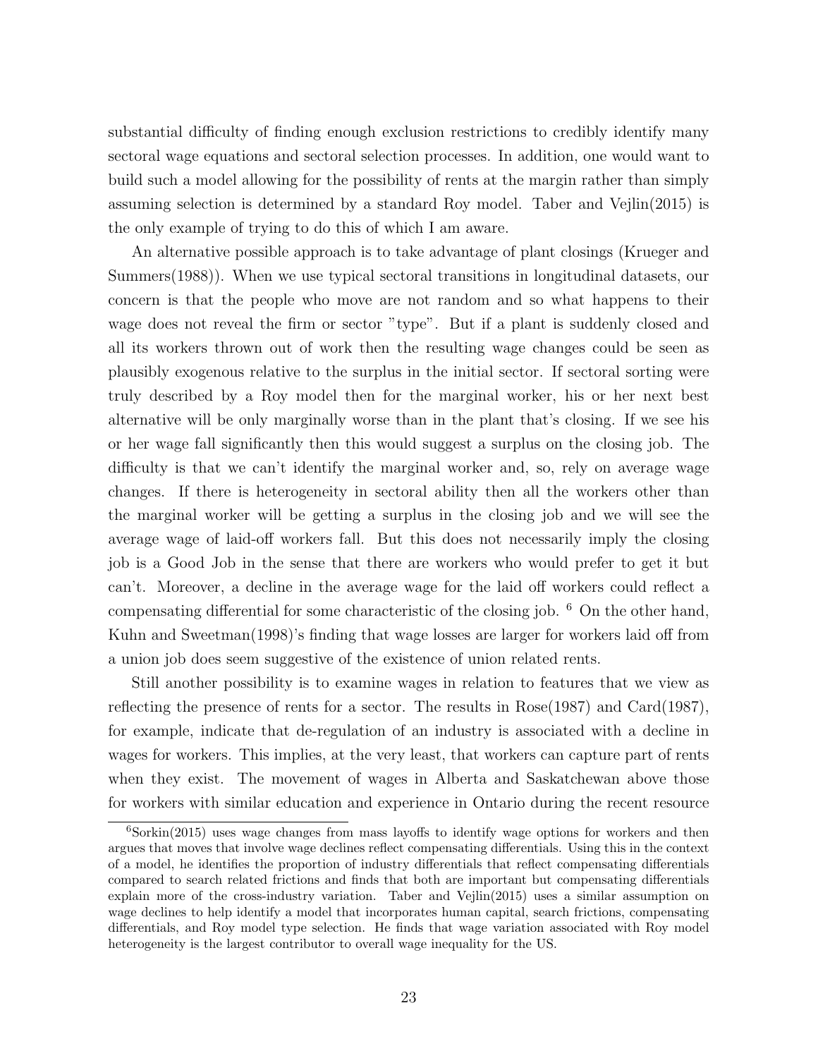substantial difficulty of finding enough exclusion restrictions to credibly identify many sectoral wage equations and sectoral selection processes. In addition, one would want to build such a model allowing for the possibility of rents at the margin rather than simply assuming selection is determined by a standard Roy model. Taber and Vejlin(2015) is the only example of trying to do this of which I am aware.

An alternative possible approach is to take advantage of plant closings (Krueger and Summers(1988)). When we use typical sectoral transitions in longitudinal datasets, our concern is that the people who move are not random and so what happens to their wage does not reveal the firm or sector "type". But if a plant is suddenly closed and all its workers thrown out of work then the resulting wage changes could be seen as plausibly exogenous relative to the surplus in the initial sector. If sectoral sorting were truly described by a Roy model then for the marginal worker, his or her next best alternative will be only marginally worse than in the plant that's closing. If we see his or her wage fall significantly then this would suggest a surplus on the closing job. The difficulty is that we can't identify the marginal worker and, so, rely on average wage changes. If there is heterogeneity in sectoral ability then all the workers other than the marginal worker will be getting a surplus in the closing job and we will see the average wage of laid-off workers fall. But this does not necessarily imply the closing job is a Good Job in the sense that there are workers who would prefer to get it but can't. Moreover, a decline in the average wage for the laid off workers could reflect a compensating differential for some characteristic of the closing job. [6] On the other hand, Kuhn and Sweetman(1998)'s finding that wage losses are larger for workers laid off from a union job does seem suggestive of the existence of union related rents.

Still another possibility is to examine wages in relation to features that we view as reflecting the presence of rents for a sector. The results in Rose(1987) and Card(1987), for example, indicate that de-regulation of an industry is associated with a decline in wages for workers. This implies, at the very least, that workers can capture part of rents when they exist. The movement of wages in Alberta and Saskatchewan above those for workers with similar education and experience in Ontario during the recent resource

[6] Sorkin(2015) uses wage changes from mass layoffs to identify wage options for workers and then argues that moves that involve wage declines reflect compensating differentials. Using this in the context of a model, he identifies the proportion of industry differentials that reflect compensating differentials compared to search related frictions and finds that both are important but compensating differentials explain more of the cross-industry variation. Taber and Vejlin(2015) uses a similar assumption on wage declines to help identify a model that incorporates human capital, search frictions, compensating differentials, and Roy model type selection. He finds that wage variation associated with Roy model heterogeneity is the largest contributor to overall wage inequality for the US.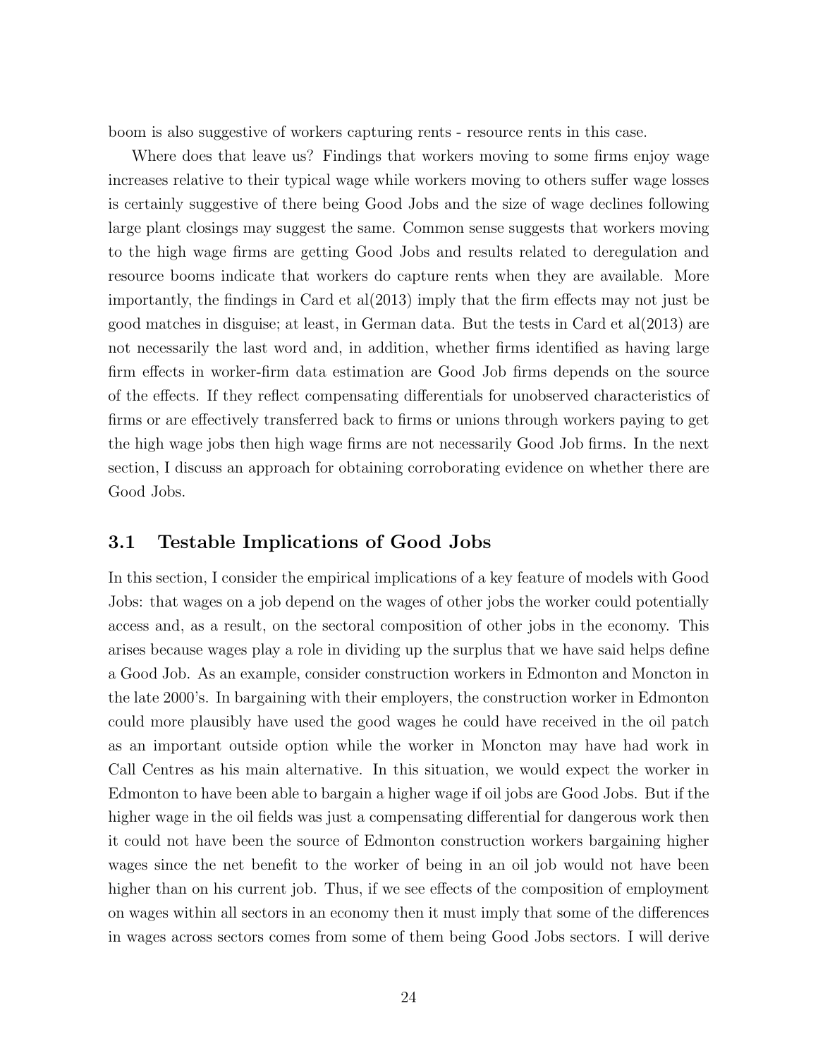boom is also suggestive of workers capturing rents - resource rents in this case.

Where does that leave us? Findings that workers moving to some firms enjoy wage increases relative to their typical wage while workers moving to others suffer wage losses is certainly suggestive of there being Good Jobs and the size of wage declines following large plant closings may suggest the same. Common sense suggests that workers moving to the high wage firms are getting Good Jobs and results related to deregulation and resource booms indicate that workers do capture rents when they are available. More importantly, the findings in Card et al(2013) imply that the firm effects may not just be good matches in disguise; at least, in German data. But the tests in Card et al(2013) are not necessarily the last word and, in addition, whether firms identified as having large firm effects in worker-firm data estimation are Good Job firms depends on the source of the effects. If they reflect compensating differentials for unobserved characteristics of firms or are effectively transferred back to firms or unions through workers paying to get the high wage jobs then high wage firms are not necessarily Good Job firms. In the next section, I discuss an approach for obtaining corroborating evidence on whether there are Good Jobs.

## 3.1 Testable Implications of Good Jobs

In this section, I consider the empirical implications of a key feature of models with Good Jobs: that wages on a job depend on the wages of other jobs the worker could potentially access and, as a result, on the sectoral composition of other jobs in the economy. This arises because wages play a role in dividing up the surplus that we have said helps define a Good Job. As an example, consider construction workers in Edmonton and Moncton in the late 2000's. In bargaining with their employers, the construction worker in Edmonton could more plausibly have used the good wages he could have received in the oil patch as an important outside option while the worker in Moncton may have had work in Call Centres as his main alternative. In this situation, we would expect the worker in Edmonton to have been able to bargain a higher wage if oil jobs are Good Jobs. But if the higher wage in the oil fields was just a compensating differential for dangerous work then it could not have been the source of Edmonton construction workers bargaining higher wages since the net benefit to the worker of being in an oil job would not have been higher than on his current job. Thus, if we see effects of the composition of employment on wages within all sectors in an economy then it must imply that some of the differences in wages across sectors comes from some of them being Good Jobs sectors. I will derive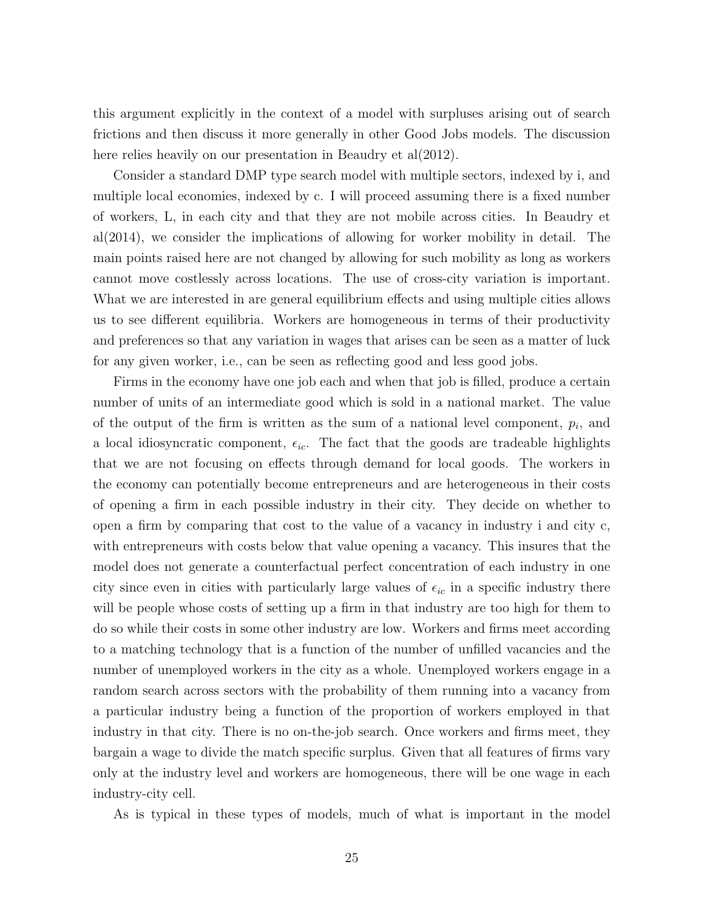this argument explicitly in the context of a model with surpluses arising out of search frictions and then discuss it more generally in other Good Jobs models. The discussion here relies heavily on our presentation in Beaudry et al(2012).

Consider a standard DMP type search model with multiple sectors, indexed by i, and multiple local economies, indexed by c. I will proceed assuming there is a fixed number of workers, L, in each city and that they are not mobile across cities. In Beaudry et al(2014), we consider the implications of allowing for worker mobility in detail. The main points raised here are not changed by allowing for such mobility as long as workers cannot move costlessly across locations. The use of cross-city variation is important. What we are interested in are general equilibrium effects and using multiple cities allows us to see different equilibria. Workers are homogeneous in terms of their productivity and preferences so that any variation in wages that arises can be seen as a matter of luck for any given worker, i.e., can be seen as reflecting good and less good jobs.

Firms in the economy have one job each and when that job is filled, produce a certain number of units of an intermediate good which is sold in a national market. The value of the output of the firm is written as the sum of a national level component, $p_i$, and a local idiosyncratic component, $\epsilon_{ic}$. The fact that the goods are tradeable highlights that we are not focusing on effects through demand for local goods. The workers in the economy can potentially become entrepreneurs and are heterogeneous in their costs of opening a firm in each possible industry in their city. They decide on whether to open a firm by comparing that cost to the value of a vacancy in industry i and city c, with entrepreneurs with costs below that value opening a vacancy. This insures that the model does not generate a counterfactual perfect concentration of each industry in one city since even in cities with particularly large values of $\epsilon_{ic}$ in a specific industry there will be people whose costs of setting up a firm in that industry are too high for them to do so while their costs in some other industry are low. Workers and firms meet according to a matching technology that is a function of the number of unfilled vacancies and the number of unemployed workers in the city as a whole. Unemployed workers engage in a random search across sectors with the probability of them running into a vacancy from a particular industry being a function of the proportion of workers employed in that industry in that city. There is no on-the-job search. Once workers and firms meet, they bargain a wage to divide the match specific surplus. Given that all features of firms vary only at the industry level and workers are homogeneous, there will be one wage in each industry-city cell.

As is typical in these types of models, much of what is important in the model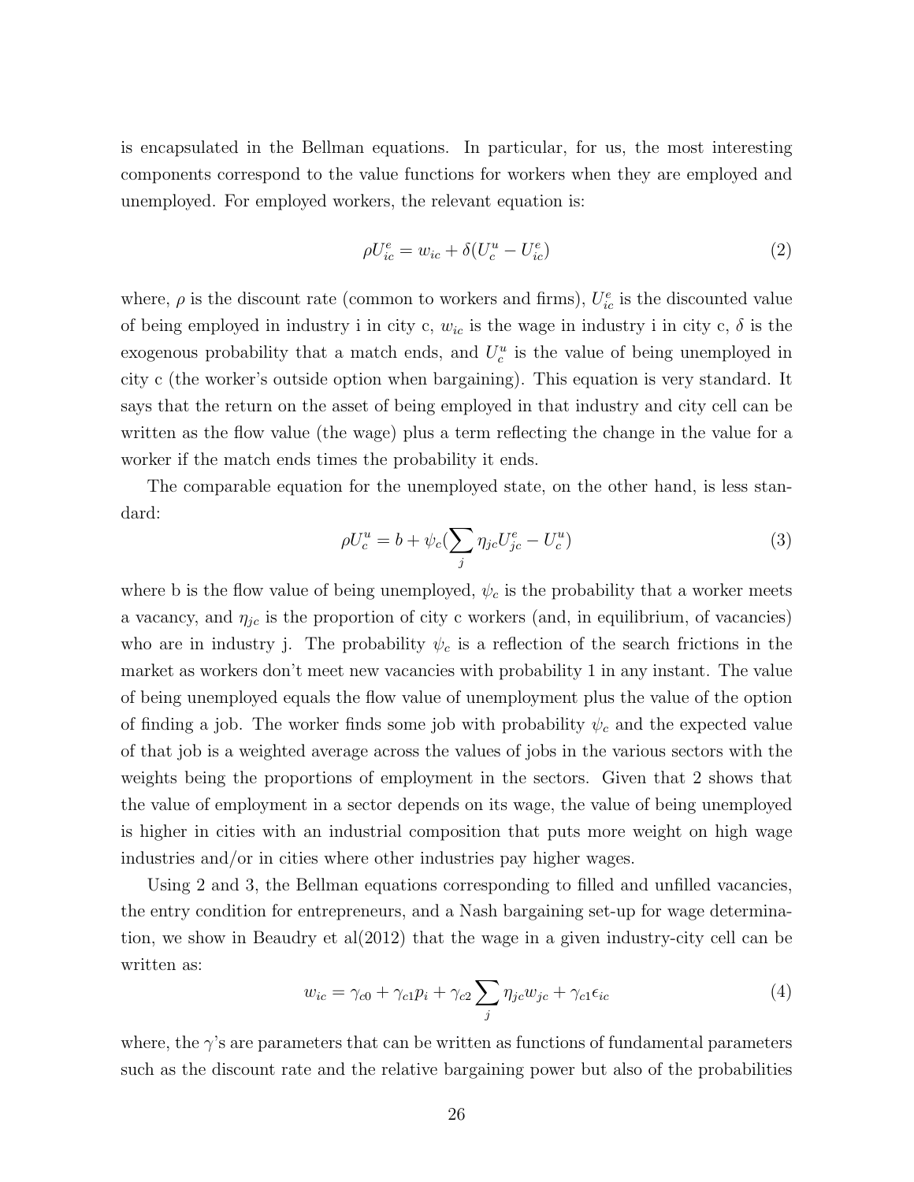is encapsulated in the Bellman equations. In particular, for us, the most interesting components correspond to the value functions for workers when they are employed and unemployed. For employed workers, the relevant equation is:

$$\rho U_{ic}^{e} = w_{ic} + \delta(U_{c}^{u} - U_{ic}^{e}) \tag{2}$$

where, $\rho$ is the discount rate (common to workers and firms), $U_{ic}^{e}$ is the discounted value of being employed in industry i in city c, $w_{ic}$ is the wage in industry i in city c, $\delta$ is the exogenous probability that a match ends, and $U_{c}^{u}$ is the value of being unemployed in city c (the worker's outside option when bargaining). This equation is very standard. It says that the return on the asset of being employed in that industry and city cell can be written as the flow value (the wage) plus a term reflecting the change in the value for a worker if the match ends times the probability it ends.

The comparable equation for the unemployed state, on the other hand, is less standard:

$$\rho U_{c}^{u} = b + \psi_{c}(\sum_{j} \eta_{jc} U_{jc}^{e} - U_{c}^{u}) \tag{3}$$

where b is the flow value of being unemployed, $\psi_{c}$ is the probability that a worker meets a vacancy, and $\eta_{jc}$ is the proportion of city c workers (and, in equilibrium, of vacancies) who are in industry j. The probability $\psi_{c}$ is a reflection of the search frictions in the market as workers don't meet new vacancies with probability 1 in any instant. The value of being unemployed equals the flow value of unemployment plus the value of the option of finding a job. The worker finds some job with probability $\psi_{c}$ and the expected value of that job is a weighted average across the values of jobs in the various sectors with the weights being the proportions of employment in the sectors. Given that 2 shows that the value of employment in a sector depends on its wage, the value of being unemployed is higher in cities with an industrial composition that puts more weight on high wage industries and/or in cities where other industries pay higher wages.

Using 2 and 3, the Bellman equations corresponding to filled and unfilled vacancies, the entry condition for entrepreneurs, and a Nash bargaining set-up for wage determination, we show in Beaudry et al(2012) that the wage in a given industry-city cell can be written as:

$$w_{ic} = \gamma_{c0} + \gamma_{c1} p_{i} + \gamma_{c2} \sum_{j} \eta_{jc} w_{jc} + \gamma_{c1} \epsilon_{ic} \tag{4}$$

where, the $\gamma$'s are parameters that can be written as functions of fundamental parameters such as the discount rate and the relative bargaining power but also of the probabilities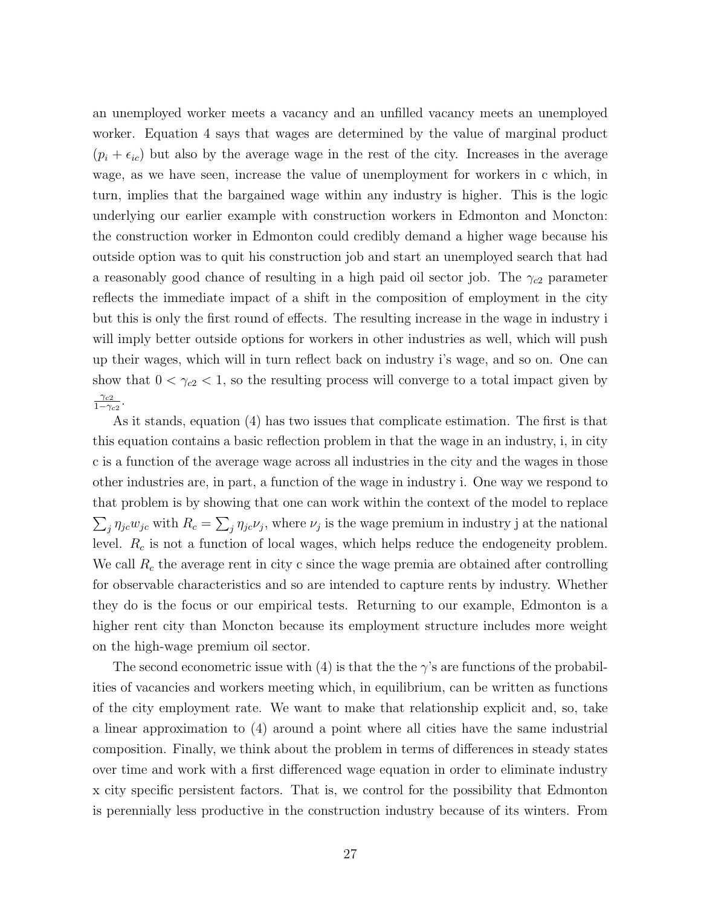an unemployed worker meets a vacancy and an unfilled vacancy meets an unemployed worker. Equation 4 says that wages are determined by the value of marginal product $(p_i + \epsilon_{ic})$ but also by the average wage in the rest of the city. Increases in the average wage, as we have seen, increase the value of unemployment for workers in c which, in turn, implies that the bargained wage within any industry is higher. This is the logic underlying our earlier example with construction workers in Edmonton and Moncton: the construction worker in Edmonton could credibly demand a higher wage because his outside option was to quit his construction job and start an unemployed search that had a reasonably good chance of resulting in a high paid oil sector job. The $\gamma_{c2}$ parameter reflects the immediate impact of a shift in the composition of employment in the city but this is only the first round of effects. The resulting increase in the wage in industry i will imply better outside options for workers in other industries as well, which will push up their wages, which will in turn reflect back on industry i's wage, and so on. One can show that $0 < \gamma_{c2} < 1$, so the resulting process will converge to a total impact given by $\frac{\gamma_{c2}}{1-\gamma_{c2}}$.

As it stands, equation (4) has two issues that complicate estimation. The first is that this equation contains a basic reflection problem in that the wage in an industry, i, in city c is a function of the average wage across all industries in the city and the wages in those other industries are, in part, a function of the wage in industry i. One way we respond to that problem is by showing that one can work within the context of the model to replace $\sum_j \eta_{jc} w_{jc}$ with $R_c = \sum_j \eta_{jc} \nu_j$, where $\nu_j$ is the wage premium in industry j at the national level. $R_c$ is not a function of local wages, which helps reduce the endogeneity problem. We call $R_c$ the average rent in city c since the wage premia are obtained after controlling for observable characteristics and so are intended to capture rents by industry. Whether they do is the focus or our empirical tests. Returning to our example, Edmonton is a higher rent city than Moncton because its employment structure includes more weight on the high-wage premium oil sector.

The second econometric issue with (4) is that the the $\gamma$'s are functions of the probabilities of vacancies and workers meeting which, in equilibrium, can be written as functions of the city employment rate. We want to make that relationship explicit and, so, take a linear approximation to (4) around a point where all cities have the same industrial composition. Finally, we think about the problem in terms of differences in steady states over time and work with a first differenced wage equation in order to eliminate industry x city specific persistent factors. That is, we control for the possibility that Edmonton is perennially less productive in the construction industry because of its winters. From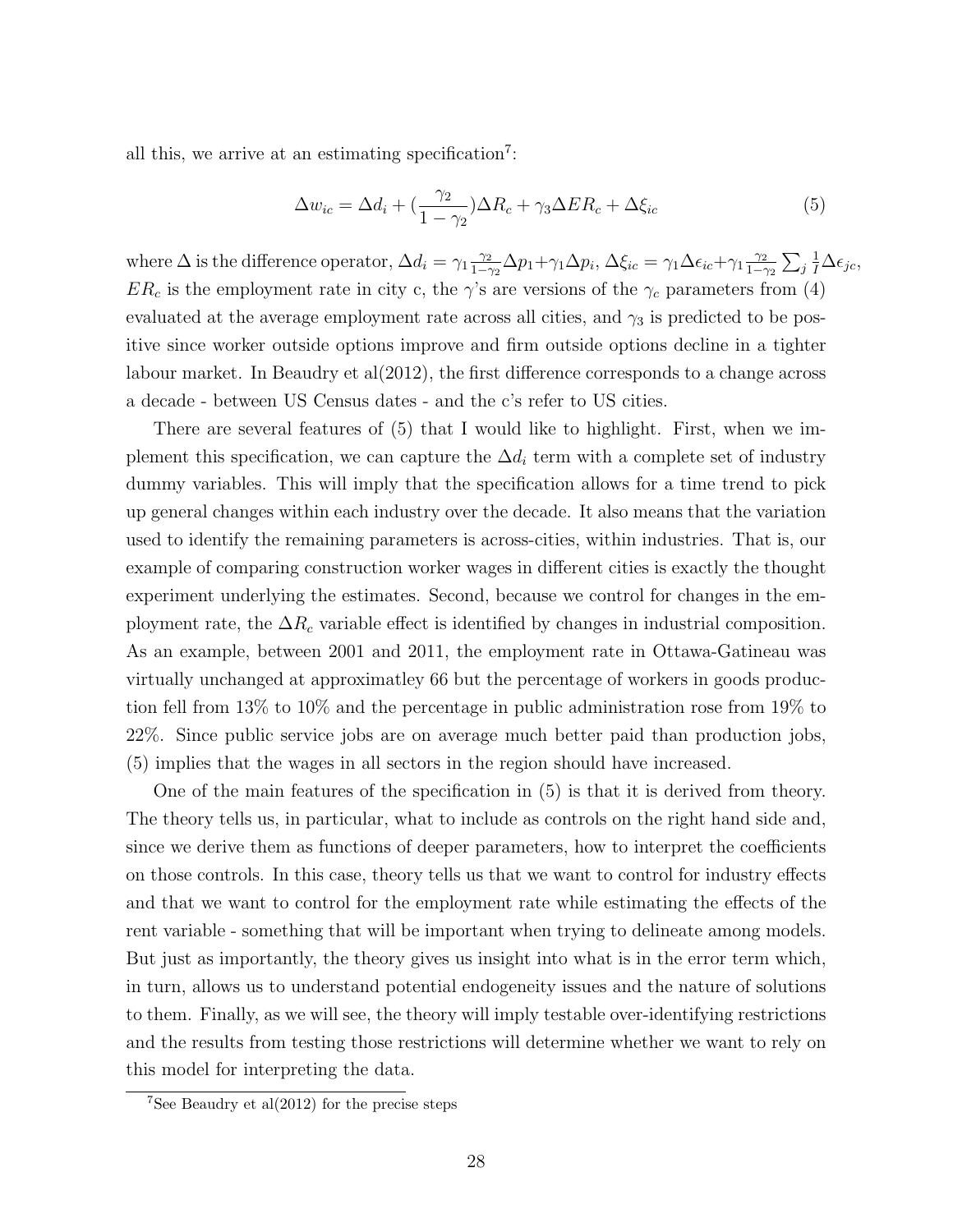all this, we arrive at an estimating specification[7]:

$$\Delta w_{ic} = \Delta d_i + (\frac{\gamma_2}{1-\gamma_2})\Delta R_c + \gamma_3 \Delta ER_c + \Delta \xi_{ic} \tag{5}$$

where $\Delta$ is the difference operator, $\Delta d_i = \gamma_1 \frac{\gamma_2}{1-\gamma_2}\Delta p_1 + \gamma_1 \Delta p_i$, $\Delta \xi_{ic} = \gamma_1 \Delta \epsilon_{ic} + \gamma_1 \frac{\gamma_2}{1-\gamma_2}\sum_j \frac{1}{I}\Delta \epsilon_{jc}$, $ER_c$ is the employment rate in city c, the $\gamma$'s are versions of the $\gamma_c$ parameters from (4) evaluated at the average employment rate across all cities, and $\gamma_3$ is predicted to be positive since worker outside options improve and firm outside options decline in a tighter labour market. In Beaudry et al(2012), the first difference corresponds to a change across a decade - between US Census dates - and the c's refer to US cities.

There are several features of (5) that I would like to highlight. First, when we implement this specification, we can capture the $\Delta d_i$ term with a complete set of industry dummy variables. This will imply that the specification allows for a time trend to pick up general changes within each industry over the decade. It also means that the variation used to identify the remaining parameters is across-cities, within industries. That is, our example of comparing construction worker wages in different cities is exactly the thought experiment underlying the estimates. Second, because we control for changes in the employment rate, the $\Delta R_c$ variable effect is identified by changes in industrial composition. As an example, between 2001 and 2011, the employment rate in Ottawa-Gatineau was virtually unchanged at approximatley 66 but the percentage of workers in goods production fell from 13% to 10% and the percentage in public administration rose from 19% to 22%. Since public service jobs are on average much better paid than production jobs, (5) implies that the wages in all sectors in the region should have increased.

One of the main features of the specification in (5) is that it is derived from theory. The theory tells us, in particular, what to include as controls on the right hand side and, since we derive them as functions of deeper parameters, how to interpret the coefficients on those controls. In this case, theory tells us that we want to control for industry effects and that we want to control for the employment rate while estimating the effects of the rent variable - something that will be important when trying to delineate among models. But just as importantly, the theory gives us insight into what is in the error term which, in turn, allows us to understand potential endogeneity issues and the nature of solutions to them. Finally, as we will see, the theory will imply testable over-identifying restrictions and the results from testing those restrictions will determine whether we want to rely on this model for interpreting the data.

[7]See Beaudry et al(2012) for the precise steps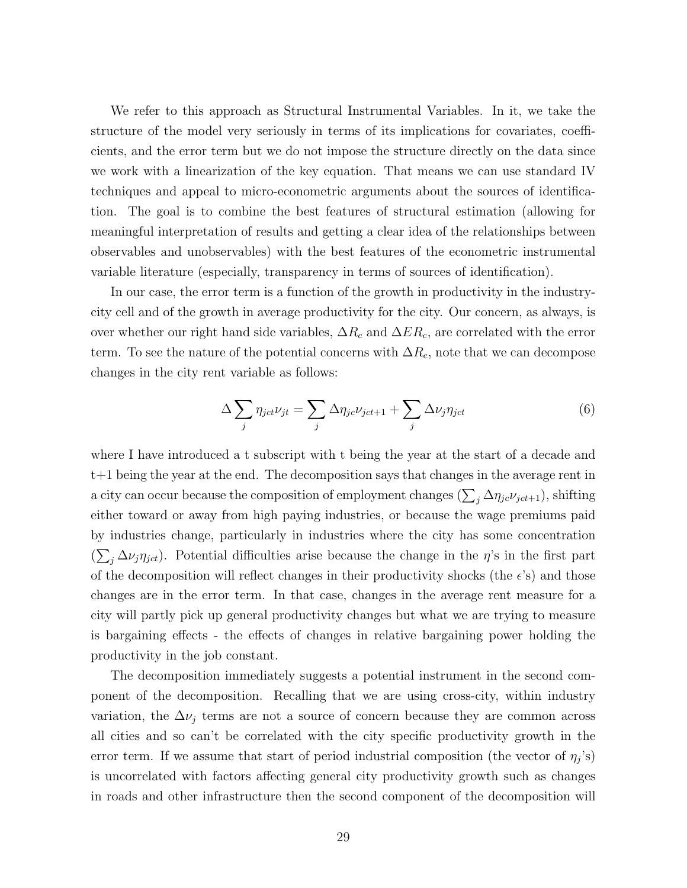We refer to this approach as Structural Instrumental Variables. In it, we take the structure of the model very seriously in terms of its implications for covariates, coefficients, and the error term but we do not impose the structure directly on the data since we work with a linearization of the key equation. That means we can use standard IV techniques and appeal to micro-econometric arguments about the sources of identification. The goal is to combine the best features of structural estimation (allowing for meaningful interpretation of results and getting a clear idea of the relationships between observables and unobservables) with the best features of the econometric instrumental variable literature (especially, transparency in terms of sources of identification).

In our case, the error term is a function of the growth in productivity in the industry-city cell and of the growth in average productivity for the city. Our concern, as always, is over whether our right hand side variables, $\Delta R_c$ and $\Delta ER_c$, are correlated with the error term. To see the nature of the potential concerns with $\Delta R_c$, note that we can decompose changes in the city rent variable as follows:

$$\Delta \sum_j \eta_{jct}\nu_{jt} = \sum_j \Delta\eta_{jc}\nu_{jct+1} + \sum_j \Delta\nu_j\eta_{jct} \tag{6}$$

where I have introduced a t subscript with t being the year at the start of a decade and t+1 being the year at the end. The decomposition says that changes in the average rent in a city can occur because the composition of employment changes ($\sum_j \Delta\eta_{jc}\nu_{jct+1}$), shifting either toward or away from high paying industries, or because the wage premiums paid by industries change, particularly in industries where the city has some concentration ($\sum_j \Delta\nu_j\eta_{jct}$). Potential difficulties arise because the change in the $\eta$'s in the first part of the decomposition will reflect changes in their productivity shocks (the $\epsilon$'s) and those changes are in the error term. In that case, changes in the average rent measure for a city will partly pick up general productivity changes but what we are trying to measure is bargaining effects - the effects of changes in relative bargaining power holding the productivity in the job constant.

The decomposition immediately suggests a potential instrument in the second component of the decomposition. Recalling that we are using cross-city, within industry variation, the $\Delta\nu_j$ terms are not a source of concern because they are common across all cities and so can't be correlated with the city specific productivity growth in the error term. If we assume that start of period industrial composition (the vector of $\eta_j$'s) is uncorrelated with factors affecting general city productivity growth such as changes in roads and other infrastructure then the second component of the decomposition will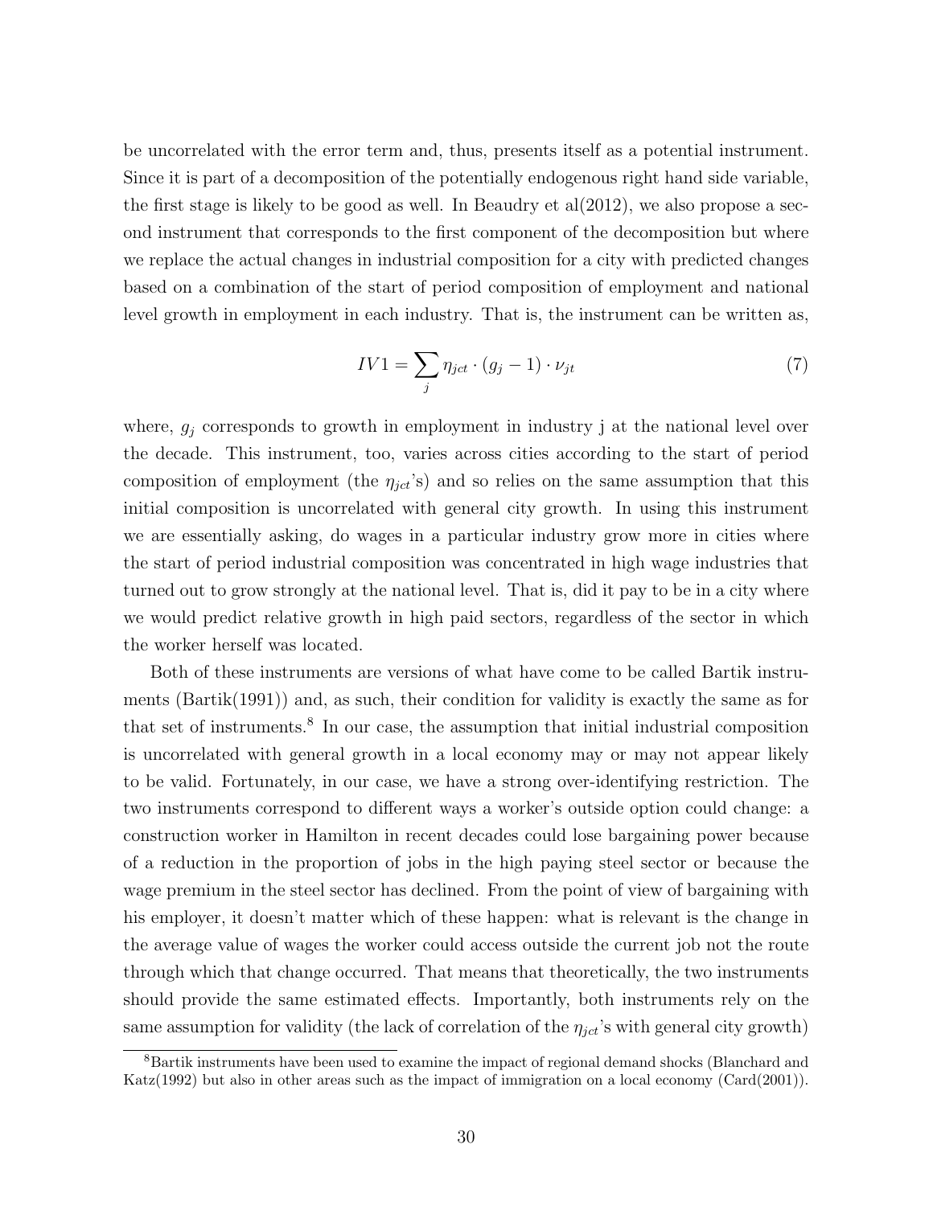be uncorrelated with the error term and, thus, presents itself as a potential instrument. Since it is part of a decomposition of the potentially endogenous right hand side variable, the first stage is likely to be good as well. In Beaudry et al(2012), we also propose a second instrument that corresponds to the first component of the decomposition but where we replace the actual changes in industrial composition for a city with predicted changes based on a combination of the start of period composition of employment and national level growth in employment in each industry. That is, the instrument can be written as,

$$IV1 = \sum_j \eta_{jct} \cdot (g_j - 1) \cdot \nu_{jt} \tag{7}$$

where, $g_j$ corresponds to growth in employment in industry j at the national level over the decade. This instrument, too, varies across cities according to the start of period composition of employment (the $\eta_{jct}$'s) and so relies on the same assumption that this initial composition is uncorrelated with general city growth. In using this instrument we are essentially asking, do wages in a particular industry grow more in cities where the start of period industrial composition was concentrated in high wage industries that turned out to grow strongly at the national level. That is, did it pay to be in a city where we would predict relative growth in high paid sectors, regardless of the sector in which the worker herself was located.

Both of these instruments are versions of what have come to be called Bartik instruments (Bartik(1991)) and, as such, their condition for validity is exactly the same as for that set of instruments.[8] In our case, the assumption that initial industrial composition is uncorrelated with general growth in a local economy may or may not appear likely to be valid. Fortunately, in our case, we have a strong over-identifying restriction. The two instruments correspond to different ways a worker's outside option could change: a construction worker in Hamilton in recent decades could lose bargaining power because of a reduction in the proportion of jobs in the high paying steel sector or because the wage premium in the steel sector has declined. From the point of view of bargaining with his employer, it doesn't matter which of these happen: what is relevant is the change in the average value of wages the worker could access outside the current job not the route through which that change occurred. That means that theoretically, the two instruments should provide the same estimated effects. Importantly, both instruments rely on the same assumption for validity (the lack of correlation of the $\eta_{jct}$'s with general city growth)

[8] Bartik instruments have been used to examine the impact of regional demand shocks (Blanchard and Katz(1992) but also in other areas such as the impact of immigration on a local economy (Card(2001)).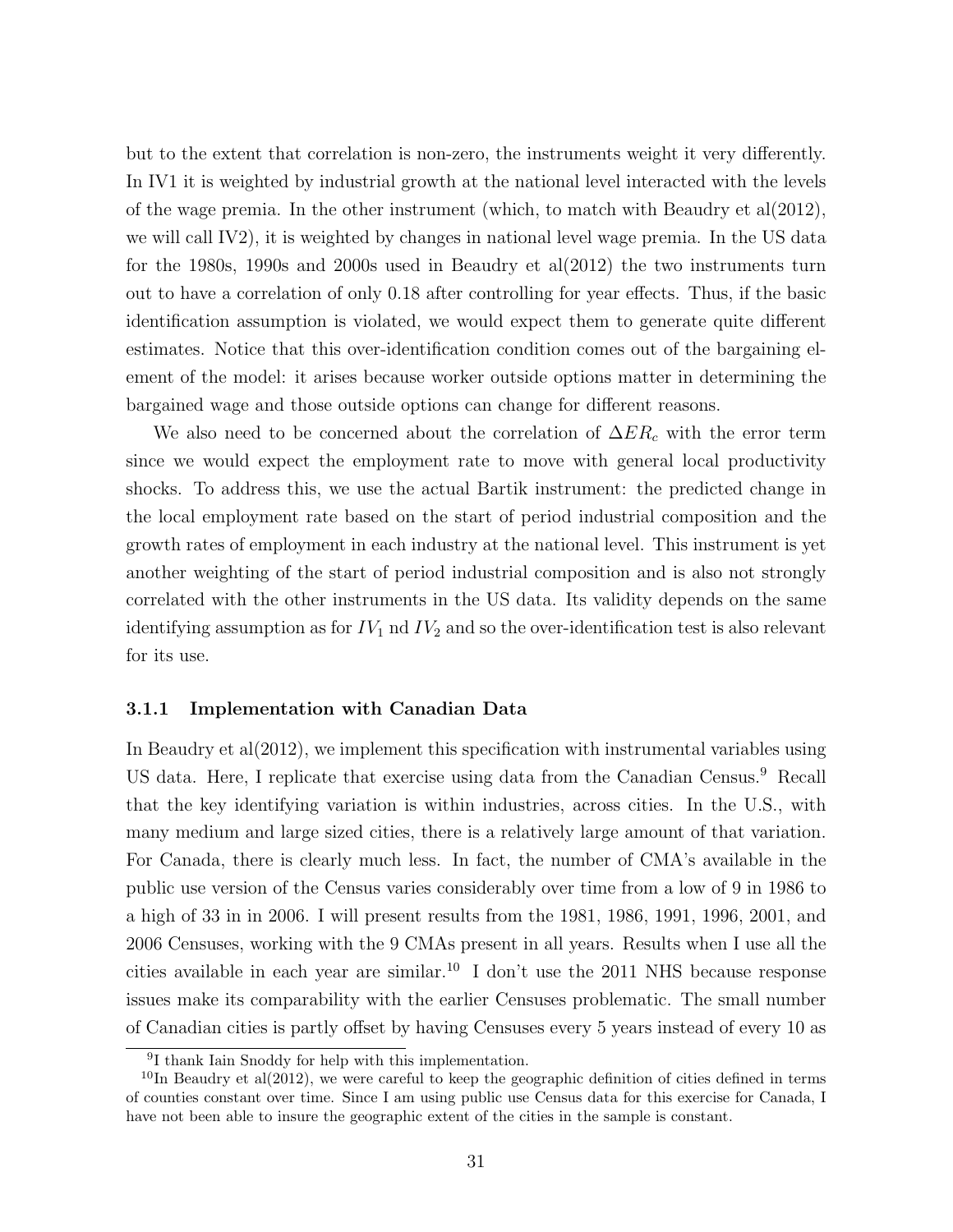but to the extent that correlation is non-zero, the instruments weight it very differently. In IV1 it is weighted by industrial growth at the national level interacted with the levels of the wage premia. In the other instrument (which, to match with Beaudry et al(2012), we will call IV2), it is weighted by changes in national level wage premia. In the US data for the 1980s, 1990s and 2000s used in Beaudry et al(2012) the two instruments turn out to have a correlation of only 0.18 after controlling for year effects. Thus, if the basic identification assumption is violated, we would expect them to generate quite different estimates. Notice that this over-identification condition comes out of the bargaining element of the model: it arises because worker outside options matter in determining the bargained wage and those outside options can change for different reasons.

We also need to be concerned about the correlation of $\Delta ER_c$ with the error term since we would expect the employment rate to move with general local productivity shocks. To address this, we use the actual Bartik instrument: the predicted change in the local employment rate based on the start of period industrial composition and the growth rates of employment in each industry at the national level. This instrument is yet another weighting of the start of period industrial composition and is also not strongly correlated with the other instruments in the US data. Its validity depends on the same identifying assumption as for $IV_1$ nd $IV_2$ and so the over-identification test is also relevant for its use.

### 3.1.1 Implementation with Canadian Data

In Beaudry et al(2012), we implement this specification with instrumental variables using US data. Here, I replicate that exercise using data from the Canadian Census.[9] Recall that the key identifying variation is within industries, across cities. In the U.S., with many medium and large sized cities, there is a relatively large amount of that variation. For Canada, there is clearly much less. In fact, the number of CMA's available in the public use version of the Census varies considerably over time from a low of 9 in 1986 to a high of 33 in in 2006. I will present results from the 1981, 1986, 1991, 1996, 2001, and 2006 Censuses, working with the 9 CMAs present in all years. Results when I use all the cities available in each year are similar.[10] I don't use the 2011 NHS because response issues make its comparability with the earlier Censuses problematic. The small number of Canadian cities is partly offset by having Censuses every 5 years instead of every 10 as

[9] I thank Iain Snoddy for help with this implementation.

[10] In Beaudry et al(2012), we were careful to keep the geographic definition of cities defined in terms of counties constant over time. Since I am using public use Census data for this exercise for Canada, I have not been able to insure the geographic extent of the cities in the sample is constant.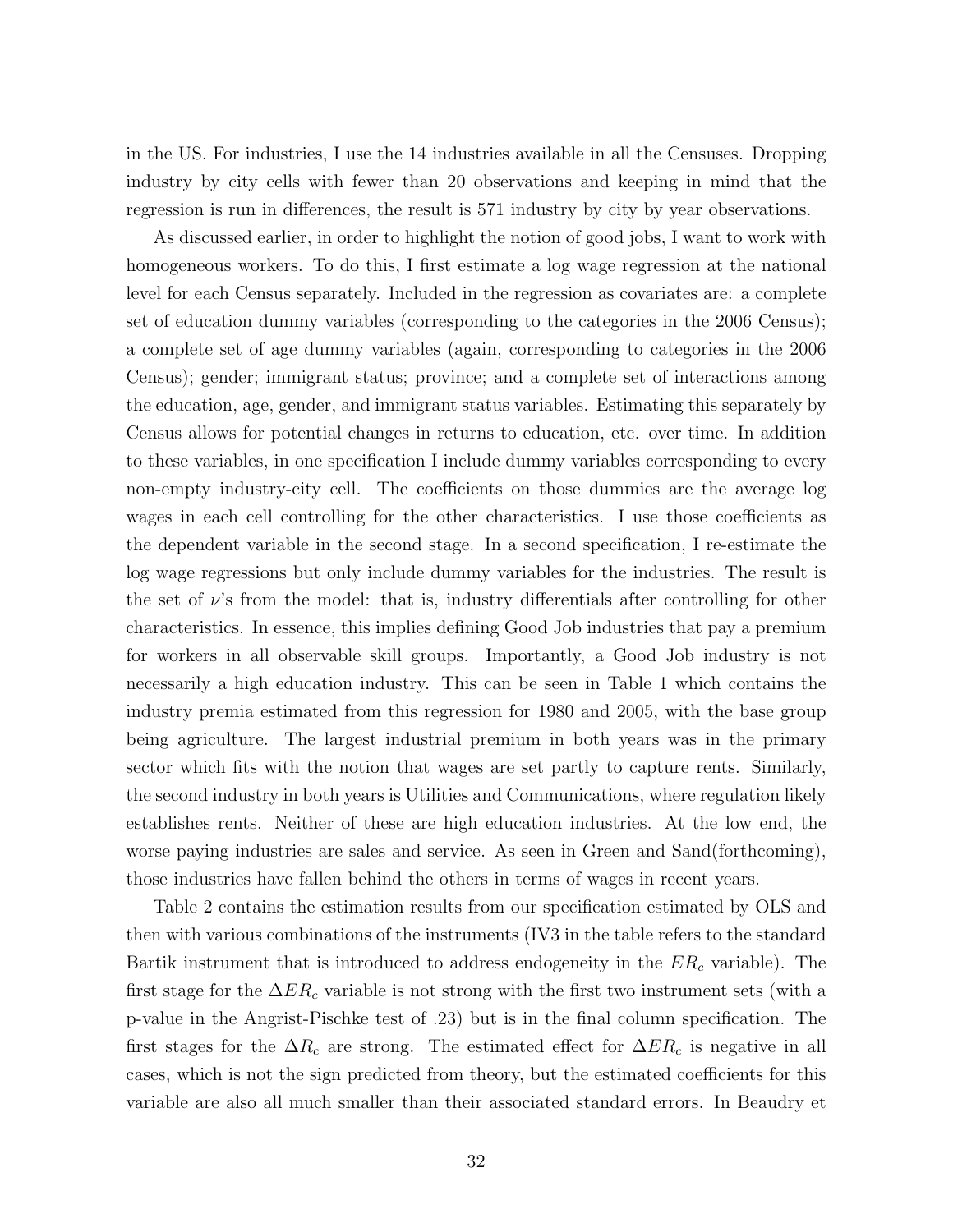in the US. For industries, I use the 14 industries available in all the Censuses. Dropping industry by city cells with fewer than 20 observations and keeping in mind that the regression is run in differences, the result is 571 industry by city by year observations.

As discussed earlier, in order to highlight the notion of good jobs, I want to work with homogeneous workers. To do this, I first estimate a log wage regression at the national level for each Census separately. Included in the regression as covariates are: a complete set of education dummy variables (corresponding to the categories in the 2006 Census); a complete set of age dummy variables (again, corresponding to categories in the 2006 Census); gender; immigrant status; province; and a complete set of interactions among the education, age, gender, and immigrant status variables. Estimating this separately by Census allows for potential changes in returns to education, etc. over time. In addition to these variables, in one specification I include dummy variables corresponding to every non-empty industry-city cell. The coefficients on those dummies are the average log wages in each cell controlling for the other characteristics. I use those coefficients as the dependent variable in the second stage. In a second specification, I re-estimate the log wage regressions but only include dummy variables for the industries. The result is the set of $\nu$'s from the model: that is, industry differentials after controlling for other characteristics. In essence, this implies defining Good Job industries that pay a premium for workers in all observable skill groups. Importantly, a Good Job industry is not necessarily a high education industry. This can be seen in Table 1 which contains the industry premia estimated from this regression for 1980 and 2005, with the base group being agriculture. The largest industrial premium in both years was in the primary sector which fits with the notion that wages are set partly to capture rents. Similarly, the second industry in both years is Utilities and Communications, where regulation likely establishes rents. Neither of these are high education industries. At the low end, the worse paying industries are sales and service. As seen in Green and Sand(forthcoming), those industries have fallen behind the others in terms of wages in recent years.

Table 2 contains the estimation results from our specification estimated by OLS and then with various combinations of the instruments (IV3 in the table refers to the standard Bartik instrument that is introduced to address endogeneity in the $ER_c$ variable). The first stage for the $\Delta ER_c$ variable is not strong with the first two instrument sets (with a p-value in the Angrist-Pischke test of .23) but is in the final column specification. The first stages for the $\Delta R_c$ are strong. The estimated effect for $\Delta ER_c$ is negative in all cases, which is not the sign predicted from theory, but the estimated coefficients for this variable are also all much smaller than their associated standard errors. In Beaudry et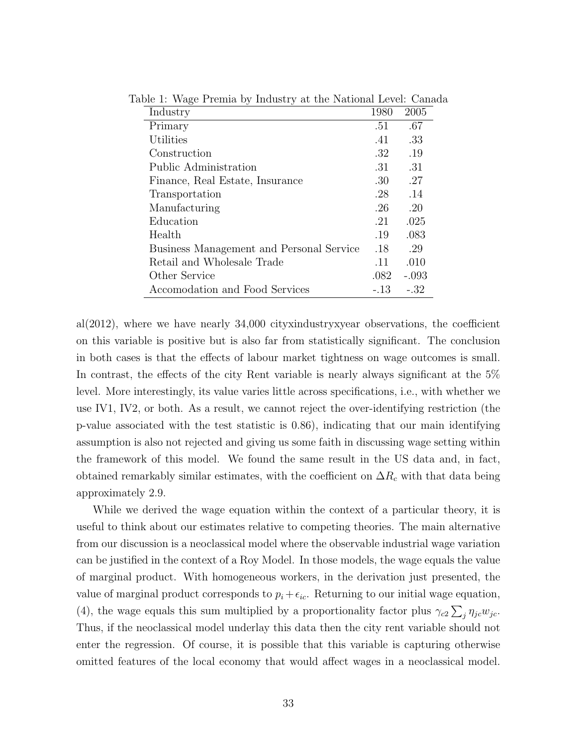Table 1: Wage Premia by Industry at the National Level: Canada

| Industry | 1980 | 2005 |
|---|---|---|
| Primary | .51 | .67 |
| Utilities | .41 | .33 |
| Construction | .32 | .19 |
| Public Administration | .31 | .31 |
| Finance, Real Estate, Insurance | .30 | .27 |
| Transportation | .28 | .14 |
| Manufacturing | .26 | .20 |
| Education | .21 | .025 |
| Health | .19 | .083 |
| Business Management and Personal Service | .18 | .29 |
| Retail and Wholesale Trade | .11 | .010 |
| Other Service | .082 | -.093 |
| Accomodation and Food Services | -.13 | -.32 |

al(2012), where we have nearly 34,000 cityxindustryxyear observations, the coefficient on this variable is positive but is also far from statistically significant. The conclusion in both cases is that the effects of labour market tightness on wage outcomes is small. In contrast, the effects of the city Rent variable is nearly always significant at the 5% level. More interestingly, its value varies little across specifications, i.e., with whether we use IV1, IV2, or both. As a result, we cannot reject the over-identifying restriction (the p-value associated with the test statistic is 0.86), indicating that our main identifying assumption is also not rejected and giving us some faith in discussing wage setting within the framework of this model. We found the same result in the US data and, in fact, obtained remarkably similar estimates, with the coefficient on $\Delta R_c$ with that data being approximately 2.9.

While we derived the wage equation within the context of a particular theory, it is useful to think about our estimates relative to competing theories. The main alternative from our discussion is a neoclassical model where the observable industrial wage variation can be justified in the context of a Roy Model. In those models, the wage equals the value of marginal product. With homogeneous workers, in the derivation just presented, the value of marginal product corresponds to $p_i + \epsilon_{ic}$. Returning to our initial wage equation, (4), the wage equals this sum multiplied by a proportionality factor plus $\gamma_{c2} \sum_j \eta_{jc} w_{jc}$. Thus, if the neoclassical model underlay this data then the city rent variable should not enter the regression. Of course, it is possible that this variable is capturing otherwise omitted features of the local economy that would affect wages in a neoclassical model.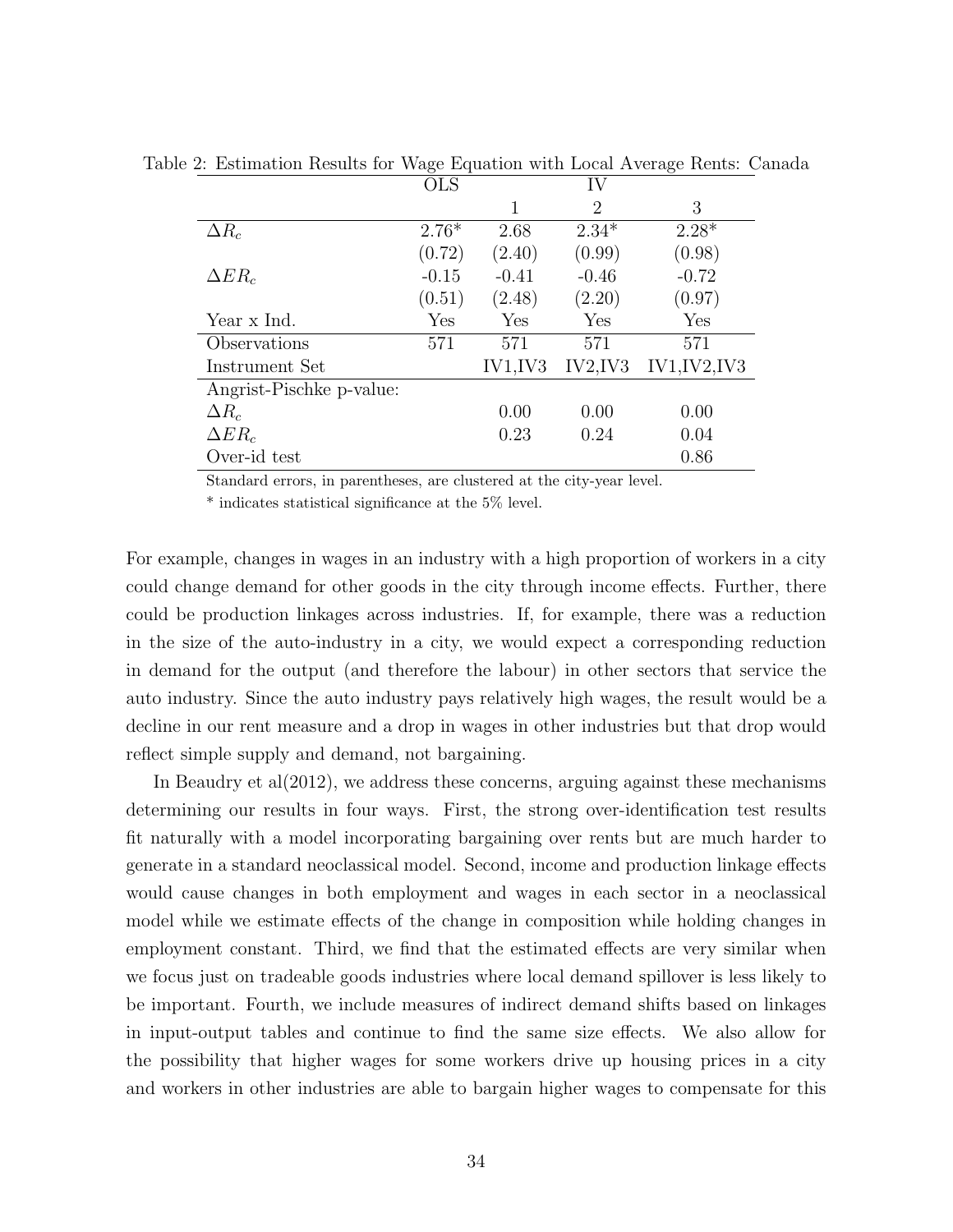Table 2: Estimation Results for Wage Equation with Local Average Rents: Canada

| | OLS | IV | | |
|---|---|---|---|---|
| | | 1 | 2 | 3 |
| $\Delta R_c$ | 2.76* | 2.68 | 2.34* | 2.28* |
| | (0.72) | (2.40) | (0.99) | (0.98) |
| $\Delta ER_c$ | -0.15 | -0.41 | -0.46 | -0.72 |
| | (0.51) | (2.48) | (2.20) | (0.97) |
| Year x Ind. | Yes | Yes | Yes | Yes |
| Observations | 571 | 571 | 571 | 571 |
| Instrument Set | | IV1,IV3 | IV2,IV3 | IV1,IV2,IV3 |
| Angrist-Pischke p-value: | | | | |
| $\Delta R_c$ | | 0.00 | 0.00 | 0.00 |
| $\Delta ER_c$ | | 0.23 | 0.24 | 0.04 |
| Over-id test | | | | 0.86 |

Standard errors, in parentheses, are clustered at the city-year level.

* indicates statistical significance at the 5% level.

For example, changes in wages in an industry with a high proportion of workers in a city could change demand for other goods in the city through income effects. Further, there could be production linkages across industries. If, for example, there was a reduction in the size of the auto-industry in a city, we would expect a corresponding reduction in demand for the output (and therefore the labour) in other sectors that service the auto industry. Since the auto industry pays relatively high wages, the result would be a decline in our rent measure and a drop in wages in other industries but that drop would reflect simple supply and demand, not bargaining.

In Beaudry et al(2012), we address these concerns, arguing against these mechanisms determining our results in four ways. First, the strong over-identification test results fit naturally with a model incorporating bargaining over rents but are much harder to generate in a standard neoclassical model. Second, income and production linkage effects would cause changes in both employment and wages in each sector in a neoclassical model while we estimate effects of the change in composition while holding changes in employment constant. Third, we find that the estimated effects are very similar when we focus just on tradeable goods industries where local demand spillover is less likely to be important. Fourth, we include measures of indirect demand shifts based on linkages in input-output tables and continue to find the same size effects. We also allow for the possibility that higher wages for some workers drive up housing prices in a city and workers in other industries are able to bargain higher wages to compensate for this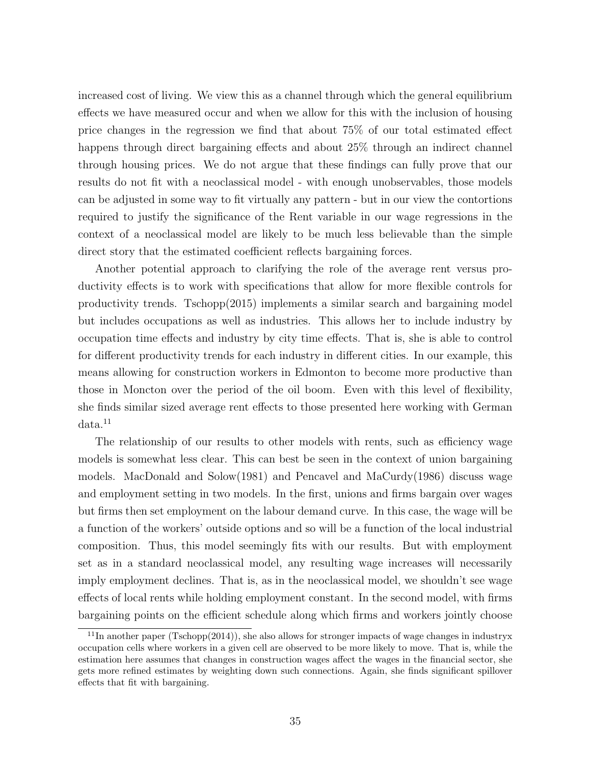increased cost of living. We view this as a channel through which the general equilibrium effects we have measured occur and when we allow for this with the inclusion of housing price changes in the regression we find that about 75% of our total estimated effect happens through direct bargaining effects and about 25% through an indirect channel through housing prices. We do not argue that these findings can fully prove that our results do not fit with a neoclassical model - with enough unobservables, those models can be adjusted in some way to fit virtually any pattern - but in our view the contortions required to justify the significance of the Rent variable in our wage regressions in the context of a neoclassical model are likely to be much less believable than the simple direct story that the estimated coefficient reflects bargaining forces.

Another potential approach to clarifying the role of the average rent versus productivity effects is to work with specifications that allow for more flexible controls for productivity trends. Tschopp(2015) implements a similar search and bargaining model but includes occupations as well as industries. This allows her to include industry by occupation time effects and industry by city time effects. That is, she is able to control for different productivity trends for each industry in different cities. In our example, this means allowing for construction workers in Edmonton to become more productive than those in Moncton over the period of the oil boom. Even with this level of flexibility, she finds similar sized average rent effects to those presented here working with German data.[11]

The relationship of our results to other models with rents, such as efficiency wage models is somewhat less clear. This can best be seen in the context of union bargaining models. MacDonald and Solow(1981) and Pencavel and MaCurdy(1986) discuss wage and employment setting in two models. In the first, unions and firms bargain over wages but firms then set employment on the labour demand curve. In this case, the wage will be a function of the workers' outside options and so will be a function of the local industrial composition. Thus, this model seemingly fits with our results. But with employment set as in a standard neoclassical model, any resulting wage increases will necessarily imply employment declines. That is, as in the neoclassical model, we shouldn't see wage effects of local rents while holding employment constant. In the second model, with firms bargaining points on the efficient schedule along which firms and workers jointly choose

[11] In another paper (Tschopp(2014)), she also allows for stronger impacts of wage changes in industryx occupation cells where workers in a given cell are observed to be more likely to move. That is, while the estimation here assumes that changes in construction wages affect the wages in the financial sector, she gets more refined estimates by weighting down such connections. Again, she finds significant spillover effects that fit with bargaining.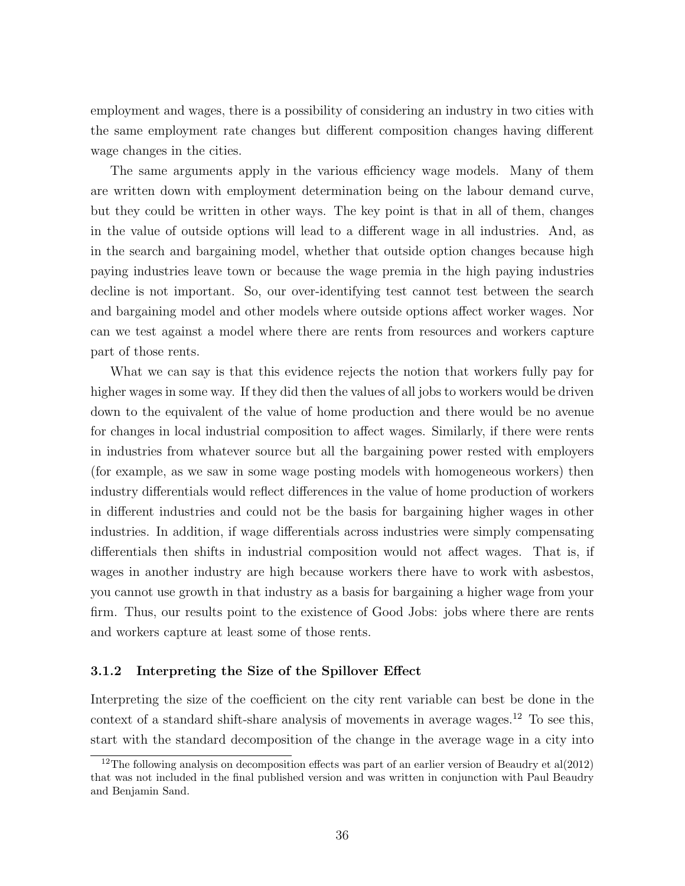employment and wages, there is a possibility of considering an industry in two cities with the same employment rate changes but different composition changes having different wage changes in the cities.

The same arguments apply in the various efficiency wage models. Many of them are written down with employment determination being on the labour demand curve, but they could be written in other ways. The key point is that in all of them, changes in the value of outside options will lead to a different wage in all industries. And, as in the search and bargaining model, whether that outside option changes because high paying industries leave town or because the wage premia in the high paying industries decline is not important. So, our over-identifying test cannot test between the search and bargaining model and other models where outside options affect worker wages. Nor can we test against a model where there are rents from resources and workers capture part of those rents.

What we can say is that this evidence rejects the notion that workers fully pay for higher wages in some way. If they did then the values of all jobs to workers would be driven down to the equivalent of the value of home production and there would be no avenue for changes in local industrial composition to affect wages. Similarly, if there were rents in industries from whatever source but all the bargaining power rested with employers (for example, as we saw in some wage posting models with homogeneous workers) then industry differentials would reflect differences in the value of home production of workers in different industries and could not be the basis for bargaining higher wages in other industries. In addition, if wage differentials across industries were simply compensating differentials then shifts in industrial composition would not affect wages. That is, if wages in another industry are high because workers there have to work with asbestos, you cannot use growth in that industry as a basis for bargaining a higher wage from your firm. Thus, our results point to the existence of Good Jobs: jobs where there are rents and workers capture at least some of those rents.

### 3.1.2 Interpreting the Size of the Spillover Effect

Interpreting the size of the coefficient on the city rent variable can best be done in the context of a standard shift-share analysis of movements in average wages.[12] To see this, start with the standard decomposition of the change in the average wage in a city into

[12] The following analysis on decomposition effects was part of an earlier version of Beaudry et al(2012) that was not included in the final published version and was written in conjunction with Paul Beaudry and Benjamin Sand.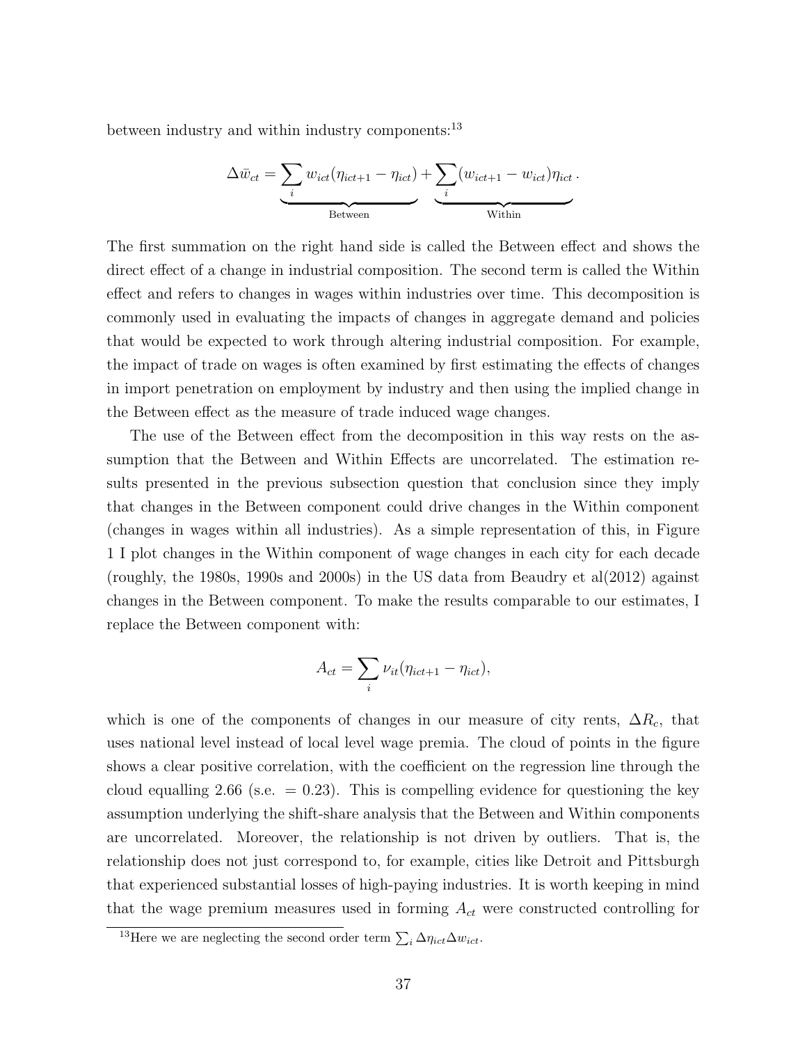between industry and within industry components:[13]

$$\Delta \bar{w}_{ct} = \underbrace{\sum_i w_{ict}(\eta_{ict+1} - \eta_{ict})}_{\text{Between}} + \underbrace{\sum_i (w_{ict+1} - w_{ict})\eta_{ict}}_{\text{Within}}.$$

The first summation on the right hand side is called the Between effect and shows the direct effect of a change in industrial composition. The second term is called the Within effect and refers to changes in wages within industries over time. This decomposition is commonly used in evaluating the impacts of changes in aggregate demand and policies that would be expected to work through altering industrial composition. For example, the impact of trade on wages is often examined by first estimating the effects of changes in import penetration on employment by industry and then using the implied change in the Between effect as the measure of trade induced wage changes.

The use of the Between effect from the decomposition in this way rests on the assumption that the Between and Within Effects are uncorrelated. The estimation results presented in the previous subsection question that conclusion since they imply that changes in the Between component could drive changes in the Within component (changes in wages within all industries). As a simple representation of this, in Figure 1 I plot changes in the Within component of wage changes in each city for each decade (roughly, the 1980s, 1990s and 2000s) in the US data from Beaudry et al(2012) against changes in the Between component. To make the results comparable to our estimates, I replace the Between component with:

$$A_{ct} = \sum_i \nu_{it}(\eta_{ict+1} - \eta_{ict}),$$

which is one of the components of changes in our measure of city rents, $\Delta R_c$, that uses national level instead of local level wage premia. The cloud of points in the figure shows a clear positive correlation, with the coefficient on the regression line through the cloud equalling 2.66 (s.e. $= 0.23$). This is compelling evidence for questioning the key assumption underlying the shift-share analysis that the Between and Within components are uncorrelated. Moreover, the relationship is not driven by outliers. That is, the relationship does not just correspond to, for example, cities like Detroit and Pittsburgh that experienced substantial losses of high-paying industries. It is worth keeping in mind that the wage premium measures used in forming $A_{ct}$ were constructed controlling for

[13] Here we are neglecting the second order term $\sum_i \Delta\eta_{ict}\Delta w_{ict}$.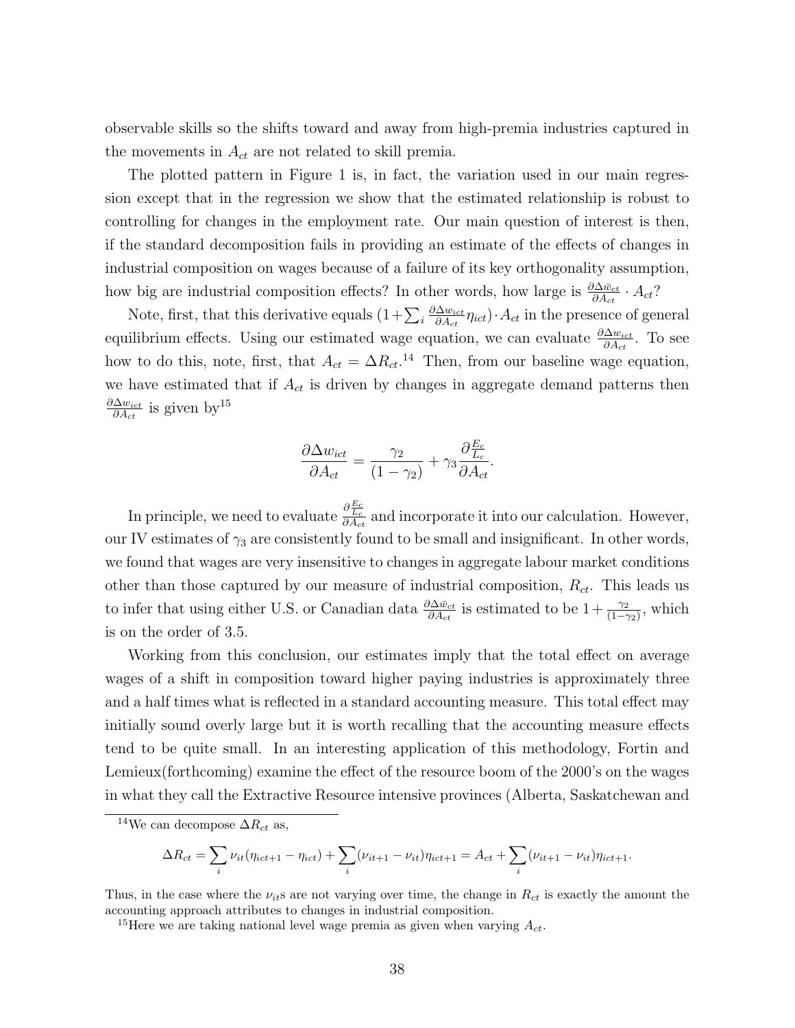observable skills so the shifts toward and away from high-premia industries captured in the movements in $A_{ct}$ are not related to skill premia.

The plotted pattern in Figure 1 is, in fact, the variation used in our main regression except that in the regression we show that the estimated relationship is robust to controlling for changes in the employment rate. Our main question of interest is then, if the standard decomposition fails in providing an estimate of the effects of changes in industrial composition on wages because of a failure of its key orthogonality assumption, how big are industrial composition effects? In other words, how large is $\frac{\partial \Delta \bar{w}_{ct}}{\partial A_{ct}} \cdot A_{ct}$?

Note, first, that this derivative equals $(1+\sum_i \frac{\partial \Delta w_{ict}}{\partial A_{ct}} \eta_{ict}) \cdot A_{ct}$ in the presence of general equilibrium effects. Using our estimated wage equation, we can evaluate $\frac{\partial \Delta w_{ict}}{\partial A_{ct}}$. To see how to do this, note, first, that $A_{ct} = \Delta R_{ct}$.[14] Then, from our baseline wage equation, we have estimated that if $A_{ct}$ is driven by changes in aggregate demand patterns then $\frac{\partial \Delta w_{ict}}{\partial A_{ct}}$ is given by[15]

$$\frac{\partial \Delta w_{ict}}{\partial A_{ct}} = \frac{\gamma_2}{(1-\gamma_2)} + \gamma_3 \frac{\partial \frac{E_c}{L_c}}{\partial A_{ct}}.$$

In principle, we need to evaluate $\frac{\partial \frac{E_c}{L_c}}{\partial A_{ct}}$ and incorporate it into our calculation. However, our IV estimates of $\gamma_3$ are consistently found to be small and insignificant. In other words, we found that wages are very insensitive to changes in aggregate labour market conditions other than those captured by our measure of industrial composition, $R_{ct}$. This leads us to infer that using either U.S. or Canadian data $\frac{\partial \Delta \bar{w}_{ct}}{\partial A_{ct}}$ is estimated to be $1 + \frac{\gamma_2}{(1-\gamma_2)}$, which is on the order of 3.5.

Working from this conclusion, our estimates imply that the total effect on average wages of a shift in composition toward higher paying industries is approximately three and a half times what is reflected in a standard accounting measure. This total effect may initially sound overly large but it is worth recalling that the accounting measure effects tend to be quite small. In an interesting application of this methodology, Fortin and Lemieux(forthcoming) examine the effect of the resource boom of the 2000's on the wages in what they call the Extractive Resource intensive provinces (Alberta, Saskatchewan and

[14] We can decompose $\Delta R_{ct}$ as,

$$\Delta R_{ct} = \sum_i \nu_{it}(\eta_{ict+1} - \eta_{ict}) + \sum_i (\nu_{it+1} - \nu_{it})\eta_{ict+1} = A_{ct} + \sum_i (\nu_{it+1} - \nu_{it})\eta_{ict+1}.$$

Thus, in the case where the $\nu_{it}$s are not varying over time, the change in $R_{ct}$ is exactly the amount the accounting approach attributes to changes in industrial composition.

[15] Here we are taking national level wage premia as given when varying $A_{ct}$.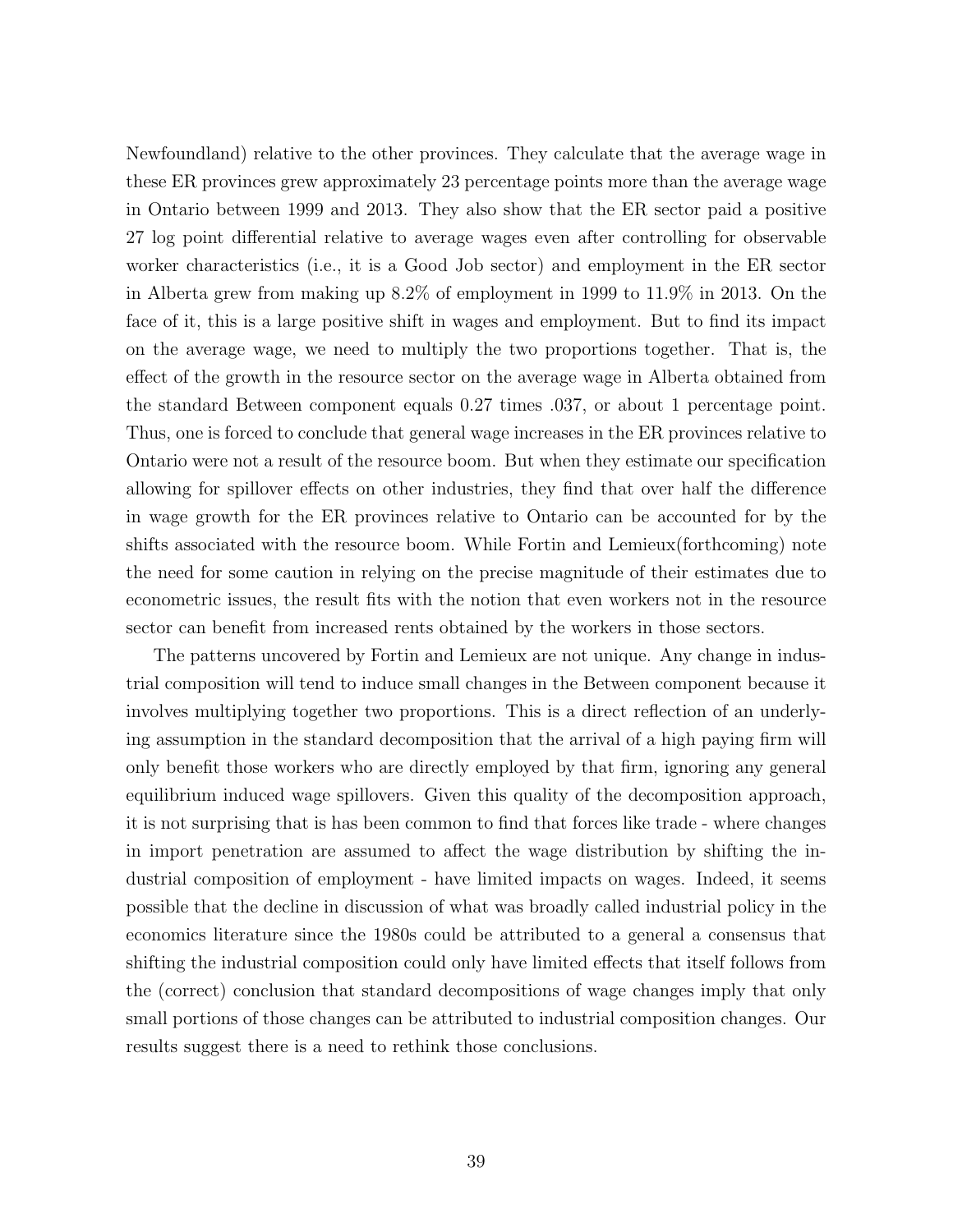Newfoundland) relative to the other provinces. They calculate that the average wage in these ER provinces grew approximately 23 percentage points more than the average wage in Ontario between 1999 and 2013. They also show that the ER sector paid a positive 27 log point differential relative to average wages even after controlling for observable worker characteristics (i.e., it is a Good Job sector) and employment in the ER sector in Alberta grew from making up 8.2% of employment in 1999 to 11.9% in 2013. On the face of it, this is a large positive shift in wages and employment. But to find its impact on the average wage, we need to multiply the two proportions together. That is, the effect of the growth in the resource sector on the average wage in Alberta obtained from the standard Between component equals 0.27 times .037, or about 1 percentage point. Thus, one is forced to conclude that general wage increases in the ER provinces relative to Ontario were not a result of the resource boom. But when they estimate our specification allowing for spillover effects on other industries, they find that over half the difference in wage growth for the ER provinces relative to Ontario can be accounted for by the shifts associated with the resource boom. While Fortin and Lemieux(forthcoming) note the need for some caution in relying on the precise magnitude of their estimates due to econometric issues, the result fits with the notion that even workers not in the resource sector can benefit from increased rents obtained by the workers in those sectors.

The patterns uncovered by Fortin and Lemieux are not unique. Any change in industrial composition will tend to induce small changes in the Between component because it involves multiplying together two proportions. This is a direct reflection of an underlying assumption in the standard decomposition that the arrival of a high paying firm will only benefit those workers who are directly employed by that firm, ignoring any general equilibrium induced wage spillovers. Given this quality of the decomposition approach, it is not surprising that is has been common to find that forces like trade - where changes in import penetration are assumed to affect the wage distribution by shifting the industrial composition of employment - have limited impacts on wages. Indeed, it seems possible that the decline in discussion of what was broadly called industrial policy in the economics literature since the 1980s could be attributed to a general a consensus that shifting the industrial composition could only have limited effects that itself follows from the (correct) conclusion that standard decompositions of wage changes imply that only small portions of those changes can be attributed to industrial composition changes. Our results suggest there is a need to rethink those conclusions.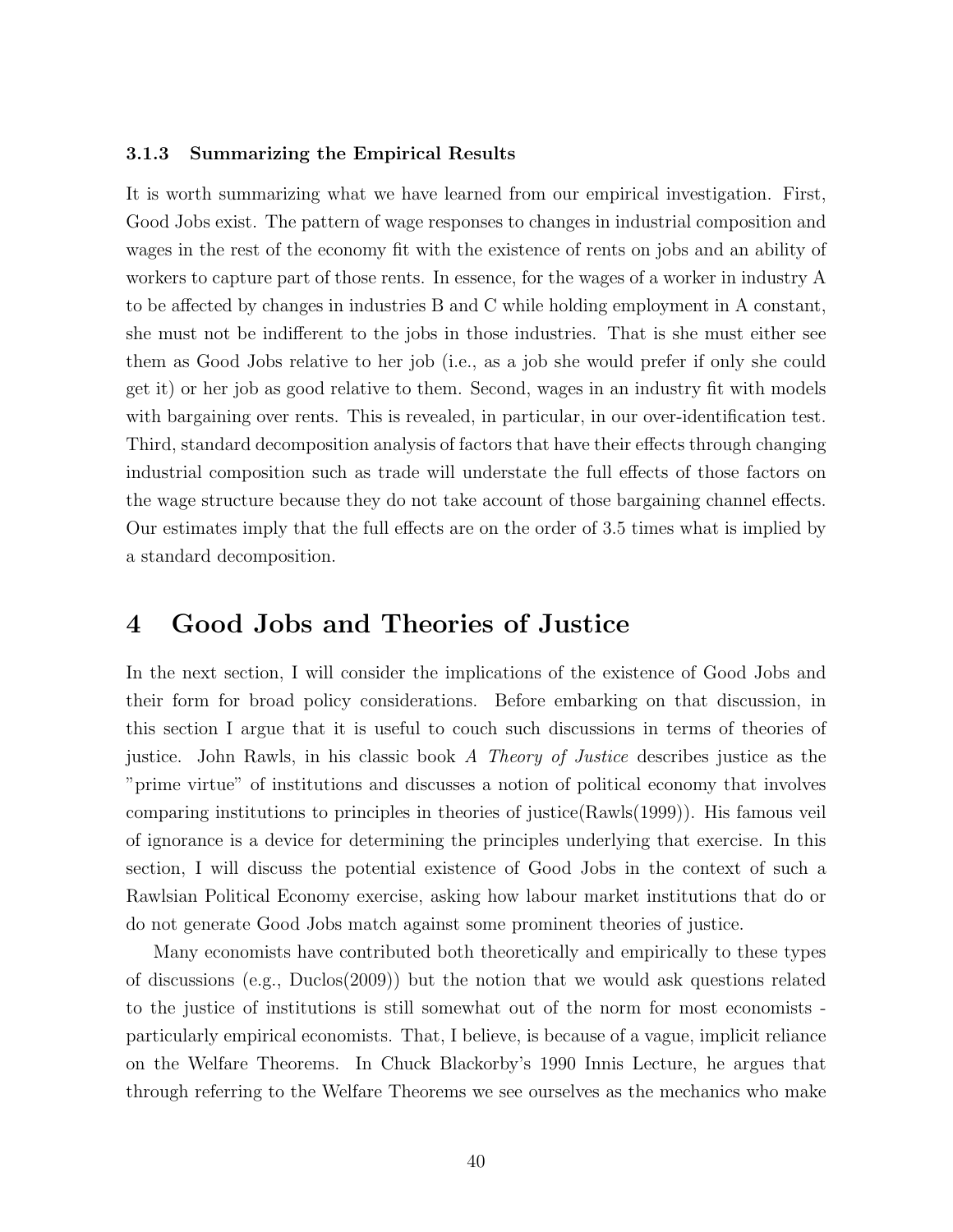#### 3.1.3 Summarizing the Empirical Results

It is worth summarizing what we have learned from our empirical investigation. First, Good Jobs exist. The pattern of wage responses to changes in industrial composition and wages in the rest of the economy fit with the existence of rents on jobs and an ability of workers to capture part of those rents. In essence, for the wages of a worker in industry A to be affected by changes in industries B and C while holding employment in A constant, she must not be indifferent to the jobs in those industries. That is she must either see them as Good Jobs relative to her job (i.e., as a job she would prefer if only she could get it) or her job as good relative to them. Second, wages in an industry fit with models with bargaining over rents. This is revealed, in particular, in our over-identification test. Third, standard decomposition analysis of factors that have their effects through changing industrial composition such as trade will understate the full effects of those factors on the wage structure because they do not take account of those bargaining channel effects. Our estimates imply that the full effects are on the order of 3.5 times what is implied by a standard decomposition.

# 4 Good Jobs and Theories of Justice

In the next section, I will consider the implications of the existence of Good Jobs and their form for broad policy considerations. Before embarking on that discussion, in this section I argue that it is useful to couch such discussions in terms of theories of justice. John Rawls, in his classic book *A Theory of Justice* describes justice as the "prime virtue" of institutions and discusses a notion of political economy that involves comparing institutions to principles in theories of justice(Rawls(1999)). His famous veil of ignorance is a device for determining the principles underlying that exercise. In this section, I will discuss the potential existence of Good Jobs in the context of such a Rawlsian Political Economy exercise, asking how labour market institutions that do or do not generate Good Jobs match against some prominent theories of justice.

Many economists have contributed both theoretically and empirically to these types of discussions (e.g., Duclos(2009)) but the notion that we would ask questions related to the justice of institutions is still somewhat out of the norm for most economists - particularly empirical economists. That, I believe, is because of a vague, implicit reliance on the Welfare Theorems. In Chuck Blackorby's 1990 Innis Lecture, he argues that through referring to the Welfare Theorems we see ourselves as the mechanics who make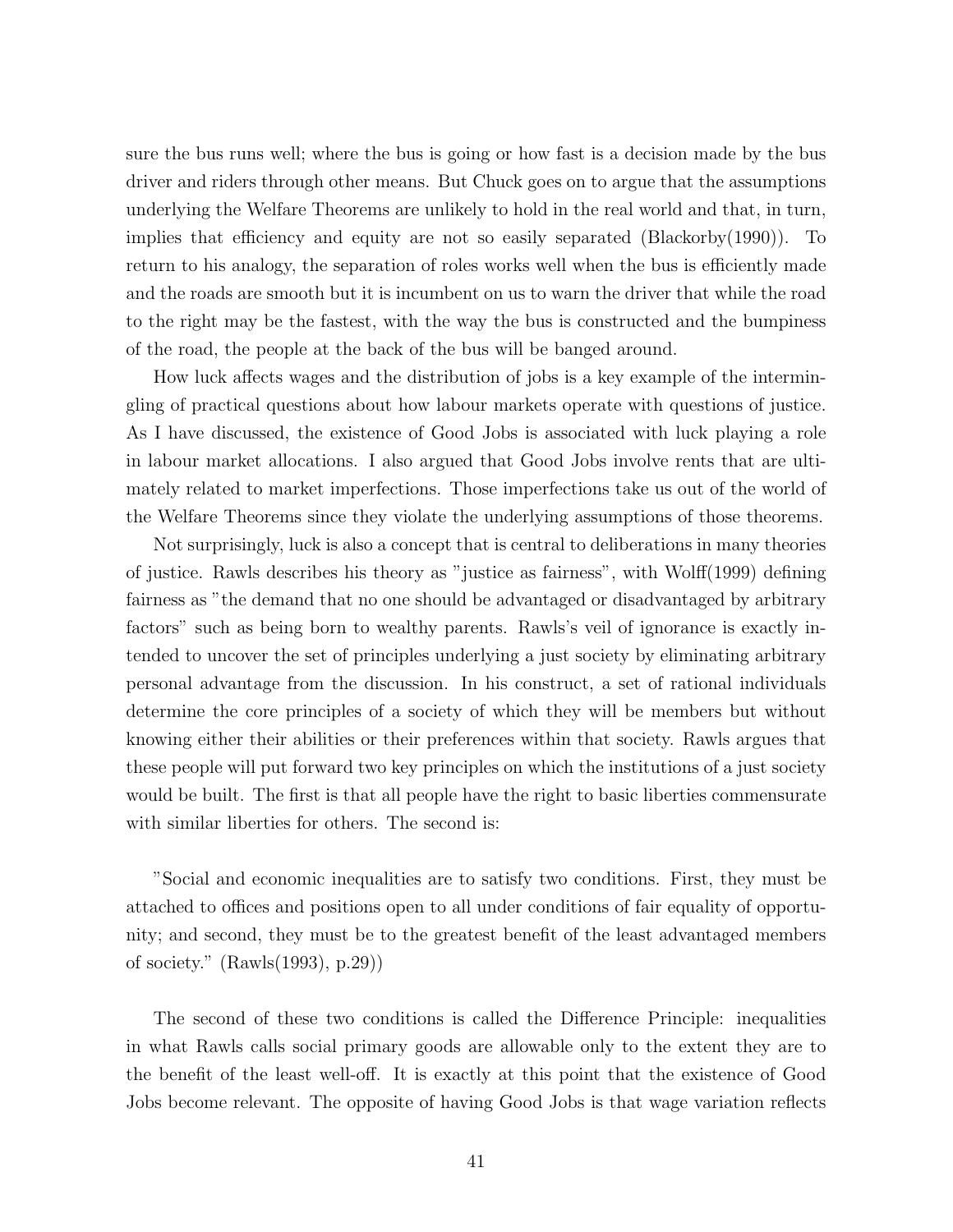sure the bus runs well; where the bus is going or how fast is a decision made by the bus driver and riders through other means. But Chuck goes on to argue that the assumptions underlying the Welfare Theorems are unlikely to hold in the real world and that, in turn, implies that efficiency and equity are not so easily separated (Blackorby(1990)). To return to his analogy, the separation of roles works well when the bus is efficiently made and the roads are smooth but it is incumbent on us to warn the driver that while the road to the right may be the fastest, with the way the bus is constructed and the bumpiness of the road, the people at the back of the bus will be banged around.

How luck affects wages and the distribution of jobs is a key example of the intermingling of practical questions about how labour markets operate with questions of justice. As I have discussed, the existence of Good Jobs is associated with luck playing a role in labour market allocations. I also argued that Good Jobs involve rents that are ultimately related to market imperfections. Those imperfections take us out of the world of the Welfare Theorems since they violate the underlying assumptions of those theorems.

Not surprisingly, luck is also a concept that is central to deliberations in many theories of justice. Rawls describes his theory as "justice as fairness", with Wolff(1999) defining fairness as "the demand that no one should be advantaged or disadvantaged by arbitrary factors" such as being born to wealthy parents. Rawls's veil of ignorance is exactly intended to uncover the set of principles underlying a just society by eliminating arbitrary personal advantage from the discussion. In his construct, a set of rational individuals determine the core principles of a society of which they will be members but without knowing either their abilities or their preferences within that society. Rawls argues that these people will put forward two key principles on which the institutions of a just society would be built. The first is that all people have the right to basic liberties commensurate with similar liberties for others. The second is:

"Social and economic inequalities are to satisfy two conditions. First, they must be attached to offices and positions open to all under conditions of fair equality of opportunity; and second, they must be to the greatest benefit of the least advantaged members of society." (Rawls(1993), p.29))

The second of these two conditions is called the Difference Principle: inequalities in what Rawls calls social primary goods are allowable only to the extent they are to the benefit of the least well-off. It is exactly at this point that the existence of Good Jobs become relevant. The opposite of having Good Jobs is that wage variation reflects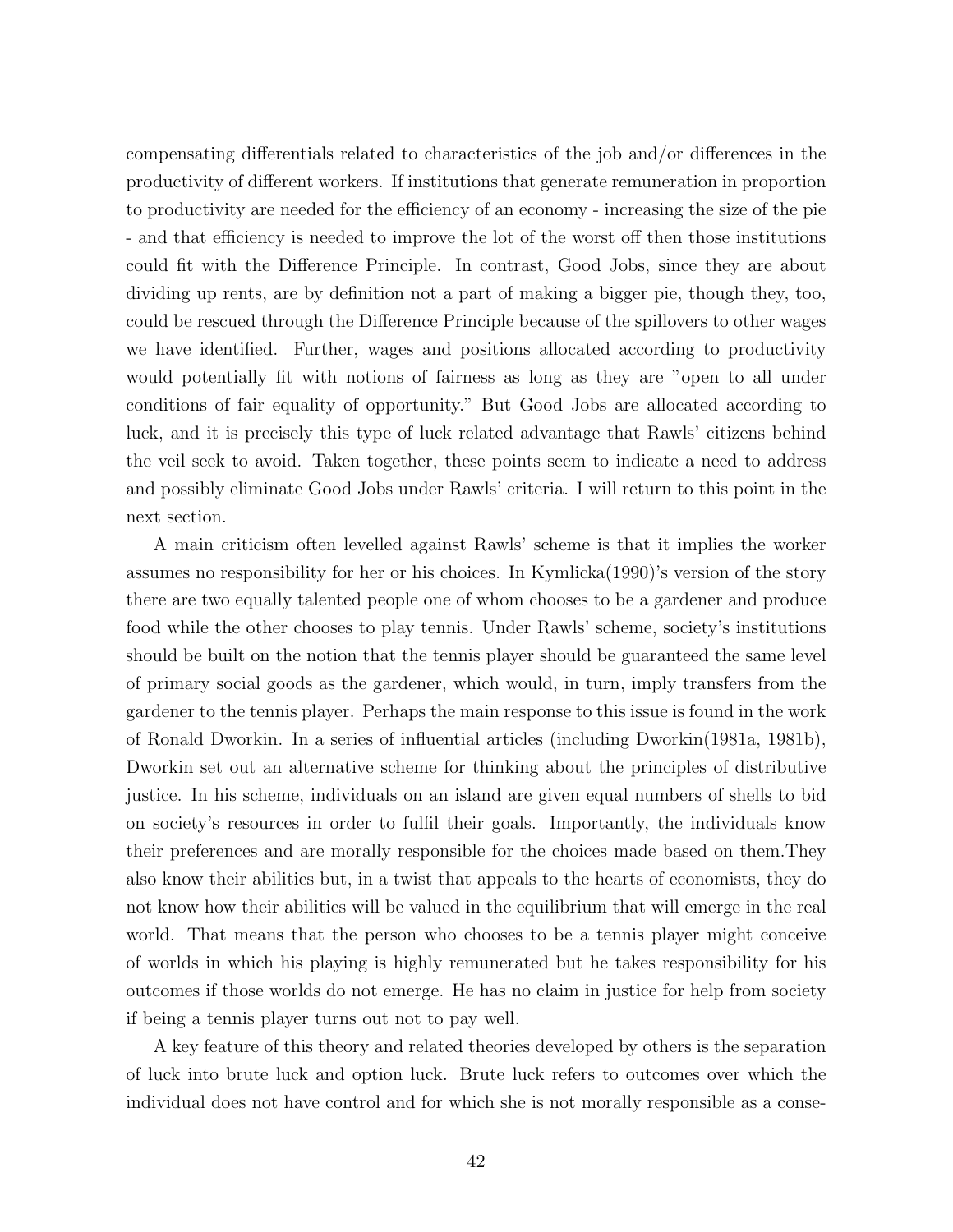compensating differentials related to characteristics of the job and/or differences in the productivity of different workers. If institutions that generate remuneration in proportion to productivity are needed for the efficiency of an economy - increasing the size of the pie - and that efficiency is needed to improve the lot of the worst off then those institutions could fit with the Difference Principle. In contrast, Good Jobs, since they are about dividing up rents, are by definition not a part of making a bigger pie, though they, too, could be rescued through the Difference Principle because of the spillovers to other wages we have identified. Further, wages and positions allocated according to productivity would potentially fit with notions of fairness as long as they are "open to all under conditions of fair equality of opportunity." But Good Jobs are allocated according to luck, and it is precisely this type of luck related advantage that Rawls' citizens behind the veil seek to avoid. Taken together, these points seem to indicate a need to address and possibly eliminate Good Jobs under Rawls' criteria. I will return to this point in the next section.

A main criticism often levelled against Rawls' scheme is that it implies the worker assumes no responsibility for her or his choices. In Kymlicka(1990)'s version of the story there are two equally talented people one of whom chooses to be a gardener and produce food while the other chooses to play tennis. Under Rawls' scheme, society's institutions should be built on the notion that the tennis player should be guaranteed the same level of primary social goods as the gardener, which would, in turn, imply transfers from the gardener to the tennis player. Perhaps the main response to this issue is found in the work of Ronald Dworkin. In a series of influential articles (including Dworkin(1981a, 1981b), Dworkin set out an alternative scheme for thinking about the principles of distributive justice. In his scheme, individuals on an island are given equal numbers of shells to bid on society's resources in order to fulfil their goals. Importantly, the individuals know their preferences and are morally responsible for the choices made based on them.They also know their abilities but, in a twist that appeals to the hearts of economists, they do not know how their abilities will be valued in the equilibrium that will emerge in the real world. That means that the person who chooses to be a tennis player might conceive of worlds in which his playing is highly remunerated but he takes responsibility for his outcomes if those worlds do not emerge. He has no claim in justice for help from society if being a tennis player turns out not to pay well.

A key feature of this theory and related theories developed by others is the separation of luck into brute luck and option luck. Brute luck refers to outcomes over which the individual does not have control and for which she is not morally responsible as a conse-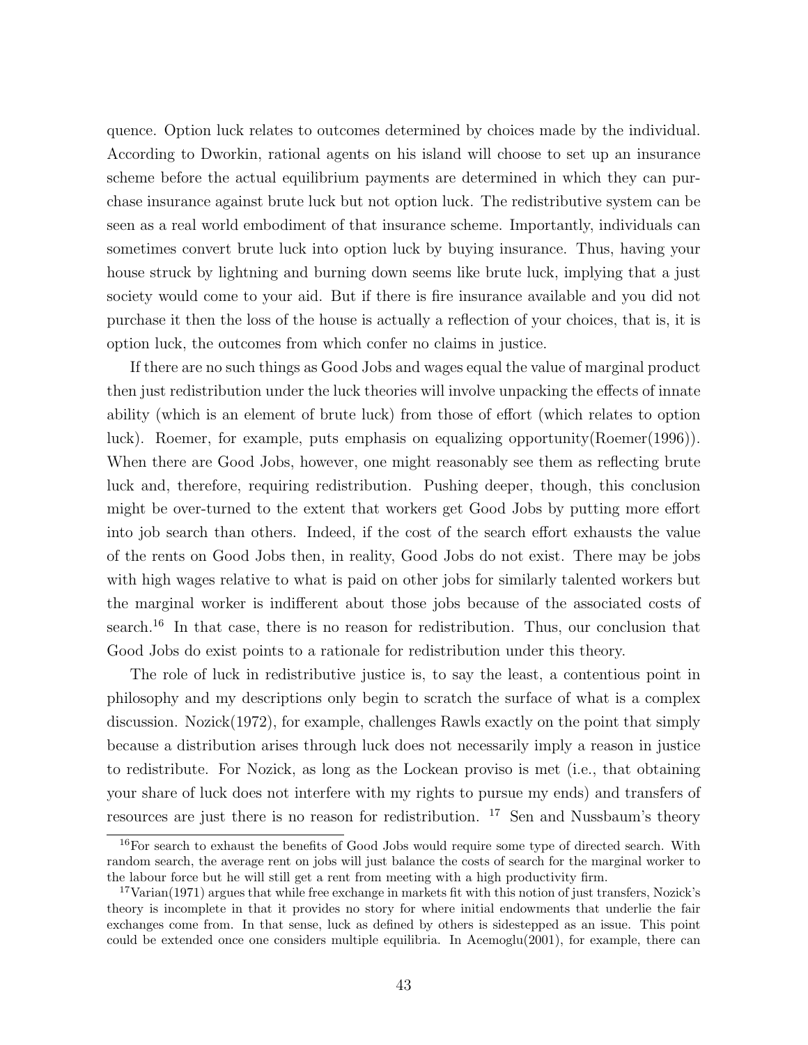quence. Option luck relates to outcomes determined by choices made by the individual. According to Dworkin, rational agents on his island will choose to set up an insurance scheme before the actual equilibrium payments are determined in which they can purchase insurance against brute luck but not option luck. The redistributive system can be seen as a real world embodiment of that insurance scheme. Importantly, individuals can sometimes convert brute luck into option luck by buying insurance. Thus, having your house struck by lightning and burning down seems like brute luck, implying that a just society would come to your aid. But if there is fire insurance available and you did not purchase it then the loss of the house is actually a reflection of your choices, that is, it is option luck, the outcomes from which confer no claims in justice.

If there are no such things as Good Jobs and wages equal the value of marginal product then just redistribution under the luck theories will involve unpacking the effects of innate ability (which is an element of brute luck) from those of effort (which relates to option luck). Roemer, for example, puts emphasis on equalizing opportunity(Roemer(1996)). When there are Good Jobs, however, one might reasonably see them as reflecting brute luck and, therefore, requiring redistribution. Pushing deeper, though, this conclusion might be over-turned to the extent that workers get Good Jobs by putting more effort into job search than others. Indeed, if the cost of the search effort exhausts the value of the rents on Good Jobs then, in reality, Good Jobs do not exist. There may be jobs with high wages relative to what is paid on other jobs for similarly talented workers but the marginal worker is indifferent about those jobs because of the associated costs of search.[16] In that case, there is no reason for redistribution. Thus, our conclusion that Good Jobs do exist points to a rationale for redistribution under this theory.

The role of luck in redistributive justice is, to say the least, a contentious point in philosophy and my descriptions only begin to scratch the surface of what is a complex discussion. Nozick(1972), for example, challenges Rawls exactly on the point that simply because a distribution arises through luck does not necessarily imply a reason in justice to redistribute. For Nozick, as long as the Lockean proviso is met (i.e., that obtaining your share of luck does not interfere with my rights to pursue my ends) and transfers of resources are just there is no reason for redistribution. [17] Sen and Nussbaum's theory

[16] For search to exhaust the benefits of Good Jobs would require some type of directed search. With random search, the average rent on jobs will just balance the costs of search for the marginal worker to the labour force but he will still get a rent from meeting with a high productivity firm.

[17] Varian(1971) argues that while free exchange in markets fit with this notion of just transfers, Nozick's theory is incomplete in that it provides no story for where initial endowments that underlie the fair exchanges come from. In that sense, luck as defined by others is sidestepped as an issue. This point could be extended once one considers multiple equilibria. In Acemoglu(2001), for example, there can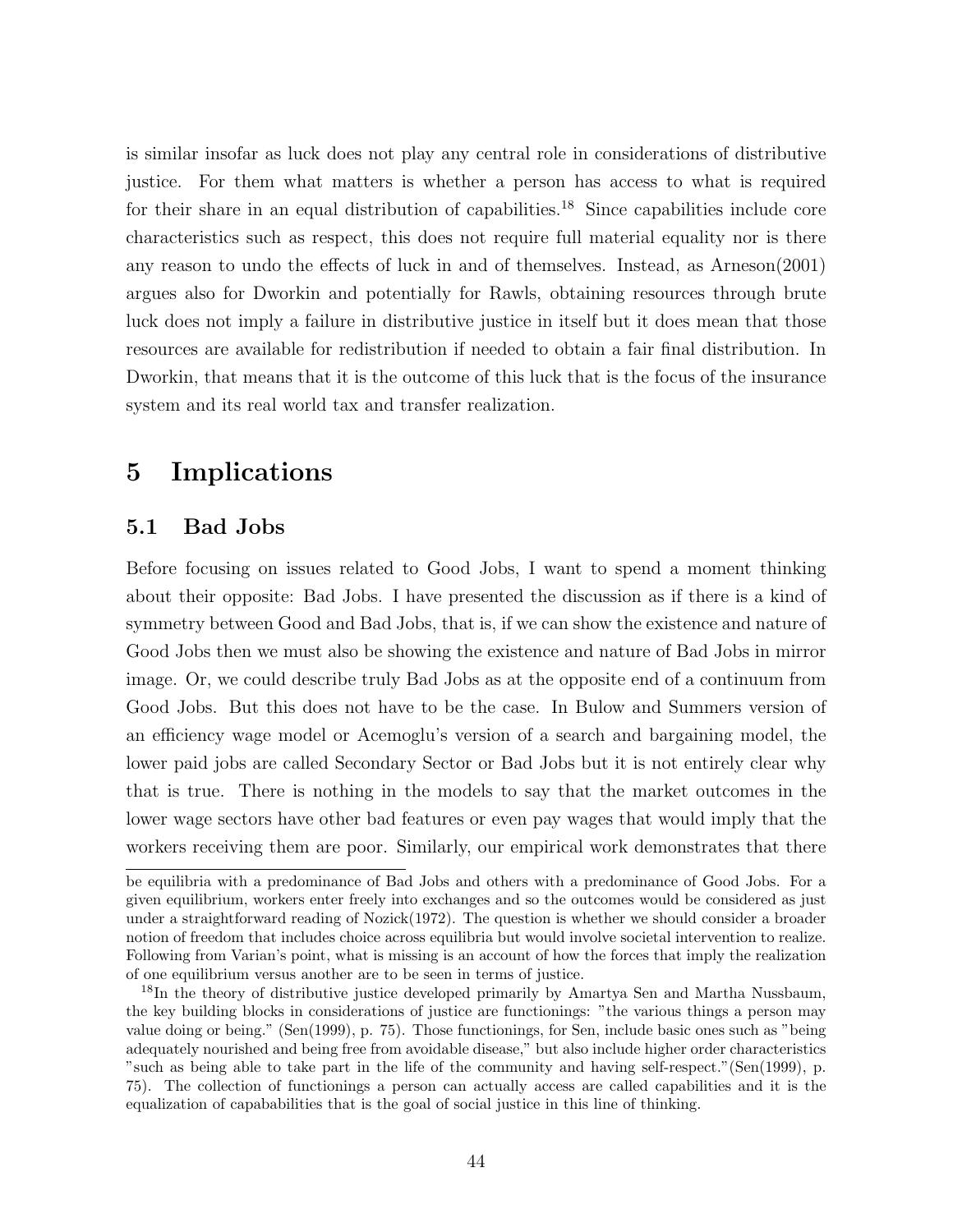is similar insofar as luck does not play any central role in considerations of distributive justice. For them what matters is whether a person has access to what is required for their share in an equal distribution of capabilities.[18] Since capabilities include core characteristics such as respect, this does not require full material equality nor is there any reason to undo the effects of luck in and of themselves. Instead, as Arneson(2001) argues also for Dworkin and potentially for Rawls, obtaining resources through brute luck does not imply a failure in distributive justice in itself but it does mean that those resources are available for redistribution if needed to obtain a fair final distribution. In Dworkin, that means that it is the outcome of this luck that is the focus of the insurance system and its real world tax and transfer realization.

# 5 Implications

## 5.1 Bad Jobs

Before focusing on issues related to Good Jobs, I want to spend a moment thinking about their opposite: Bad Jobs. I have presented the discussion as if there is a kind of symmetry between Good and Bad Jobs, that is, if we can show the existence and nature of Good Jobs then we must also be showing the existence and nature of Bad Jobs in mirror image. Or, we could describe truly Bad Jobs as at the opposite end of a continuum from Good Jobs. But this does not have to be the case. In Bulow and Summers version of an efficiency wage model or Acemoglu's version of a search and bargaining model, the lower paid jobs are called Secondary Sector or Bad Jobs but it is not entirely clear why that is true. There is nothing in the models to say that the market outcomes in the lower wage sectors have other bad features or even pay wages that would imply that the workers receiving them are poor. Similarly, our empirical work demonstrates that there

---

be equilibria with a predominance of Bad Jobs and others with a predominance of Good Jobs. For a given equilibrium, workers enter freely into exchanges and so the outcomes would be considered as just under a straightforward reading of Nozick(1972). The question is whether we should consider a broader notion of freedom that includes choice across equilibria but would involve societal intervention to realize. Following from Varian's point, what is missing is an account of how the forces that imply the realization of one equilibrium versus another are to be seen in terms of justice.

[18] In the theory of distributive justice developed primarily by Amartya Sen and Martha Nussbaum, the key building blocks in considerations of justice are functionings: "the various things a person may value doing or being." (Sen(1999), p. 75). Those functionings, for Sen, include basic ones such as "being adequately nourished and being free from avoidable disease," but also include higher order characteristics "such as being able to take part in the life of the community and having self-respect."(Sen(1999), p. 75). The collection of functionings a person can actually access are called capabilities and it is the equalization of capabilities that is the goal of social justice in this line of thinking.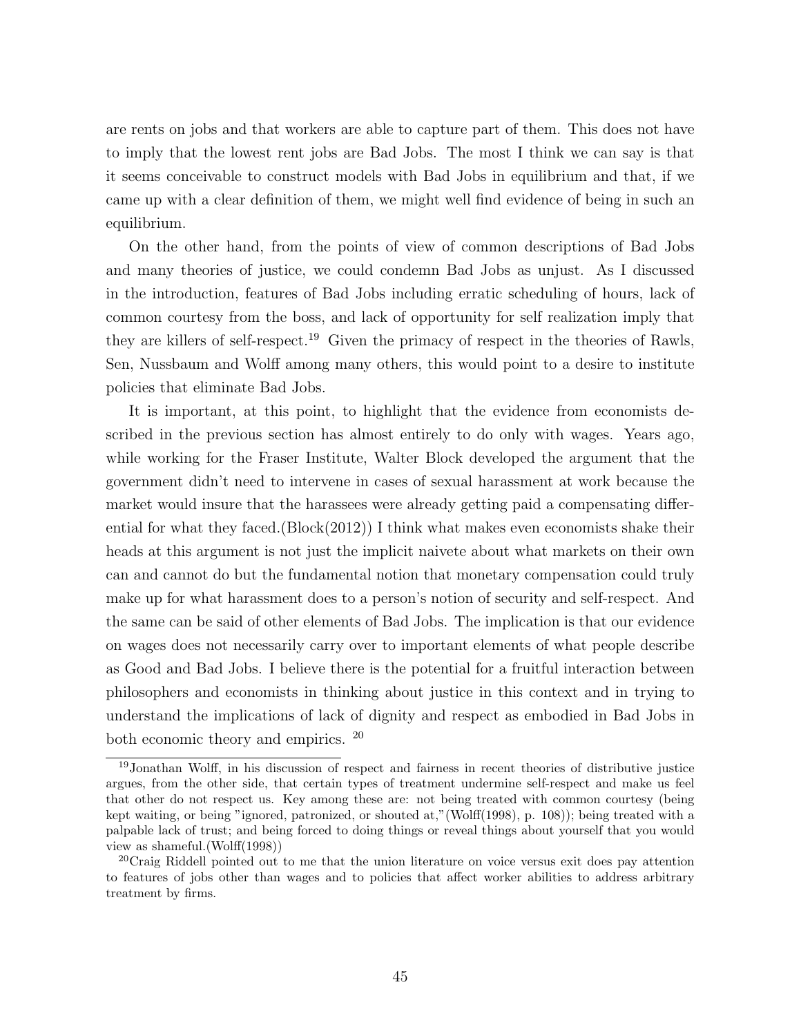are rents on jobs and that workers are able to capture part of them. This does not have to imply that the lowest rent jobs are Bad Jobs. The most I think we can say is that it seems conceivable to construct models with Bad Jobs in equilibrium and that, if we came up with a clear definition of them, we might well find evidence of being in such an equilibrium.

On the other hand, from the points of view of common descriptions of Bad Jobs and many theories of justice, we could condemn Bad Jobs as unjust. As I discussed in the introduction, features of Bad Jobs including erratic scheduling of hours, lack of common courtesy from the boss, and lack of opportunity for self realization imply that they are killers of self-respect.[19] Given the primacy of respect in the theories of Rawls, Sen, Nussbaum and Wolff among many others, this would point to a desire to institute policies that eliminate Bad Jobs.

It is important, at this point, to highlight that the evidence from economists described in the previous section has almost entirely to do only with wages. Years ago, while working for the Fraser Institute, Walter Block developed the argument that the government didn't need to intervene in cases of sexual harassment at work because the market would insure that the harassees were already getting paid a compensating differential for what they faced.(Block(2012)) I think what makes even economists shake their heads at this argument is not just the implicit naivete about what markets on their own can and cannot do but the fundamental notion that monetary compensation could truly make up for what harassment does to a person's notion of security and self-respect. And the same can be said of other elements of Bad Jobs. The implication is that our evidence on wages does not necessarily carry over to important elements of what people describe as Good and Bad Jobs. I believe there is the potential for a fruitful interaction between philosophers and economists in thinking about justice in this context and in trying to understand the implications of lack of dignity and respect as embodied in Bad Jobs in both economic theory and empirics. [20]

[19]Jonathan Wolff, in his discussion of respect and fairness in recent theories of distributive justice argues, from the other side, that certain types of treatment undermine self-respect and make us feel that other do not respect us. Key among these are: not being treated with common courtesy (being kept waiting, or being "ignored, patronized, or shouted at,"(Wolff(1998), p. 108)); being treated with a palpable lack of trust; and being forced to doing things or reveal things about yourself that you would view as shameful.(Wolff(1998))

[20]Craig Riddell pointed out to me that the union literature on voice versus exit does pay attention to features of jobs other than wages and to policies that affect worker abilities to address arbitrary treatment by firms.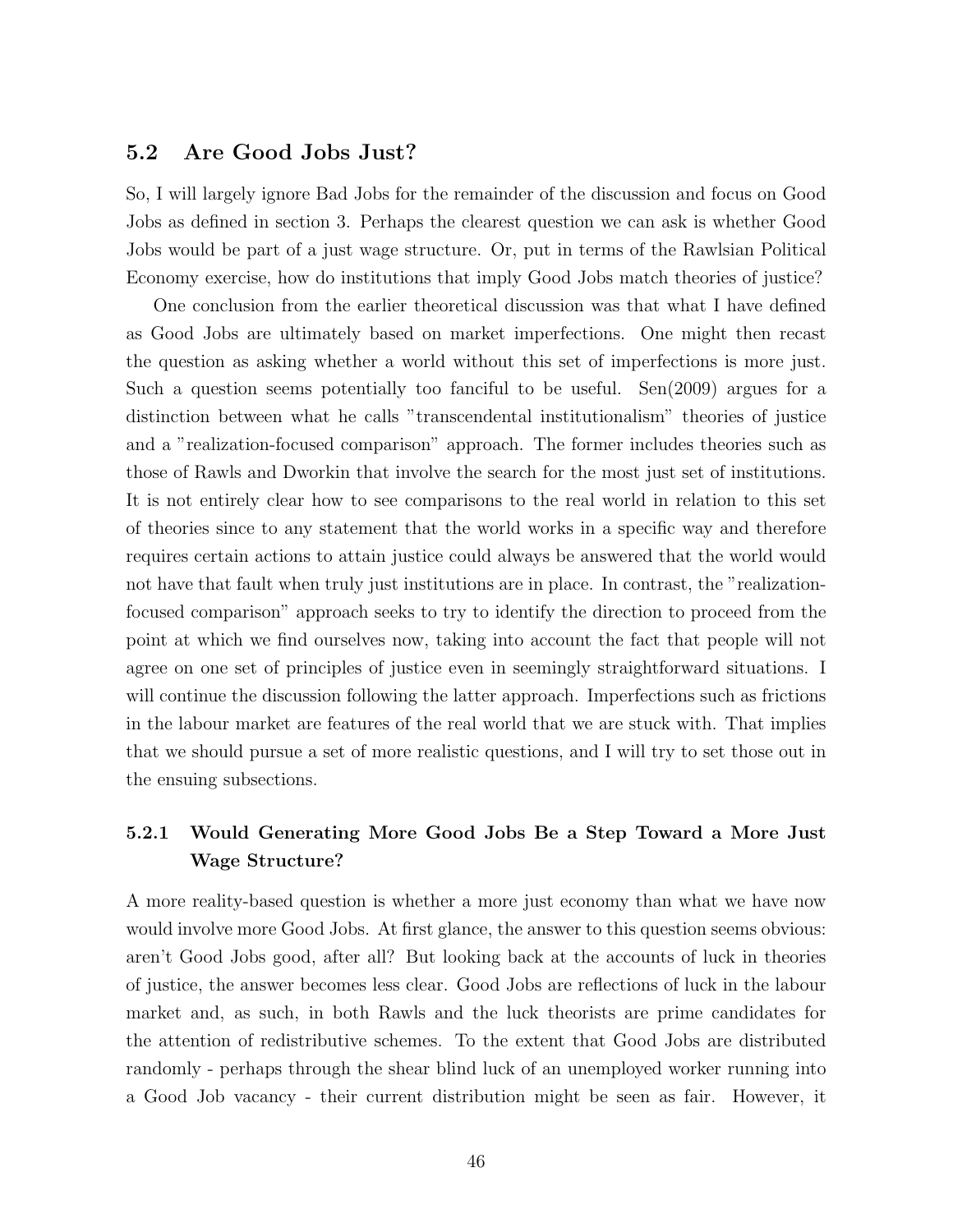## 5.2 Are Good Jobs Just?

So, I will largely ignore Bad Jobs for the remainder of the discussion and focus on Good Jobs as defined in section 3. Perhaps the clearest question we can ask is whether Good Jobs would be part of a just wage structure. Or, put in terms of the Rawlsian Political Economy exercise, how do institutions that imply Good Jobs match theories of justice?

One conclusion from the earlier theoretical discussion was that what I have defined as Good Jobs are ultimately based on market imperfections. One might then recast the question as asking whether a world without this set of imperfections is more just. Such a question seems potentially too fanciful to be useful. Sen(2009) argues for a distinction between what he calls "transcendental institutionalism" theories of justice and a "realization-focused comparison" approach. The former includes theories such as those of Rawls and Dworkin that involve the search for the most just set of institutions. It is not entirely clear how to see comparisons to the real world in relation to this set of theories since to any statement that the world works in a specific way and therefore requires certain actions to attain justice could always be answered that the world would not have that fault when truly just institutions are in place. In contrast, the "realization-focused comparison" approach seeks to try to identify the direction to proceed from the point at which we find ourselves now, taking into account the fact that people will not agree on one set of principles of justice even in seemingly straightforward situations. I will continue the discussion following the latter approach. Imperfections such as frictions in the labour market are features of the real world that we are stuck with. That implies that we should pursue a set of more realistic questions, and I will try to set those out in the ensuing subsections.

### 5.2.1 Would Generating More Good Jobs Be a Step Toward a More Just Wage Structure?

A more reality-based question is whether a more just economy than what we have now would involve more Good Jobs. At first glance, the answer to this question seems obvious: aren't Good Jobs good, after all? But looking back at the accounts of luck in theories of justice, the answer becomes less clear. Good Jobs are reflections of luck in the labour market and, as such, in both Rawls and the luck theorists are prime candidates for the attention of redistributive schemes. To the extent that Good Jobs are distributed randomly - perhaps through the shear blind luck of an unemployed worker running into a Good Job vacancy - their current distribution might be seen as fair. However, it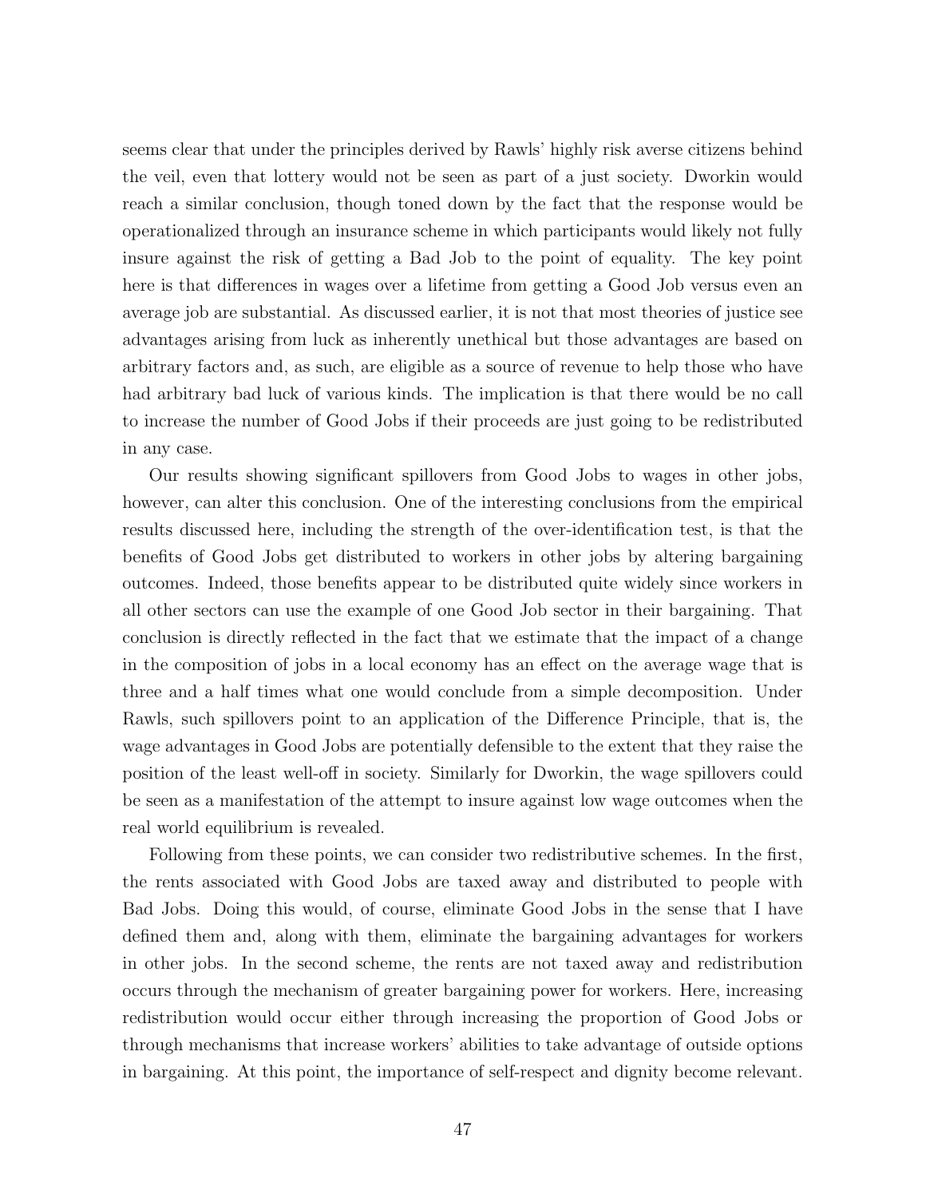seems clear that under the principles derived by Rawls' highly risk averse citizens behind the veil, even that lottery would not be seen as part of a just society. Dworkin would reach a similar conclusion, though toned down by the fact that the response would be operationalized through an insurance scheme in which participants would likely not fully insure against the risk of getting a Bad Job to the point of equality. The key point here is that differences in wages over a lifetime from getting a Good Job versus even an average job are substantial. As discussed earlier, it is not that most theories of justice see advantages arising from luck as inherently unethical but those advantages are based on arbitrary factors and, as such, are eligible as a source of revenue to help those who have had arbitrary bad luck of various kinds. The implication is that there would be no call to increase the number of Good Jobs if their proceeds are just going to be redistributed in any case.

Our results showing significant spillovers from Good Jobs to wages in other jobs, however, can alter this conclusion. One of the interesting conclusions from the empirical results discussed here, including the strength of the over-identification test, is that the benefits of Good Jobs get distributed to workers in other jobs by altering bargaining outcomes. Indeed, those benefits appear to be distributed quite widely since workers in all other sectors can use the example of one Good Job sector in their bargaining. That conclusion is directly reflected in the fact that we estimate that the impact of a change in the composition of jobs in a local economy has an effect on the average wage that is three and a half times what one would conclude from a simple decomposition. Under Rawls, such spillovers point to an application of the Difference Principle, that is, the wage advantages in Good Jobs are potentially defensible to the extent that they raise the position of the least well-off in society. Similarly for Dworkin, the wage spillovers could be seen as a manifestation of the attempt to insure against low wage outcomes when the real world equilibrium is revealed.

Following from these points, we can consider two redistributive schemes. In the first, the rents associated with Good Jobs are taxed away and distributed to people with Bad Jobs. Doing this would, of course, eliminate Good Jobs in the sense that I have defined them and, along with them, eliminate the bargaining advantages for workers in other jobs. In the second scheme, the rents are not taxed away and redistribution occurs through the mechanism of greater bargaining power for workers. Here, increasing redistribution would occur either through increasing the proportion of Good Jobs or through mechanisms that increase workers' abilities to take advantage of outside options in bargaining. At this point, the importance of self-respect and dignity become relevant.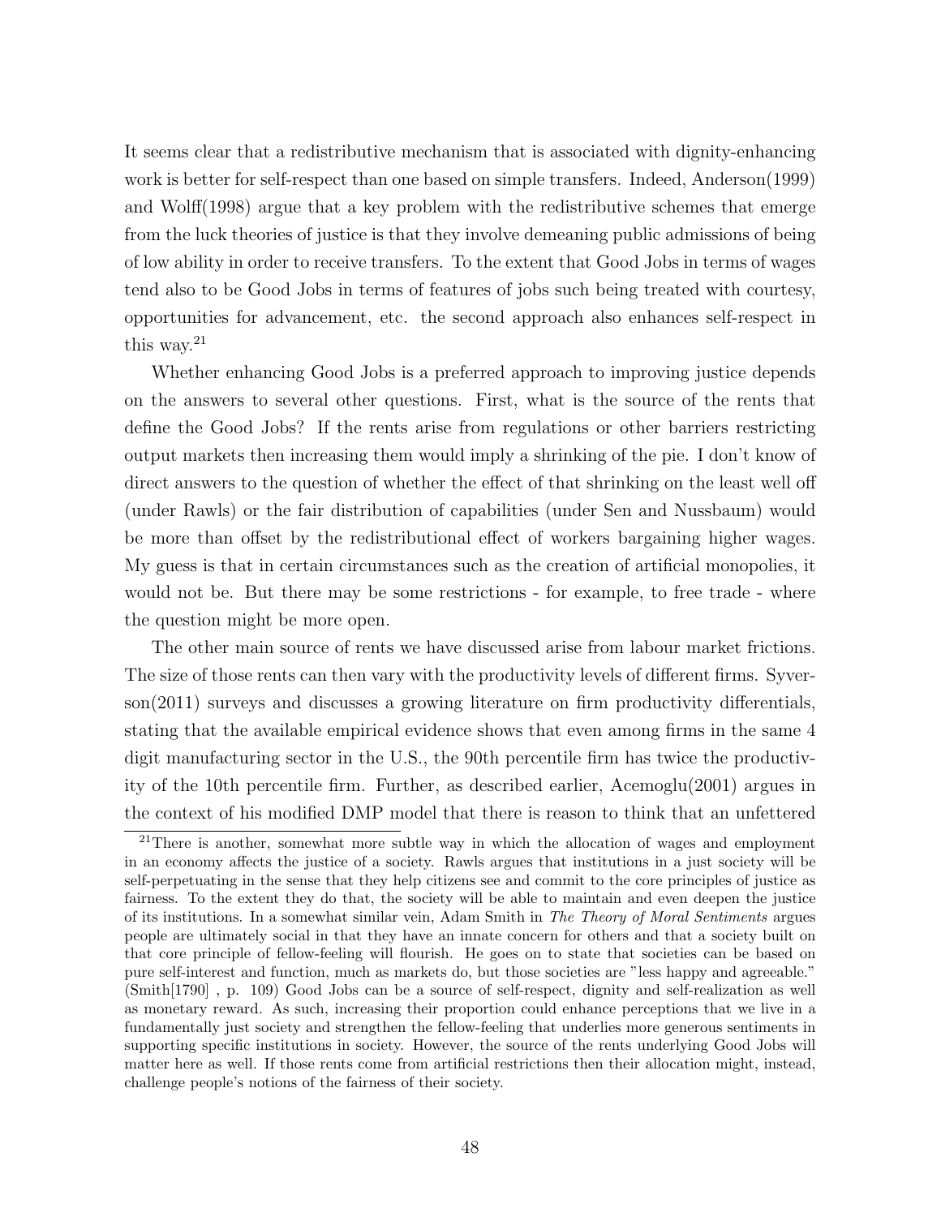It seems clear that a redistributive mechanism that is associated with dignity-enhancing work is better for self-respect than one based on simple transfers. Indeed, Anderson(1999) and Wolff(1998) argue that a key problem with the redistributive schemes that emerge from the luck theories of justice is that they involve demeaning public admissions of being of low ability in order to receive transfers. To the extent that Good Jobs in terms of wages tend also to be Good Jobs in terms of features of jobs such being treated with courtesy, opportunities for advancement, etc. the second approach also enhances self-respect in this way.[21]

Whether enhancing Good Jobs is a preferred approach to improving justice depends on the answers to several other questions. First, what is the source of the rents that define the Good Jobs? If the rents arise from regulations or other barriers restricting output markets then increasing them would imply a shrinking of the pie. I don't know of direct answers to the question of whether the effect of that shrinking on the least well off (under Rawls) or the fair distribution of capabilities (under Sen and Nussbaum) would be more than offset by the redistributional effect of workers bargaining higher wages. My guess is that in certain circumstances such as the creation of artificial monopolies, it would not be. But there may be some restrictions - for example, to free trade - where the question might be more open.

The other main source of rents we have discussed arise from labour market frictions. The size of those rents can then vary with the productivity levels of different firms. Syverson(2011) surveys and discusses a growing literature on firm productivity differentials, stating that the available empirical evidence shows that even among firms in the same 4 digit manufacturing sector in the U.S., the 90th percentile firm has twice the productivity of the 10th percentile firm. Further, as described earlier, Acemoglu(2001) argues in the context of his modified DMP model that there is reason to think that an unfettered

[21] There is another, somewhat more subtle way in which the allocation of wages and employment in an economy affects the justice of a society. Rawls argues that institutions in a just society will be self-perpetuating in the sense that they help citizens see and commit to the core principles of justice as fairness. To the extent they do that, the society will be able to maintain and even deepen the justice of its institutions. In a somewhat similar vein, Adam Smith in *The Theory of Moral Sentiments* argues people are ultimately social in that they have an innate concern for others and that a society built on that core principle of fellow-feeling will flourish. He goes on to state that societies can be based on pure self-interest and function, much as markets do, but those societies are "less happy and agreeable." (Smith[1790] , p. 109) Good Jobs can be a source of self-respect, dignity and self-realization as well as monetary reward. As such, increasing their proportion could enhance perceptions that we live in a fundamentally just society and strengthen the fellow-feeling that underlies more generous sentiments in supporting specific institutions in society. However, the source of the rents underlying Good Jobs will matter here as well. If those rents come from artificial restrictions then their allocation might, instead, challenge people's notions of the fairness of their society.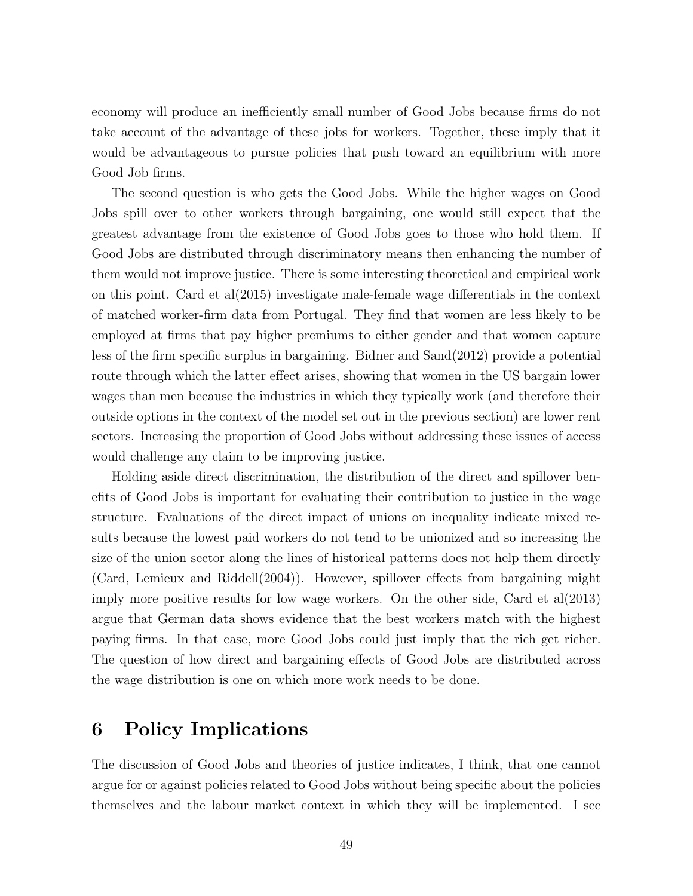economy will produce an inefficiently small number of Good Jobs because firms do not take account of the advantage of these jobs for workers. Together, these imply that it would be advantageous to pursue policies that push toward an equilibrium with more Good Job firms.

The second question is who gets the Good Jobs. While the higher wages on Good Jobs spill over to other workers through bargaining, one would still expect that the greatest advantage from the existence of Good Jobs goes to those who hold them. If Good Jobs are distributed through discriminatory means then enhancing the number of them would not improve justice. There is some interesting theoretical and empirical work on this point. Card et al(2015) investigate male-female wage differentials in the context of matched worker-firm data from Portugal. They find that women are less likely to be employed at firms that pay higher premiums to either gender and that women capture less of the firm specific surplus in bargaining. Bidner and Sand(2012) provide a potential route through which the latter effect arises, showing that women in the US bargain lower wages than men because the industries in which they typically work (and therefore their outside options in the context of the model set out in the previous section) are lower rent sectors. Increasing the proportion of Good Jobs without addressing these issues of access would challenge any claim to be improving justice.

Holding aside direct discrimination, the distribution of the direct and spillover benefits of Good Jobs is important for evaluating their contribution to justice in the wage structure. Evaluations of the direct impact of unions on inequality indicate mixed results because the lowest paid workers do not tend to be unionized and so increasing the size of the union sector along the lines of historical patterns does not help them directly (Card, Lemieux and Riddell(2004)). However, spillover effects from bargaining might imply more positive results for low wage workers. On the other side, Card et al(2013) argue that German data shows evidence that the best workers match with the highest paying firms. In that case, more Good Jobs could just imply that the rich get richer. The question of how direct and bargaining effects of Good Jobs are distributed across the wage distribution is one on which more work needs to be done.

# 6 Policy Implications

The discussion of Good Jobs and theories of justice indicates, I think, that one cannot argue for or against policies related to Good Jobs without being specific about the policies themselves and the labour market context in which they will be implemented. I see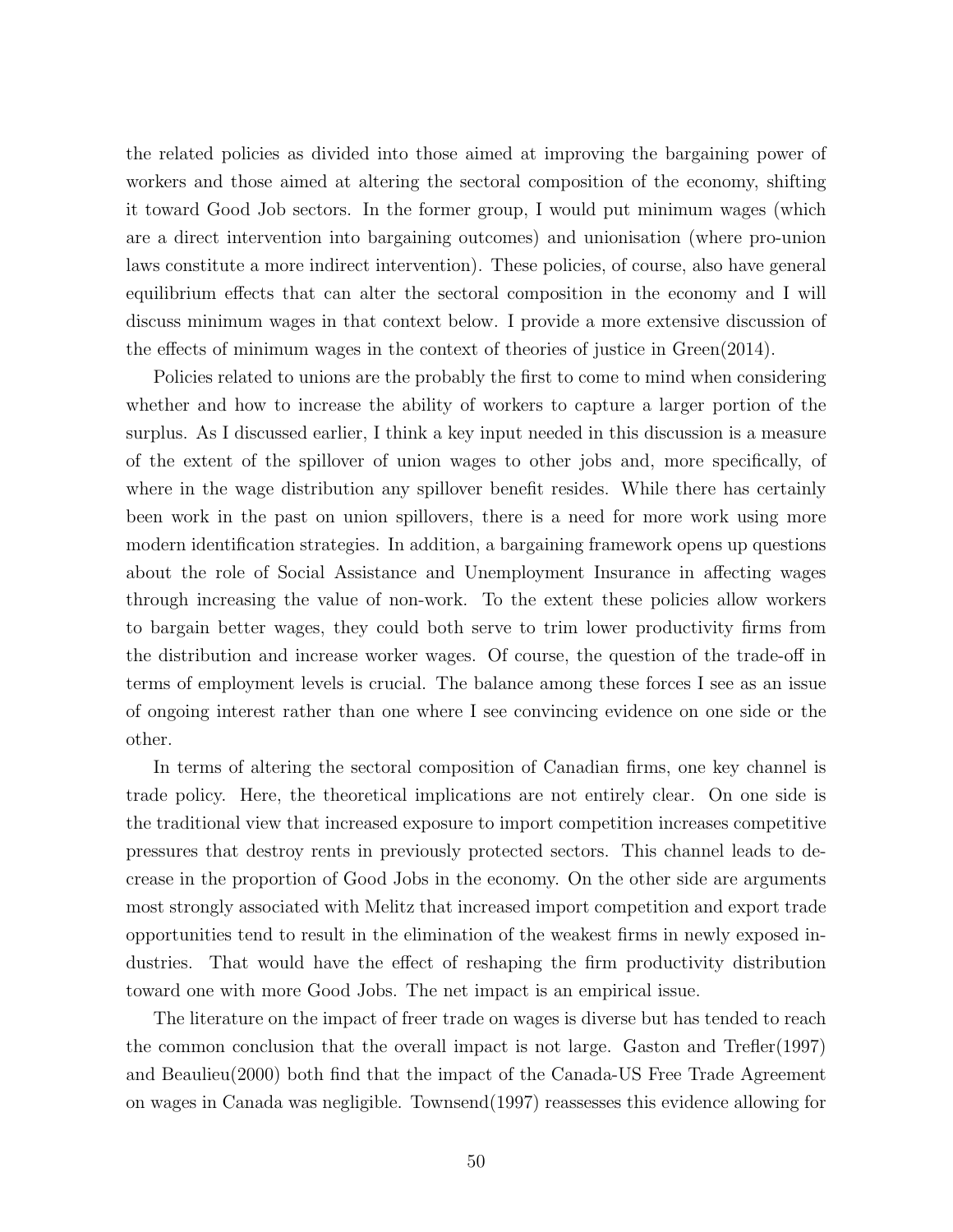the related policies as divided into those aimed at improving the bargaining power of workers and those aimed at altering the sectoral composition of the economy, shifting it toward Good Job sectors. In the former group, I would put minimum wages (which are a direct intervention into bargaining outcomes) and unionisation (where pro-union laws constitute a more indirect intervention). These policies, of course, also have general equilibrium effects that can alter the sectoral composition in the economy and I will discuss minimum wages in that context below. I provide a more extensive discussion of the effects of minimum wages in the context of theories of justice in Green(2014).

Policies related to unions are the probably the first to come to mind when considering whether and how to increase the ability of workers to capture a larger portion of the surplus. As I discussed earlier, I think a key input needed in this discussion is a measure of the extent of the spillover of union wages to other jobs and, more specifically, of where in the wage distribution any spillover benefit resides. While there has certainly been work in the past on union spillovers, there is a need for more work using more modern identification strategies. In addition, a bargaining framework opens up questions about the role of Social Assistance and Unemployment Insurance in affecting wages through increasing the value of non-work. To the extent these policies allow workers to bargain better wages, they could both serve to trim lower productivity firms from the distribution and increase worker wages. Of course, the question of the trade-off in terms of employment levels is crucial. The balance among these forces I see as an issue of ongoing interest rather than one where I see convincing evidence on one side or the other.

In terms of altering the sectoral composition of Canadian firms, one key channel is trade policy. Here, the theoretical implications are not entirely clear. On one side is the traditional view that increased exposure to import competition increases competitive pressures that destroy rents in previously protected sectors. This channel leads to decrease in the proportion of Good Jobs in the economy. On the other side are arguments most strongly associated with Melitz that increased import competition and export trade opportunities tend to result in the elimination of the weakest firms in newly exposed industries. That would have the effect of reshaping the firm productivity distribution toward one with more Good Jobs. The net impact is an empirical issue.

The literature on the impact of freer trade on wages is diverse but has tended to reach the common conclusion that the overall impact is not large. Gaston and Trefler(1997) and Beaulieu(2000) both find that the impact of the Canada-US Free Trade Agreement on wages in Canada was negligible. Townsend(1997) reassesses this evidence allowing for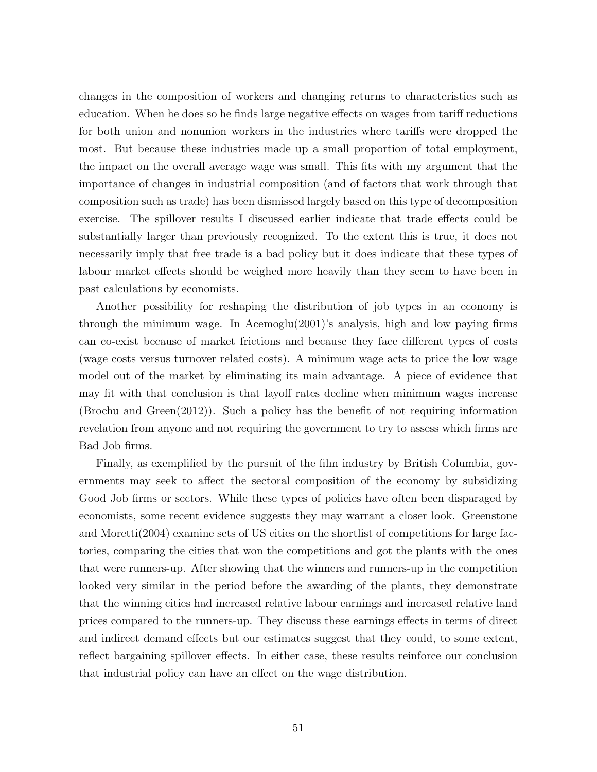changes in the composition of workers and changing returns to characteristics such as education. When he does so he finds large negative effects on wages from tariff reductions for both union and nonunion workers in the industries where tariffs were dropped the most. But because these industries made up a small proportion of total employment, the impact on the overall average wage was small. This fits with my argument that the importance of changes in industrial composition (and of factors that work through that composition such as trade) has been dismissed largely based on this type of decomposition exercise. The spillover results I discussed earlier indicate that trade effects could be substantially larger than previously recognized. To the extent this is true, it does not necessarily imply that free trade is a bad policy but it does indicate that these types of labour market effects should be weighed more heavily than they seem to have been in past calculations by economists.

Another possibility for reshaping the distribution of job types in an economy is through the minimum wage. In Acemoglu(2001)'s analysis, high and low paying firms can co-exist because of market frictions and because they face different types of costs (wage costs versus turnover related costs). A minimum wage acts to price the low wage model out of the market by eliminating its main advantage. A piece of evidence that may fit with that conclusion is that layoff rates decline when minimum wages increase (Brochu and Green(2012)). Such a policy has the benefit of not requiring information revelation from anyone and not requiring the government to try to assess which firms are Bad Job firms.

Finally, as exemplified by the pursuit of the film industry by British Columbia, governments may seek to affect the sectoral composition of the economy by subsidizing Good Job firms or sectors. While these types of policies have often been disparaged by economists, some recent evidence suggests they may warrant a closer look. Greenstone and Moretti(2004) examine sets of US cities on the shortlist of competitions for large factories, comparing the cities that won the competitions and got the plants with the ones that were runners-up. After showing that the winners and runners-up in the competition looked very similar in the period before the awarding of the plants, they demonstrate that the winning cities had increased relative labour earnings and increased relative land prices compared to the runners-up. They discuss these earnings effects in terms of direct and indirect demand effects but our estimates suggest that they could, to some extent, reflect bargaining spillover effects. In either case, these results reinforce our conclusion that industrial policy can have an effect on the wage distribution.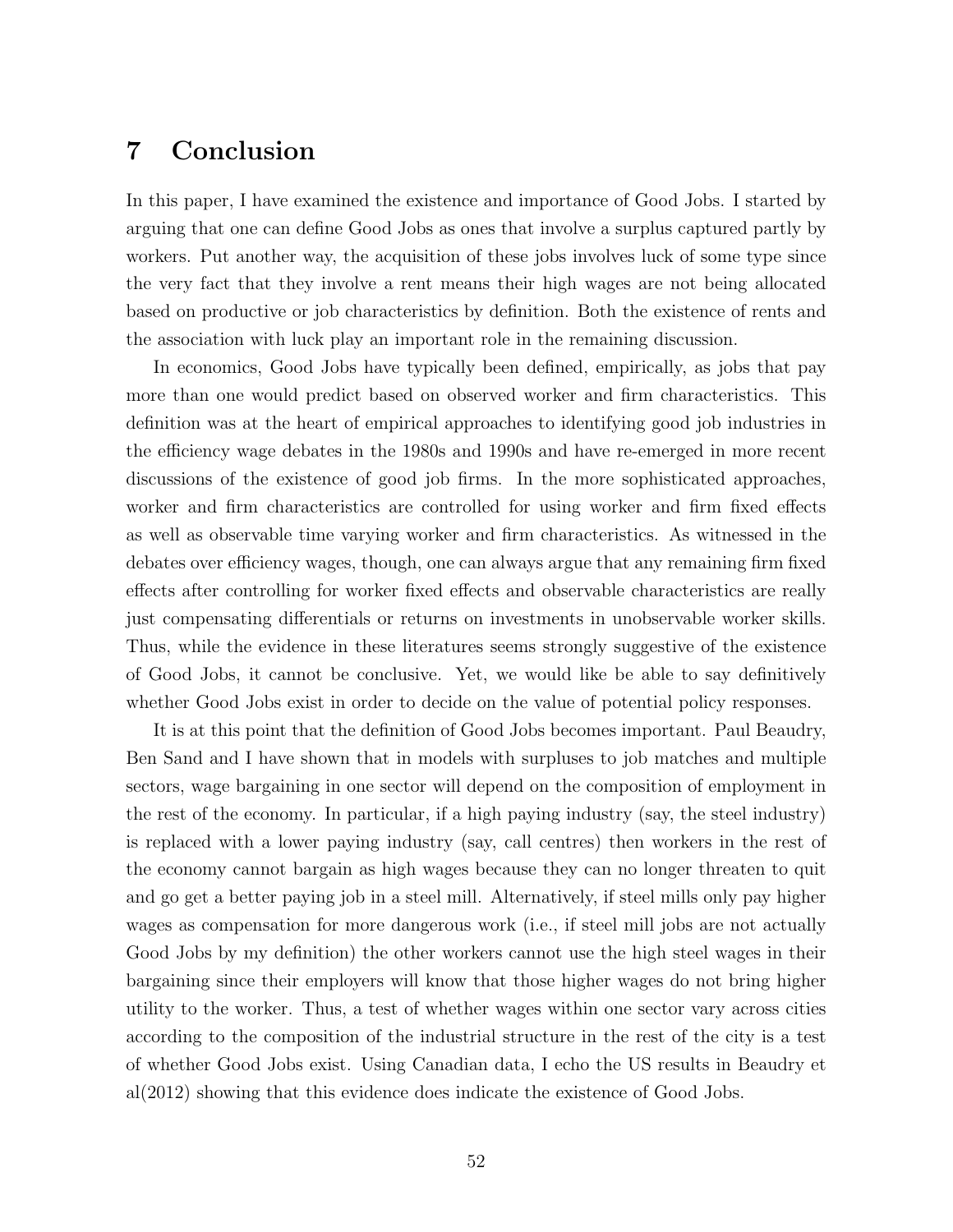# 7 Conclusion

In this paper, I have examined the existence and importance of Good Jobs. I started by arguing that one can define Good Jobs as ones that involve a surplus captured partly by workers. Put another way, the acquisition of these jobs involves luck of some type since the very fact that they involve a rent means their high wages are not being allocated based on productive or job characteristics by definition. Both the existence of rents and the association with luck play an important role in the remaining discussion.

In economics, Good Jobs have typically been defined, empirically, as jobs that pay more than one would predict based on observed worker and firm characteristics. This definition was at the heart of empirical approaches to identifying good job industries in the efficiency wage debates in the 1980s and 1990s and have re-emerged in more recent discussions of the existence of good job firms. In the more sophisticated approaches, worker and firm characteristics are controlled for using worker and firm fixed effects as well as observable time varying worker and firm characteristics. As witnessed in the debates over efficiency wages, though, one can always argue that any remaining firm fixed effects after controlling for worker fixed effects and observable characteristics are really just compensating differentials or returns on investments in unobservable worker skills. Thus, while the evidence in these literatures seems strongly suggestive of the existence of Good Jobs, it cannot be conclusive. Yet, we would like be able to say definitively whether Good Jobs exist in order to decide on the value of potential policy responses.

It is at this point that the definition of Good Jobs becomes important. Paul Beaudry, Ben Sand and I have shown that in models with surpluses to job matches and multiple sectors, wage bargaining in one sector will depend on the composition of employment in the rest of the economy. In particular, if a high paying industry (say, the steel industry) is replaced with a lower paying industry (say, call centres) then workers in the rest of the economy cannot bargain as high wages because they can no longer threaten to quit and go get a better paying job in a steel mill. Alternatively, if steel mills only pay higher wages as compensation for more dangerous work (i.e., if steel mill jobs are not actually Good Jobs by my definition) the other workers cannot use the high steel wages in their bargaining since their employers will know that those higher wages do not bring higher utility to the worker. Thus, a test of whether wages within one sector vary across cities according to the composition of the industrial structure in the rest of the city is a test of whether Good Jobs exist. Using Canadian data, I echo the US results in Beaudry et al(2012) showing that this evidence does indicate the existence of Good Jobs.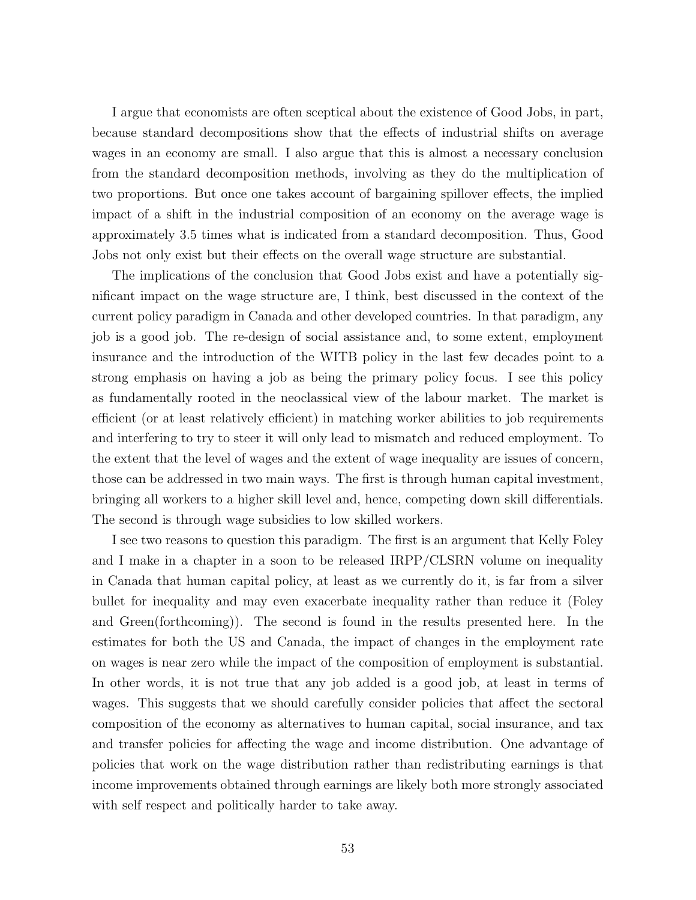I argue that economists are often sceptical about the existence of Good Jobs, in part, because standard decompositions show that the effects of industrial shifts on average wages in an economy are small. I also argue that this is almost a necessary conclusion from the standard decomposition methods, involving as they do the multiplication of two proportions. But once one takes account of bargaining spillover effects, the implied impact of a shift in the industrial composition of an economy on the average wage is approximately 3.5 times what is indicated from a standard decomposition. Thus, Good Jobs not only exist but their effects on the overall wage structure are substantial.

The implications of the conclusion that Good Jobs exist and have a potentially significant impact on the wage structure are, I think, best discussed in the context of the current policy paradigm in Canada and other developed countries. In that paradigm, any job is a good job. The re-design of social assistance and, to some extent, employment insurance and the introduction of the WITB policy in the last few decades point to a strong emphasis on having a job as being the primary policy focus. I see this policy as fundamentally rooted in the neoclassical view of the labour market. The market is efficient (or at least relatively efficient) in matching worker abilities to job requirements and interfering to try to steer it will only lead to mismatch and reduced employment. To the extent that the level of wages and the extent of wage inequality are issues of concern, those can be addressed in two main ways. The first is through human capital investment, bringing all workers to a higher skill level and, hence, competing down skill differentials. The second is through wage subsidies to low skilled workers.

I see two reasons to question this paradigm. The first is an argument that Kelly Foley and I make in a chapter in a soon to be released IRPP/CLSRN volume on inequality in Canada that human capital policy, at least as we currently do it, is far from a silver bullet for inequality and may even exacerbate inequality rather than reduce it (Foley and Green(forthcoming)). The second is found in the results presented here. In the estimates for both the US and Canada, the impact of changes in the employment rate on wages is near zero while the impact of the composition of employment is substantial. In other words, it is not true that any job added is a good job, at least in terms of wages. This suggests that we should carefully consider policies that affect the sectoral composition of the economy as alternatives to human capital, social insurance, and tax and transfer policies for affecting the wage and income distribution. One advantage of policies that work on the wage distribution rather than redistributing earnings is that income improvements obtained through earnings are likely both more strongly associated with self respect and politically harder to take away.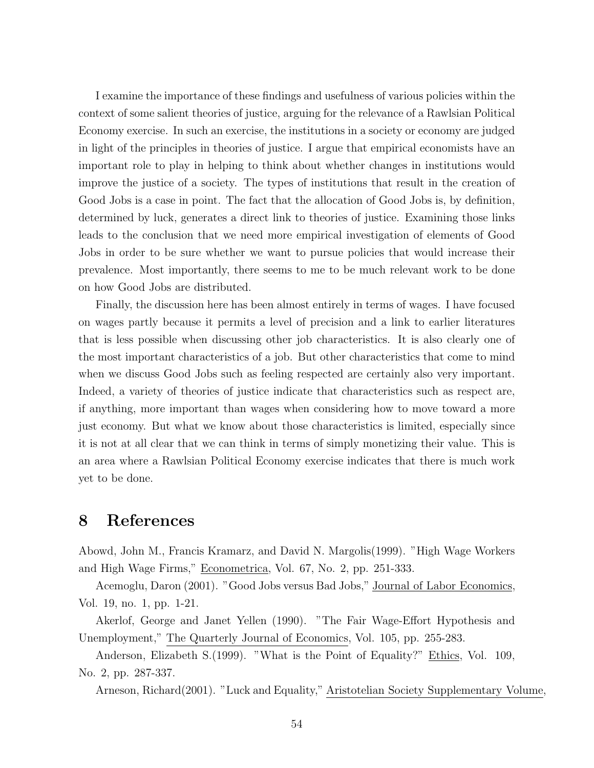I examine the importance of these findings and usefulness of various policies within the context of some salient theories of justice, arguing for the relevance of a Rawlsian Political Economy exercise. In such an exercise, the institutions in a society or economy are judged in light of the principles in theories of justice. I argue that empirical economists have an important role to play in helping to think about whether changes in institutions would improve the justice of a society. The types of institutions that result in the creation of Good Jobs is a case in point. The fact that the allocation of Good Jobs is, by definition, determined by luck, generates a direct link to theories of justice. Examining those links leads to the conclusion that we need more empirical investigation of elements of Good Jobs in order to be sure whether we want to pursue policies that would increase their prevalence. Most importantly, there seems to me to be much relevant work to be done on how Good Jobs are distributed.

Finally, the discussion here has been almost entirely in terms of wages. I have focused on wages partly because it permits a level of precision and a link to earlier literatures that is less possible when discussing other job characteristics. It is also clearly one of the most important characteristics of a job. But other characteristics that come to mind when we discuss Good Jobs such as feeling respected are certainly also very important. Indeed, a variety of theories of justice indicate that characteristics such as respect are, if anything, more important than wages when considering how to move toward a more just economy. But what we know about those characteristics is limited, especially since it is not at all clear that we can think in terms of simply monetizing their value. This is an area where a Rawlsian Political Economy exercise indicates that there is much work yet to be done.

# 8 References

Abowd, John M., Francis Kramarz, and David N. Margolis(1999). "High Wage Workers and High Wage Firms," Econometrica, Vol. 67, No. 2, pp. 251-333.

Acemoglu, Daron (2001). "Good Jobs versus Bad Jobs," Journal of Labor Economics, Vol. 19, no. 1, pp. 1-21.

Akerlof, George and Janet Yellen (1990). "The Fair Wage-Effort Hypothesis and Unemployment," The Quarterly Journal of Economics, Vol. 105, pp. 255-283.

Anderson, Elizabeth S.(1999). "What is the Point of Equality?" Ethics, Vol. 109, No. 2, pp. 287-337.

Arneson, Richard(2001). "Luck and Equality," Aristotelian Society Supplementary Volume,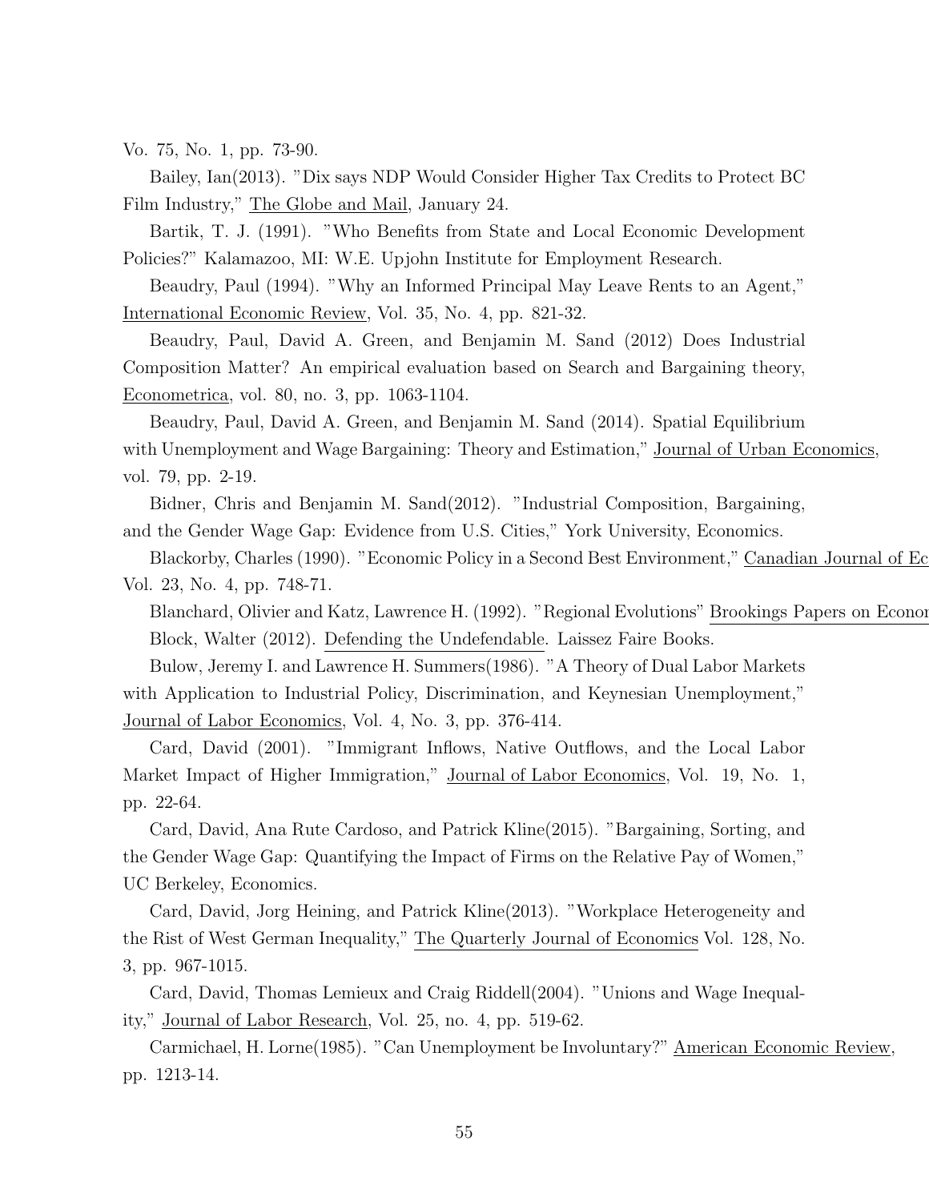Vo. 75, No. 1, pp. 73-90.

Bailey, Ian(2013). "Dix says NDP Would Consider Higher Tax Credits to Protect BC Film Industry," The Globe and Mail, January 24.

Bartik, T. J. (1991). "Who Benefits from State and Local Economic Development Policies?" Kalamazoo, MI: W.E. Upjohn Institute for Employment Research.

Beaudry, Paul (1994). "Why an Informed Principal May Leave Rents to an Agent," International Economic Review, Vol. 35, No. 4, pp. 821-32.

Beaudry, Paul, David A. Green, and Benjamin M. Sand (2012) Does Industrial Composition Matter? An empirical evaluation based on Search and Bargaining theory, Econometrica, vol. 80, no. 3, pp. 1063-1104.

Beaudry, Paul, David A. Green, and Benjamin M. Sand (2014). Spatial Equilibrium with Unemployment and Wage Bargaining: Theory and Estimation," Journal of Urban Economics, vol. 79, pp. 2-19.

Bidner, Chris and Benjamin M. Sand(2012). "Industrial Composition, Bargaining, and the Gender Wage Gap: Evidence from U.S. Cities," York University, Economics.

Blackorby, Charles (1990). "Economic Policy in a Second Best Environment," Canadian Journal of Ec
Vol. 23, No. 4, pp. 748-71.

Blanchard, Olivier and Katz, Lawrence H. (1992). "Regional Evolutions" Brookings Papers on Econor

Block, Walter (2012). Defending the Undefendable. Laissez Faire Books.

Bulow, Jeremy I. and Lawrence H. Summers(1986). "A Theory of Dual Labor Markets with Application to Industrial Policy, Discrimination, and Keynesian Unemployment," Journal of Labor Economics, Vol. 4, No. 3, pp. 376-414.

Card, David (2001). "Immigrant Inflows, Native Outflows, and the Local Labor Market Impact of Higher Immigration," Journal of Labor Economics, Vol. 19, No. 1, pp. 22-64.

Card, David, Ana Rute Cardoso, and Patrick Kline(2015). "Bargaining, Sorting, and the Gender Wage Gap: Quantifying the Impact of Firms on the Relative Pay of Women," UC Berkeley, Economics.

Card, David, Jorg Heining, and Patrick Kline(2013). "Workplace Heterogeneity and the Rist of West German Inequality," The Quarterly Journal of Economics Vol. 128, No. 3, pp. 967-1015.

Card, David, Thomas Lemieux and Craig Riddell(2004). "Unions and Wage Inequality," Journal of Labor Research, Vol. 25, no. 4, pp. 519-62.

Carmichael, H. Lorne(1985). "Can Unemployment be Involuntary?" American Economic Review, pp. 1213-14.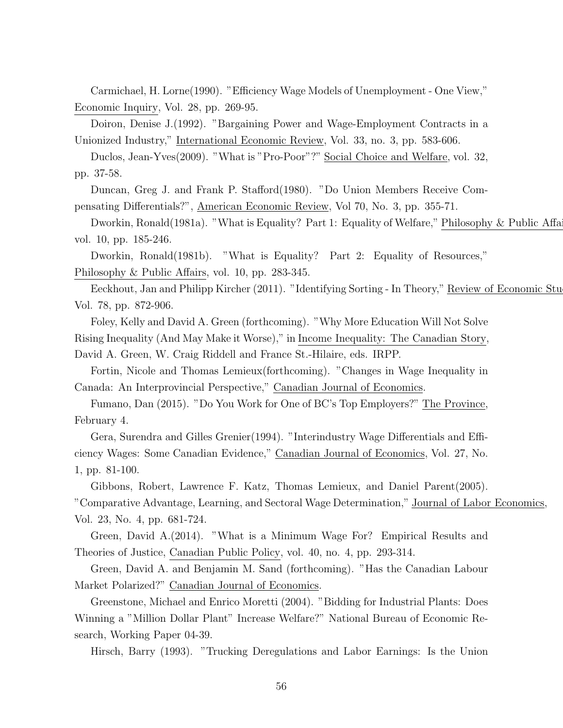Carmichael, H. Lorne(1990). "Efficiency Wage Models of Unemployment - One View," Economic Inquiry, Vol. 28, pp. 269-95.

Doiron, Denise J.(1992). "Bargaining Power and Wage-Employment Contracts in a Unionized Industry," International Economic Review, Vol. 33, no. 3, pp. 583-606.

Duclos, Jean-Yves(2009). "What is "Pro-Poor"?" Social Choice and Welfare, vol. 32, pp. 37-58.

Duncan, Greg J. and Frank P. Stafford(1980). "Do Union Members Receive Compensating Differentials?", American Economic Review, Vol 70, No. 3, pp. 355-71.

Dworkin, Ronald(1981a). "What is Equality? Part 1: Equality of Welfare," Philosophy & Public Affai vol. 10, pp. 185-246.

Dworkin, Ronald(1981b). "What is Equality? Part 2: Equality of Resources," Philosophy & Public Affairs, vol. 10, pp. 283-345.

Eeckhout, Jan and Philipp Kircher (2011). "Identifying Sorting - In Theory," Review of Economic Stu Vol. 78, pp. 872-906.

Foley, Kelly and David A. Green (forthcoming). "Why More Education Will Not Solve Rising Inequality (And May Make it Worse)," in Income Inequality: The Canadian Story, David A. Green, W. Craig Riddell and France St.-Hilaire, eds. IRPP.

Fortin, Nicole and Thomas Lemieux(forthcoming). "Changes in Wage Inequality in Canada: An Interprovincial Perspective," Canadian Journal of Economics.

Fumano, Dan (2015). "Do You Work for One of BC's Top Employers?" The Province, February 4.

Gera, Surendra and Gilles Grenier(1994). "Interindustry Wage Differentials and Efficiency Wages: Some Canadian Evidence," Canadian Journal of Economics, Vol. 27, No. 1, pp. 81-100.

Gibbons, Robert, Lawrence F. Katz, Thomas Lemieux, and Daniel Parent(2005). "Comparative Advantage, Learning, and Sectoral Wage Determination," Journal of Labor Economics, Vol. 23, No. 4, pp. 681-724.

Green, David A.(2014). "What is a Minimum Wage For? Empirical Results and Theories of Justice, Canadian Public Policy, vol. 40, no. 4, pp. 293-314.

Green, David A. and Benjamin M. Sand (forthcoming). "Has the Canadian Labour Market Polarized?" Canadian Journal of Economics.

Greenstone, Michael and Enrico Moretti (2004). "Bidding for Industrial Plants: Does Winning a "Million Dollar Plant" Increase Welfare?" National Bureau of Economic Research, Working Paper 04-39.

Hirsch, Barry (1993). "Trucking Deregulations and Labor Earnings: Is the Union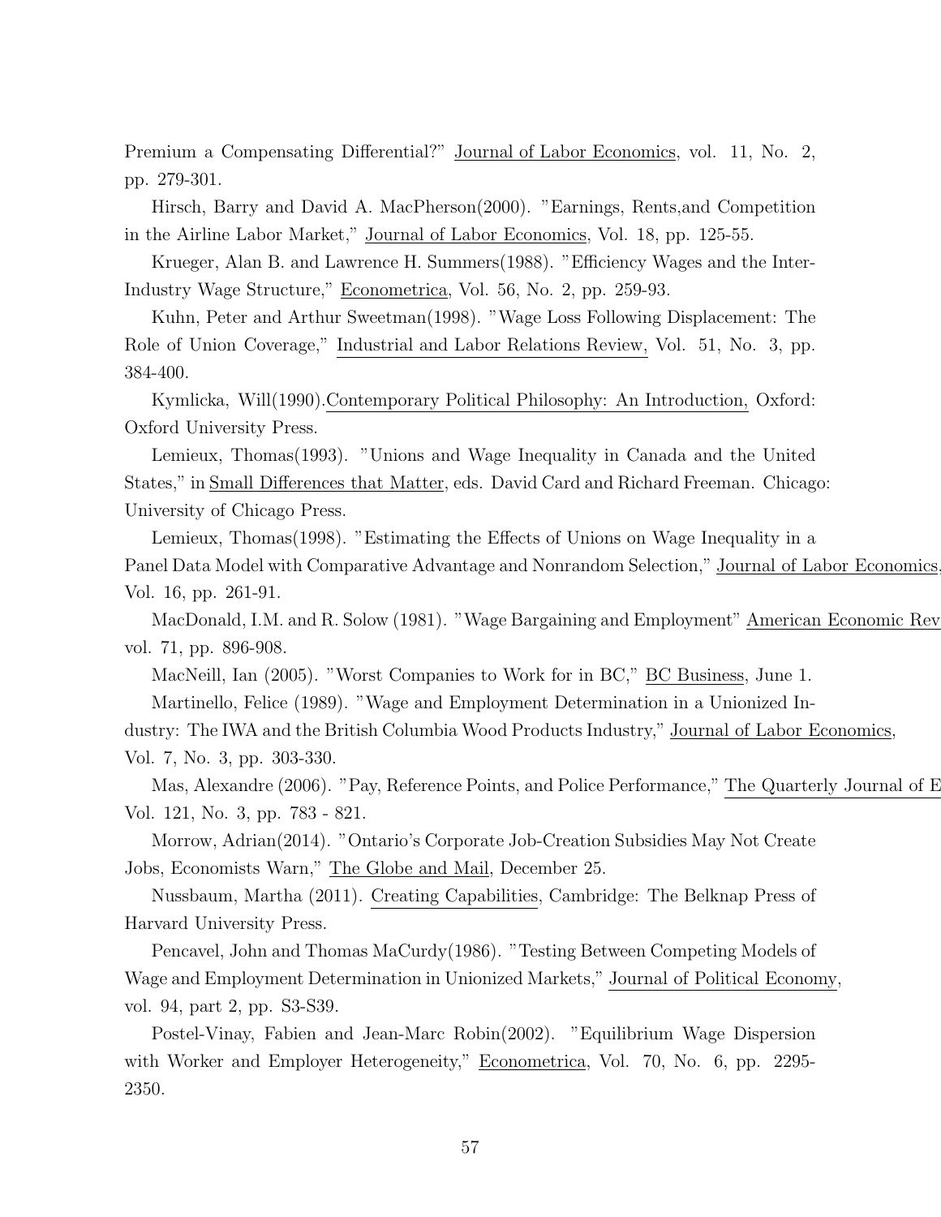Premium a Compensating Differential?" Journal of Labor Economics, vol. 11, No. 2, pp. 279-301.

Hirsch, Barry and David A. MacPherson(2000). "Earnings, Rents,and Competition in the Airline Labor Market," Journal of Labor Economics, Vol. 18, pp. 125-55.

Krueger, Alan B. and Lawrence H. Summers(1988). "Efficiency Wages and the Inter-Industry Wage Structure," Econometrica, Vol. 56, No. 2, pp. 259-93.

Kuhn, Peter and Arthur Sweetman(1998). "Wage Loss Following Displacement: The Role of Union Coverage," Industrial and Labor Relations Review, Vol. 51, No. 3, pp. 384-400.

Kymlicka, Will(1990).Contemporary Political Philosophy: An Introduction, Oxford: Oxford University Press.

Lemieux, Thomas(1993). "Unions and Wage Inequality in Canada and the United States," in Small Differences that Matter, eds. David Card and Richard Freeman. Chicago: University of Chicago Press.

Lemieux, Thomas(1998). "Estimating the Effects of Unions on Wage Inequality in a Panel Data Model with Comparative Advantage and Nonrandom Selection," Journal of Labor Economics, Vol. 16, pp. 261-91.

MacDonald, I.M. and R. Solow (1981). "Wage Bargaining and Employment" American Economic Rev vol. 71, pp. 896-908.

MacNeill, Ian (2005). "Worst Companies to Work for in BC," BC Business, June 1.

Martinello, Felice (1989). "Wage and Employment Determination in a Unionized Industry: The IWA and the British Columbia Wood Products Industry," Journal of Labor Economics, Vol. 7, No. 3, pp. 303-330.

Mas, Alexandre (2006). "Pay, Reference Points, and Police Performance," The Quarterly Journal of E Vol. 121, No. 3, pp. 783 - 821.

Morrow, Adrian(2014). "Ontario's Corporate Job-Creation Subsidies May Not Create Jobs, Economists Warn," The Globe and Mail, December 25.

Nussbaum, Martha (2011). Creating Capabilities, Cambridge: The Belknap Press of Harvard University Press.

Pencavel, John and Thomas MaCurdy(1986). "Testing Between Competing Models of Wage and Employment Determination in Unionized Markets," Journal of Political Economy, vol. 94, part 2, pp. S3-S39.

Postel-Vinay, Fabien and Jean-Marc Robin(2002). "Equilibrium Wage Dispersion with Worker and Employer Heterogeneity," Econometrica, Vol. 70, No. 6, pp. 2295-2350.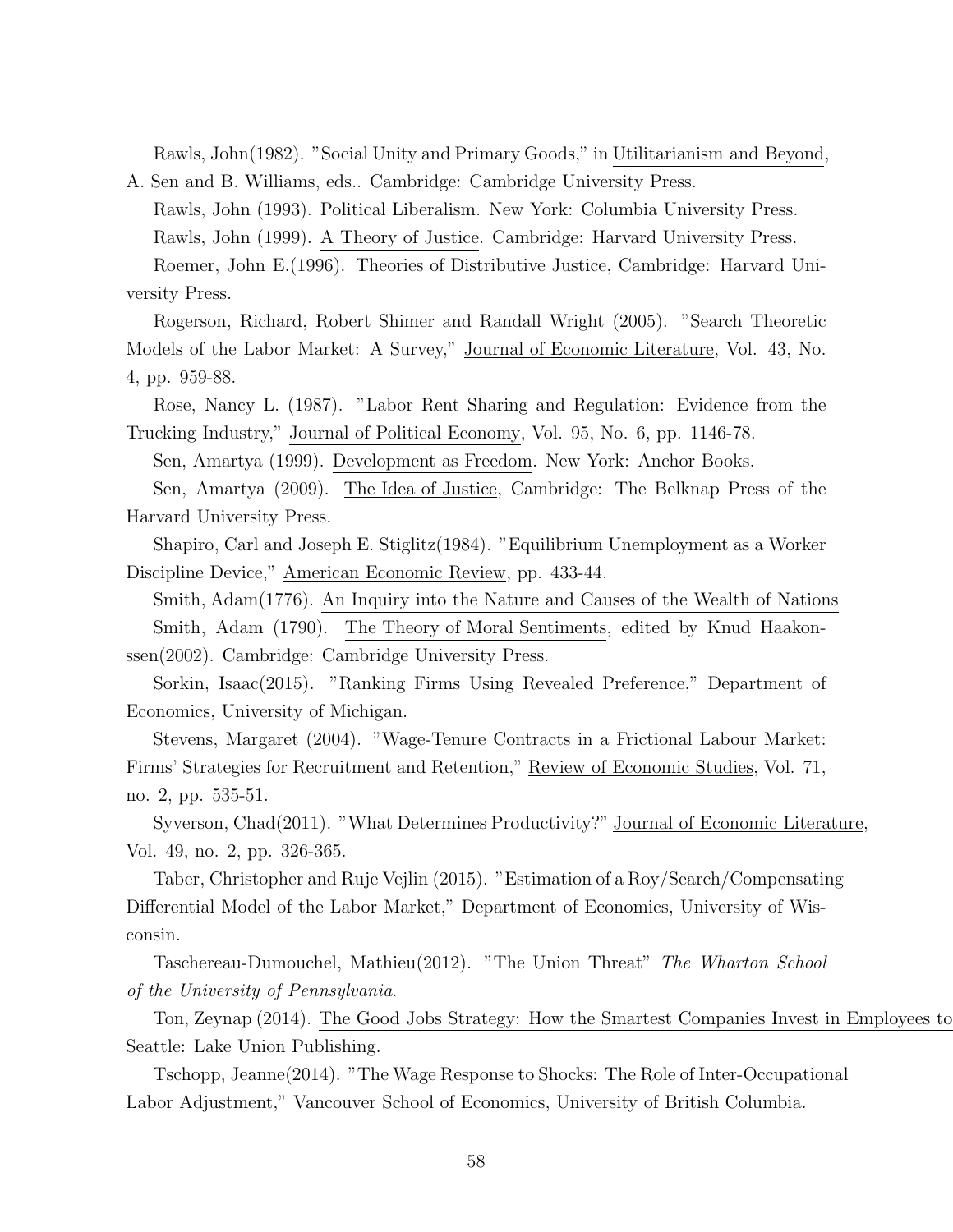Rawls, John(1982). "Social Unity and Primary Goods," in Utilitarianism and Beyond, A. Sen and B. Williams, eds.. Cambridge: Cambridge University Press.

Rawls, John (1993). Political Liberalism. New York: Columbia University Press.

Rawls, John (1999). A Theory of Justice. Cambridge: Harvard University Press.

Roemer, John E.(1996). Theories of Distributive Justice, Cambridge: Harvard University Press.

Rogerson, Richard, Robert Shimer and Randall Wright (2005). "Search Theoretic Models of the Labor Market: A Survey," Journal of Economic Literature, Vol. 43, No. 4, pp. 959-88.

Rose, Nancy L. (1987). "Labor Rent Sharing and Regulation: Evidence from the Trucking Industry," Journal of Political Economy, Vol. 95, No. 6, pp. 1146-78.

Sen, Amartya (1999). Development as Freedom. New York: Anchor Books.

Sen, Amartya (2009). The Idea of Justice, Cambridge: The Belknap Press of the Harvard University Press.

Shapiro, Carl and Joseph E. Stiglitz(1984). "Equilibrium Unemployment as a Worker Discipline Device," American Economic Review, pp. 433-44.

Smith, Adam(1776). An Inquiry into the Nature and Causes of the Wealth of Nations

Smith, Adam (1790). The Theory of Moral Sentiments, edited by Knud Haakonssen(2002). Cambridge: Cambridge University Press.

Sorkin, Isaac(2015). "Ranking Firms Using Revealed Preference," Department of Economics, University of Michigan.

Stevens, Margaret (2004). "Wage-Tenure Contracts in a Frictional Labour Market: Firms' Strategies for Recruitment and Retention," Review of Economic Studies, Vol. 71, no. 2, pp. 535-51.

Syverson, Chad(2011). "What Determines Productivity?" Journal of Economic Literature, Vol. 49, no. 2, pp. 326-365.

Taber, Christopher and Ruje Vejlin (2015). "Estimation of a Roy/Search/Compensating Differential Model of the Labor Market," Department of Economics, University of Wisconsin.

Taschereau-Dumouchel, Mathieu(2012). "The Union Threat" *The Wharton School of the University of Pennsylvania*.

Ton, Zeynap (2014). The Good Jobs Strategy: How the Smartest Companies Invest in Employees to Seattle: Lake Union Publishing.

Tschopp, Jeanne(2014). "The Wage Response to Shocks: The Role of Inter-Occupational Labor Adjustment," Vancouver School of Economics, University of British Columbia.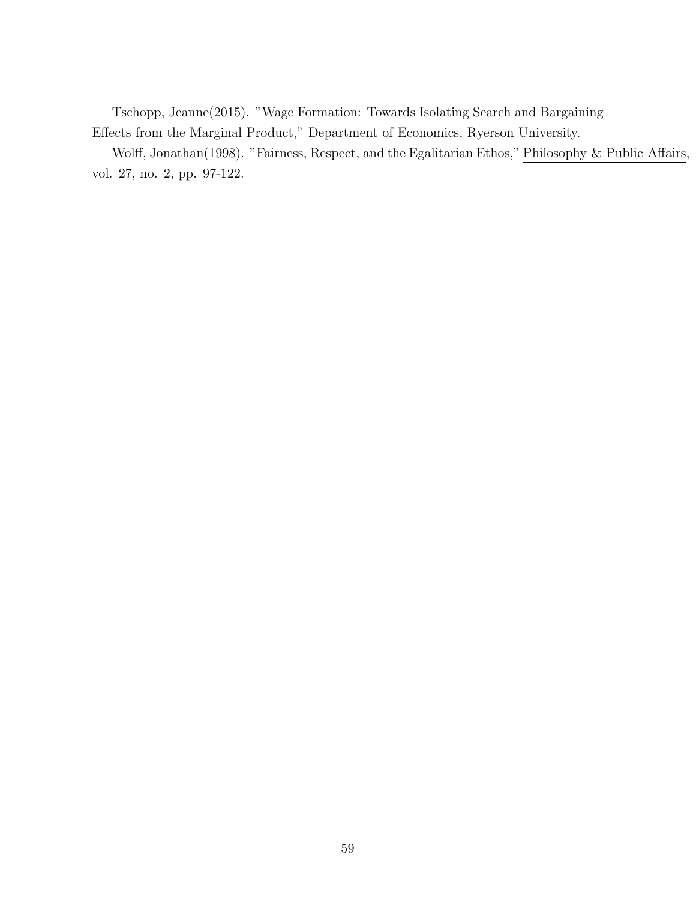Tschopp, Jeanne(2015). "Wage Formation: Towards Isolating Search and Bargaining Effects from the Marginal Product," Department of Economics, Ryerson University.

Wolff, Jonathan(1998). "Fairness, Respect, and the Egalitarian Ethos," Philosophy & Public Affairs, vol. 27, no. 2, pp. 97-122.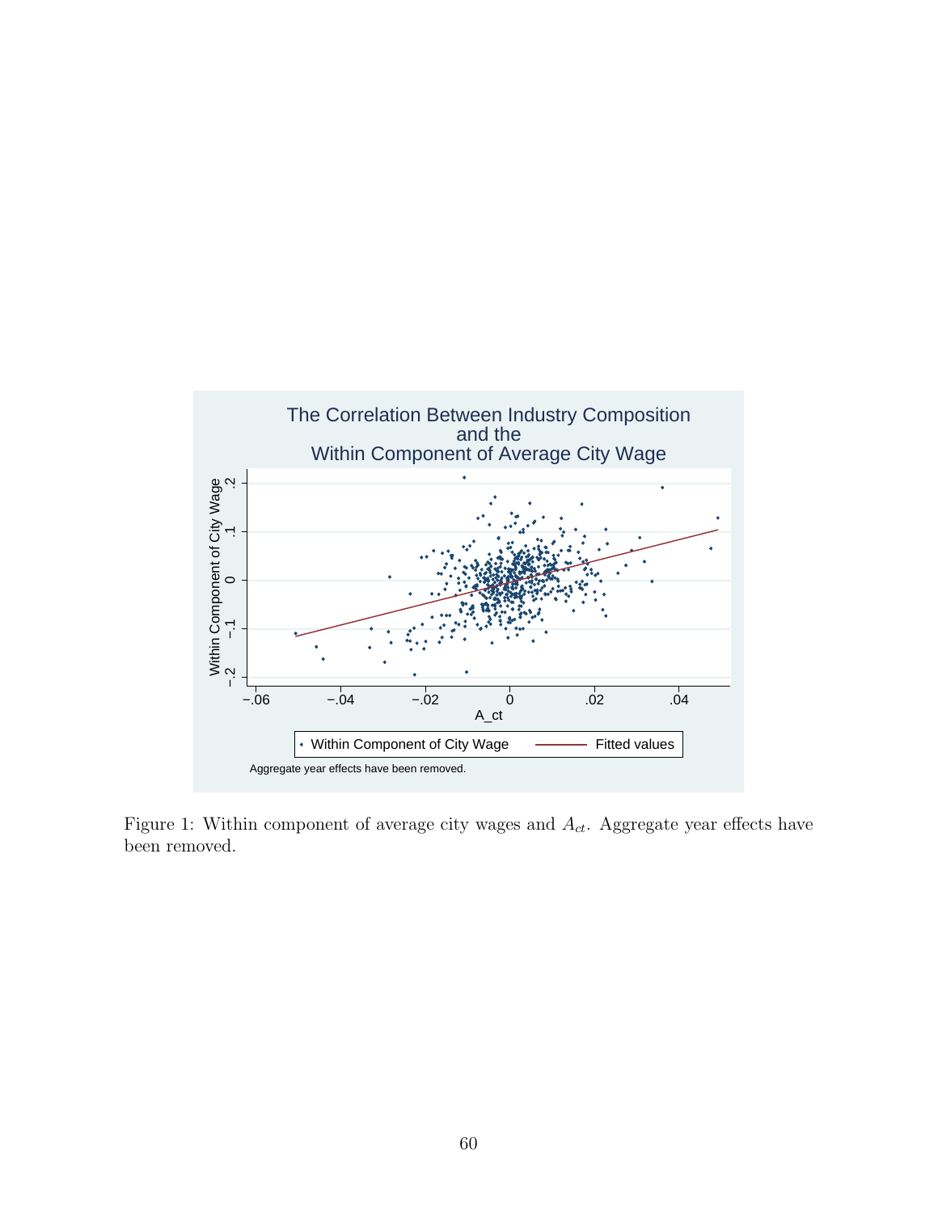The Correlation Between Industry Composition
and the
Within Component of Average City Wage

Within Component of City Wage

−.2
−.1
0
.1
.2

−.06
−.04
−.02
0
.02
.04

A_ct

Within Component of City Wage

Fitted values

Aggregate year effects have been removed.

Figure 1: Within component of average city wages and $A_{ct}$. Aggregate year effects have been removed.